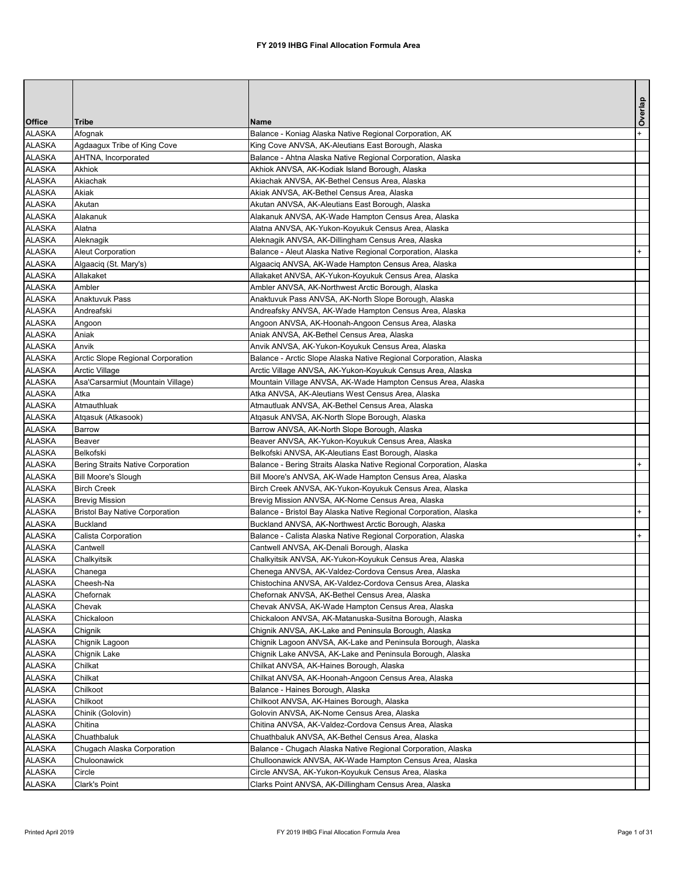# FY 2019 IHBG Final Allocation Formula Area

| Office | Tribe | Name | Overlap |
|---|---|---|---|
| ALASKA | Afognak | Balance - Koniag Alaska Native Regional Corporation, AK | + |
| ALASKA | Agdaagux Tribe of King Cove | King Cove ANVSA, AK-Aleutians East Borough, Alaska | |
| ALASKA | AHTNA, Incorporated | Balance - Ahtna Alaska Native Regional Corporation, Alaska | |
| ALASKA | Akhiok | Akhiok ANVSA, AK-Kodiak Island Borough, Alaska | |
| ALASKA | Akiachak | Akiachak ANVSA, AK-Bethel Census Area, Alaska | |
| ALASKA | Akiak | Akiak ANVSA, AK-Bethel Census Area, Alaska | |
| ALASKA | Akutan | Akutan ANVSA, AK-Aleutians East Borough, Alaska | |
| ALASKA | Alakanuk | Alakanuk ANVSA, AK-Wade Hampton Census Area, Alaska | |
| ALASKA | Alatna | Alatna ANVSA, AK-Yukon-Koyukuk Census Area, Alaska | |
| ALASKA | Aleknagik | Aleknagik ANVSA, AK-Dillingham Census Area, Alaska | |
| ALASKA | Aleut Corporation | Balance - Aleut Alaska Native Regional Corporation, Alaska | + |
| ALASKA | Algaaciq (St. Mary's) | Algaaciq ANVSA, AK-Wade Hampton Census Area, Alaska | |
| ALASKA | Allakaket | Allakaket ANVSA, AK-Yukon-Koyukuk Census Area, Alaska | |
| ALASKA | Ambler | Ambler ANVSA, AK-Northwest Arctic Borough, Alaska | |
| ALASKA | Anaktuvuk Pass | Anaktuvuk Pass ANVSA, AK-North Slope Borough, Alaska | |
| ALASKA | Andreafski | Andreafsky ANVSA, AK-Wade Hampton Census Area, Alaska | |
| ALASKA | Angoon | Angoon ANVSA, AK-Hoonah-Angoon Census Area, Alaska | |
| ALASKA | Aniak | Aniak ANVSA, AK-Bethel Census Area, Alaska | |
| ALASKA | Anvik | Anvik ANVSA, AK-Yukon-Koyukuk Census Area, Alaska | |
| ALASKA | Arctic Slope Regional Corporation | Balance - Arctic Slope Alaska Native Regional Corporation, Alaska | |
| ALASKA | Arctic Village | Arctic Village ANVSA, AK-Yukon-Koyukuk Census Area, Alaska | |
| ALASKA | Asa'Carsarmiut (Mountain Village) | Mountain Village ANVSA, AK-Wade Hampton Census Area, Alaska | |
| ALASKA | Atka | Atka ANVSA, AK-Aleutians West Census Area, Alaska | |
| ALASKA | Atmauthluak | Atmautluak ANVSA, AK-Bethel Census Area, Alaska | |
| ALASKA | Atqasuk (Atkasook) | Atqasuk ANVSA, AK-North Slope Borough, Alaska | |
| ALASKA | Barrow | Barrow ANVSA, AK-North Slope Borough, Alaska | |
| ALASKA | Beaver | Beaver ANVSA, AK-Yukon-Koyukuk Census Area, Alaska | |
| ALASKA | Belkofski | Belkofski ANVSA, AK-Aleutians East Borough, Alaska | |
| ALASKA | Bering Straits Native Corporation | Balance - Bering Straits Alaska Native Regional Corporation, Alaska | + |
| ALASKA | Bill Moore's Slough | Bill Moore's ANVSA, AK-Wade Hampton Census Area, Alaska | |
| ALASKA | Birch Creek | Birch Creek ANVSA, AK-Yukon-Koyukuk Census Area, Alaska | |
| ALASKA | Brevig Mission | Brevig Mission ANVSA, AK-Nome Census Area, Alaska | |
| ALASKA | Bristol Bay Native Corporation | Balance - Bristol Bay Alaska Native Regional Corporation, Alaska | + |
| ALASKA | Buckland | Buckland ANVSA, AK-Northwest Arctic Borough, Alaska | |
| ALASKA | Calista Corporation | Balance - Calista Alaska Native Regional Corporation, Alaska | + |
| ALASKA | Cantwell | Cantwell ANVSA, AK-Denali Borough, Alaska | |
| ALASKA | Chalkyitsik | Chalkyitsik ANVSA, AK-Yukon-Koyukuk Census Area, Alaska | |
| ALASKA | Chanega | Chenega ANVSA, AK-Valdez-Cordova Census Area, Alaska | |
| ALASKA | Cheesh-Na | Chistochina ANVSA, AK-Valdez-Cordova Census Area, Alaska | |
| ALASKA | Chefornak | Chefornak ANVSA, AK-Bethel Census Area, Alaska | |
| ALASKA | Chevak | Chevak ANVSA, AK-Wade Hampton Census Area, Alaska | |
| ALASKA | Chickaloon | Chickaloon ANVSA, AK-Matanuska-Susitna Borough, Alaska | |
| ALASKA | Chignik | Chignik ANVSA, AK-Lake and Peninsula Borough, Alaska | |
| ALASKA | Chignik Lagoon | Chignik Lagoon ANVSA, AK-Lake and Peninsula Borough, Alaska | |
| ALASKA | Chignik Lake | Chignik Lake ANVSA, AK-Lake and Peninsula Borough, Alaska | |
| ALASKA | Chilkat | Chilkat ANVSA, AK-Haines Borough, Alaska | |
| ALASKA | Chilkat | Chilkat ANVSA, AK-Hoonah-Angoon Census Area, Alaska | |
| ALASKA | Chilkoot | Balance - Haines Borough, Alaska | |
| ALASKA | Chilkoot | Chilkoot ANVSA, AK-Haines Borough, Alaska | |
| ALASKA | Chinik (Golovin) | Golovin ANVSA, AK-Nome Census Area, Alaska | |
| ALASKA | Chitina | Chitina ANVSA, AK-Valdez-Cordova Census Area, Alaska | |
| ALASKA | Chuathbaluk | Chuathbaluk ANVSA, AK-Bethel Census Area, Alaska | |
| ALASKA | Chugach Alaska Corporation | Balance - Chugach Alaska Native Regional Corporation, Alaska | |
| ALASKA | Chuloonawick | Chulloonawick ANVSA, AK-Wade Hampton Census Area, Alaska | |
| ALASKA | Circle | Circle ANVSA, AK-Yukon-Koyukuk Census Area, Alaska | |
| ALASKA | Clark's Point | Clarks Point ANVSA, AK-Dillingham Census Area, Alaska | |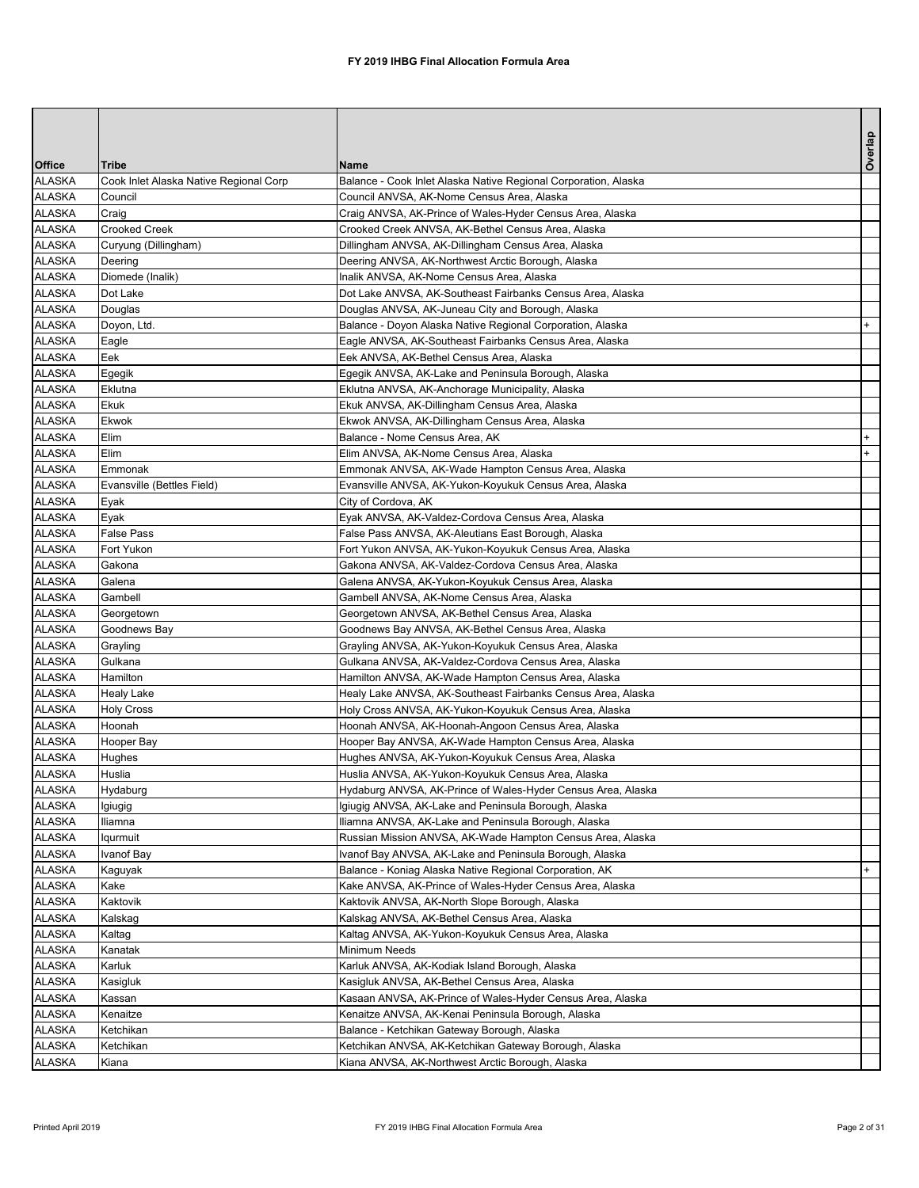# FY 2019 IHBG Final Allocation Formula Area

| Office | Tribe | Name | Overlap |
|---|---|---|---|
| ALASKA | Cook Inlet Alaska Native Regional Corp | Balance - Cook Inlet Alaska Native Regional Corporation, Alaska | |
| ALASKA | Council | Council ANVSA, AK-Nome Census Area, Alaska | |
| ALASKA | Craig | Craig ANVSA, AK-Prince of Wales-Hyder Census Area, Alaska | |
| ALASKA | Crooked Creek | Crooked Creek ANVSA, AK-Bethel Census Area, Alaska | |
| ALASKA | Curyung (Dillingham) | Dillingham ANVSA, AK-Dillingham Census Area, Alaska | |
| ALASKA | Deering | Deering ANVSA, AK-Northwest Arctic Borough, Alaska | |
| ALASKA | Diomede (Inalik) | Inalik ANVSA, AK-Nome Census Area, Alaska | |
| ALASKA | Dot Lake | Dot Lake ANVSA, AK-Southeast Fairbanks Census Area, Alaska | |
| ALASKA | Douglas | Douglas ANVSA, AK-Juneau City and Borough, Alaska | |
| ALASKA | Doyon, Ltd. | Balance - Doyon Alaska Native Regional Corporation, Alaska | + |
| ALASKA | Eagle | Eagle ANVSA, AK-Southeast Fairbanks Census Area, Alaska | |
| ALASKA | Eek | Eek ANVSA, AK-Bethel Census Area, Alaska | |
| ALASKA | Egegik | Egegik ANVSA, AK-Lake and Peninsula Borough, Alaska | |
| ALASKA | Eklutna | Eklutna ANVSA, AK-Anchorage Municipality, Alaska | |
| ALASKA | Ekuk | Ekuk ANVSA, AK-Dillingham Census Area, Alaska | |
| ALASKA | Ekwok | Ekwok ANVSA, AK-Dillingham Census Area, Alaska | |
| ALASKA | Elim | Balance - Nome Census Area, AK | + |
| ALASKA | Elim | Elim ANVSA, AK-Nome Census Area, Alaska | + |
| ALASKA | Emmonak | Emmonak ANVSA, AK-Wade Hampton Census Area, Alaska | |
| ALASKA | Evansville (Bettles Field) | Evansville ANVSA, AK-Yukon-Koyukuk Census Area, Alaska | |
| ALASKA | Eyak | City of Cordova, AK | |
| ALASKA | Eyak | Eyak ANVSA, AK-Valdez-Cordova Census Area, Alaska | |
| ALASKA | False Pass | False Pass ANVSA, AK-Aleutians East Borough, Alaska | |
| ALASKA | Fort Yukon | Fort Yukon ANVSA, AK-Yukon-Koyukuk Census Area, Alaska | |
| ALASKA | Gakona | Gakona ANVSA, AK-Valdez-Cordova Census Area, Alaska | |
| ALASKA | Galena | Galena ANVSA, AK-Yukon-Koyukuk Census Area, Alaska | |
| ALASKA | Gambell | Gambell ANVSA, AK-Nome Census Area, Alaska | |
| ALASKA | Georgetown | Georgetown ANVSA, AK-Bethel Census Area, Alaska | |
| ALASKA | Goodnews Bay | Goodnews Bay ANVSA, AK-Bethel Census Area, Alaska | |
| ALASKA | Grayling | Grayling ANVSA, AK-Yukon-Koyukuk Census Area, Alaska | |
| ALASKA | Gulkana | Gulkana ANVSA, AK-Valdez-Cordova Census Area, Alaska | |
| ALASKA | Hamilton | Hamilton ANVSA, AK-Wade Hampton Census Area, Alaska | |
| ALASKA | Healy Lake | Healy Lake ANVSA, AK-Southeast Fairbanks Census Area, Alaska | |
| ALASKA | Holy Cross | Holy Cross ANVSA, AK-Yukon-Koyukuk Census Area, Alaska | |
| ALASKA | Hoonah | Hoonah ANVSA, AK-Hoonah-Angoon Census Area, Alaska | |
| ALASKA | Hooper Bay | Hooper Bay ANVSA, AK-Wade Hampton Census Area, Alaska | |
| ALASKA | Hughes | Hughes ANVSA, AK-Yukon-Koyukuk Census Area, Alaska | |
| ALASKA | Huslia | Huslia ANVSA, AK-Yukon-Koyukuk Census Area, Alaska | |
| ALASKA | Hydaburg | Hydaburg ANVSA, AK-Prince of Wales-Hyder Census Area, Alaska | |
| ALASKA | Igiugig | Igiugig ANVSA, AK-Lake and Peninsula Borough, Alaska | |
| ALASKA | Iliamna | Iliamna ANVSA, AK-Lake and Peninsula Borough, Alaska | |
| ALASKA | Iqurmuit | Russian Mission ANVSA, AK-Wade Hampton Census Area, Alaska | |
| ALASKA | Ivanof Bay | Ivanof Bay ANVSA, AK-Lake and Peninsula Borough, Alaska | |
| ALASKA | Kaguyak | Balance - Koniag Alaska Native Regional Corporation, AK | + |
| ALASKA | Kake | Kake ANVSA, AK-Prince of Wales-Hyder Census Area, Alaska | |
| ALASKA | Kaktovik | Kaktovik ANVSA, AK-North Slope Borough, Alaska | |
| ALASKA | Kalskag | Kalskag ANVSA, AK-Bethel Census Area, Alaska | |
| ALASKA | Kaltag | Kaltag ANVSA, AK-Yukon-Koyukuk Census Area, Alaska | |
| ALASKA | Kanatak | Minimum Needs | |
| ALASKA | Karluk | Karluk ANVSA, AK-Kodiak Island Borough, Alaska | |
| ALASKA | Kasigluk | Kasigluk ANVSA, AK-Bethel Census Area, Alaska | |
| ALASKA | Kassan | Kasaan ANVSA, AK-Prince of Wales-Hyder Census Area, Alaska | |
| ALASKA | Kenaitze | Kenaitze ANVSA, AK-Kenai Peninsula Borough, Alaska | |
| ALASKA | Ketchikan | Balance - Ketchikan Gateway Borough, Alaska | |
| ALASKA | Ketchikan | Ketchikan ANVSA, AK-Ketchikan Gateway Borough, Alaska | |
| ALASKA | Kiana | Kiana ANVSA, AK-Northwest Arctic Borough, Alaska | |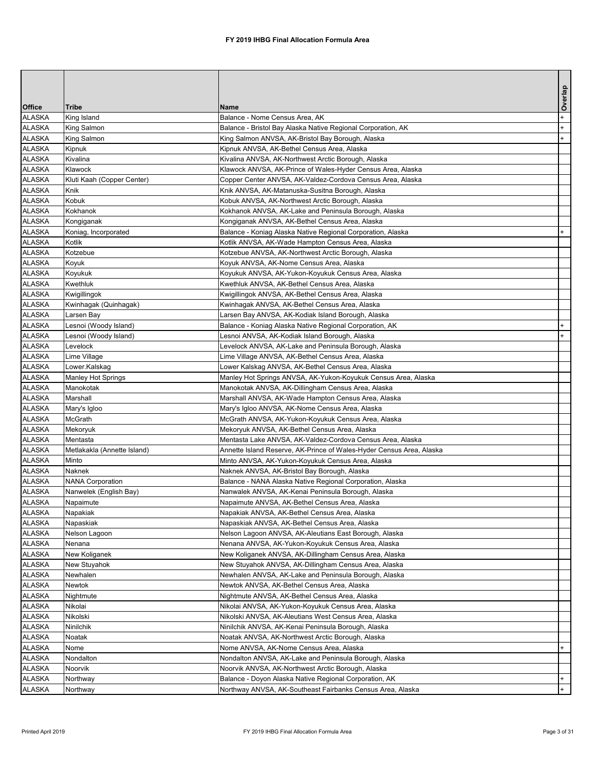# FY 2019 IHBG Final Allocation Formula Area

| Office | Tribe | Name | Overlap |
|---|---|---|---|
| ALASKA | King Island | Balance - Nome Census Area, AK | + |
| ALASKA | King Salmon | Balance - Bristol Bay Alaska Native Regional Corporation, AK | + |
| ALASKA | King Salmon | King Salmon ANVSA, AK-Bristol Bay Borough, Alaska | + |
| ALASKA | Kipnuk | Kipnuk ANVSA, AK-Bethel Census Area, Alaska | |
| ALASKA | Kivalina | Kivalina ANVSA, AK-Northwest Arctic Borough, Alaska | |
| ALASKA | Klawock | Klawock ANVSA, AK-Prince of Wales-Hyder Census Area, Alaska | |
| ALASKA | Kluti Kaah (Copper Center) | Copper Center ANVSA, AK-Valdez-Cordova Census Area, Alaska | |
| ALASKA | Knik | Knik ANVSA, AK-Matanuska-Susitna Borough, Alaska | |
| ALASKA | Kobuk | Kobuk ANVSA, AK-Northwest Arctic Borough, Alaska | |
| ALASKA | Kokhanok | Kokhanok ANVSA, AK-Lake and Peninsula Borough, Alaska | |
| ALASKA | Kongiganak | Kongiganak ANVSA, AK-Bethel Census Area, Alaska | |
| ALASKA | Koniag, Incorporated | Balance - Koniag Alaska Native Regional Corporation, Alaska | + |
| ALASKA | Kotlik | Kotlik ANVSA, AK-Wade Hampton Census Area, Alaska | |
| ALASKA | Kotzebue | Kotzebue ANVSA, AK-Northwest Arctic Borough, Alaska | |
| ALASKA | Koyuk | Koyuk ANVSA, AK-Nome Census Area, Alaska | |
| ALASKA | Koyukuk | Koyukuk ANVSA, AK-Yukon-Koyukuk Census Area, Alaska | |
| ALASKA | Kwethluk | Kwethluk ANVSA, AK-Bethel Census Area, Alaska | |
| ALASKA | Kwigillingok | Kwigillingok ANVSA, AK-Bethel Census Area, Alaska | |
| ALASKA | Kwinhagak (Quinhagak) | Kwinhagak ANVSA, AK-Bethel Census Area, Alaska | |
| ALASKA | Larsen Bay | Larsen Bay ANVSA, AK-Kodiak Island Borough, Alaska | |
| ALASKA | Lesnoi (Woody Island) | Balance - Koniag Alaska Native Regional Corporation, AK | + |
| ALASKA | Lesnoi (Woody Island) | Lesnoi ANVSA, AK-Kodiak Island Borough, Alaska | + |
| ALASKA | Levelock | Levelock ANVSA, AK-Lake and Peninsula Borough, Alaska | |
| ALASKA | Lime Village | Lime Village ANVSA, AK-Bethel Census Area, Alaska | |
| ALASKA | Lower.Kalskag | Lower Kalskag ANVSA, AK-Bethel Census Area, Alaska | |
| ALASKA | Manley Hot Springs | Manley Hot Springs ANVSA, AK-Yukon-Koyukuk Census Area, Alaska | |
| ALASKA | Manokotak | Manokotak ANVSA, AK-Dillingham Census Area, Alaska | |
| ALASKA | Marshall | Marshall ANVSA, AK-Wade Hampton Census Area, Alaska | |
| ALASKA | Mary's Igloo | Mary's Igloo ANVSA, AK-Nome Census Area, Alaska | |
| ALASKA | McGrath | McGrath ANVSA, AK-Yukon-Koyukuk Census Area, Alaska | |
| ALASKA | Mekoryuk | Mekoryuk ANVSA, AK-Bethel Census Area, Alaska | |
| ALASKA | Mentasta | Mentasta Lake ANVSA, AK-Valdez-Cordova Census Area, Alaska | |
| ALASKA | Metlakakla (Annette Island) | Annette Island Reserve, AK-Prince of Wales-Hyder Census Area, Alaska | |
| ALASKA | Minto | Minto ANVSA, AK-Yukon-Koyukuk Census Area, Alaska | |
| ALASKA | Naknek | Naknek ANVSA, AK-Bristol Bay Borough, Alaska | |
| ALASKA | NANA Corporation | Balance - NANA Alaska Native Regional Corporation, Alaska | |
| ALASKA | Nanwelek (English Bay) | Nanwalek ANVSA, AK-Kenai Peninsula Borough, Alaska | |
| ALASKA | Napaimute | Napaimute ANVSA, AK-Bethel Census Area, Alaska | |
| ALASKA | Napakiak | Napakiak ANVSA, AK-Bethel Census Area, Alaska | |
| ALASKA | Napaskiak | Napaskiak ANVSA, AK-Bethel Census Area, Alaska | |
| ALASKA | Nelson Lagoon | Nelson Lagoon ANVSA, AK-Aleutians East Borough, Alaska | |
| ALASKA | Nenana | Nenana ANVSA, AK-Yukon-Koyukuk Census Area, Alaska | |
| ALASKA | New Koliganek | New Koliganek ANVSA, AK-Dillingham Census Area, Alaska | |
| ALASKA | New Stuyahok | New Stuyahok ANVSA, AK-Dillingham Census Area, Alaska | |
| ALASKA | Newhalen | Newhalen ANVSA, AK-Lake and Peninsula Borough, Alaska | |
| ALASKA | Newtok | Newtok ANVSA, AK-Bethel Census Area, Alaska | |
| ALASKA | Nightmute | Nightmute ANVSA, AK-Bethel Census Area, Alaska | |
| ALASKA | Nikolai | Nikolai ANVSA, AK-Yukon-Koyukuk Census Area, Alaska | |
| ALASKA | Nikolski | Nikolski ANVSA, AK-Aleutians West Census Area, Alaska | |
| ALASKA | Ninilchik | Ninilchik ANVSA, AK-Kenai Peninsula Borough, Alaska | |
| ALASKA | Noatak | Noatak ANVSA, AK-Northwest Arctic Borough, Alaska | |
| ALASKA | Nome | Nome ANVSA, AK-Nome Census Area, Alaska | + |
| ALASKA | Nondalton | Nondalton ANVSA, AK-Lake and Peninsula Borough, Alaska | |
| ALASKA | Noorvik | Noorvik ANVSA, AK-Northwest Arctic Borough, Alaska | |
| ALASKA | Northway | Balance - Doyon Alaska Native Regional Corporation, AK | + |
| ALASKA | Northway | Northway ANVSA, AK-Southeast Fairbanks Census Area, Alaska | + |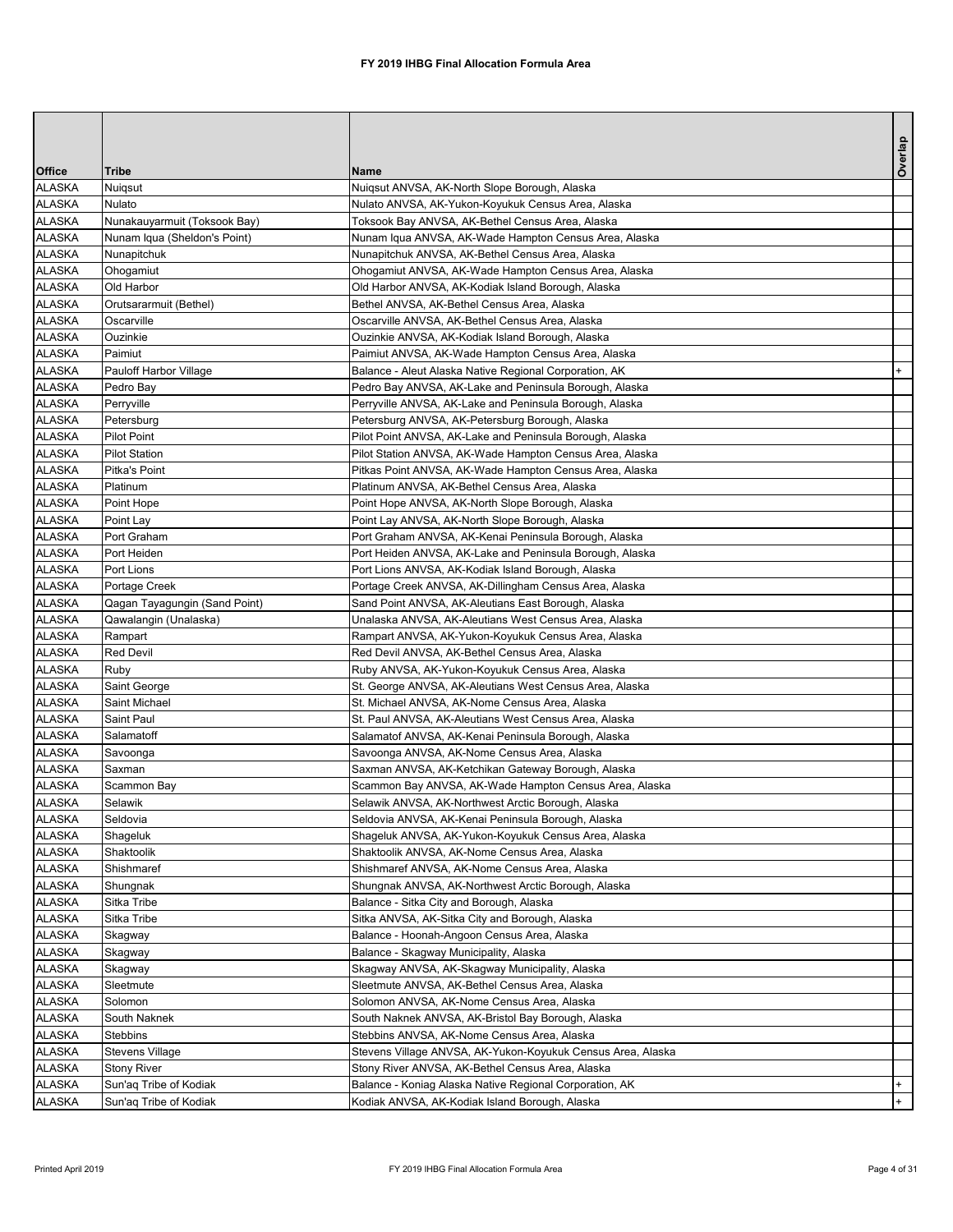# FY 2019 IHBG Final Allocation Formula Area

| Office | Tribe | Name | Overlap |
|---|---|---|---|
| ALASKA | Nuiqsut | Nuiqsut ANVSA, AK-North Slope Borough, Alaska | |
| ALASKA | Nulato | Nulato ANVSA, AK-Yukon-Koyukuk Census Area, Alaska | |
| ALASKA | Nunakauyarmuit (Toksook Bay) | Toksook Bay ANVSA, AK-Bethel Census Area, Alaska | |
| ALASKA | Nunam Iqua (Sheldon's Point) | Nunam Iqua ANVSA, AK-Wade Hampton Census Area, Alaska | |
| ALASKA | Nunapitchuk | Nunapitchuk ANVSA, AK-Bethel Census Area, Alaska | |
| ALASKA | Ohogamiut | Ohogamiut ANVSA, AK-Wade Hampton Census Area, Alaska | |
| ALASKA | Old Harbor | Old Harbor ANVSA, AK-Kodiak Island Borough, Alaska | |
| ALASKA | Orutsararmuit (Bethel) | Bethel ANVSA, AK-Bethel Census Area, Alaska | |
| ALASKA | Oscarville | Oscarville ANVSA, AK-Bethel Census Area, Alaska | |
| ALASKA | Ouzinkie | Ouzinkie ANVSA, AK-Kodiak Island Borough, Alaska | |
| ALASKA | Paimiut | Paimiut ANVSA, AK-Wade Hampton Census Area, Alaska | |
| ALASKA | Pauloff Harbor Village | Balance - Aleut Alaska Native Regional Corporation, AK | + |
| ALASKA | Pedro Bay | Pedro Bay ANVSA, AK-Lake and Peninsula Borough, Alaska | |
| ALASKA | Perryville | Perryville ANVSA, AK-Lake and Peninsula Borough, Alaska | |
| ALASKA | Petersburg | Petersburg ANVSA, AK-Petersburg Borough, Alaska | |
| ALASKA | Pilot Point | Pilot Point ANVSA, AK-Lake and Peninsula Borough, Alaska | |
| ALASKA | Pilot Station | Pilot Station ANVSA, AK-Wade Hampton Census Area, Alaska | |
| ALASKA | Pitka's Point | Pitkas Point ANVSA, AK-Wade Hampton Census Area, Alaska | |
| ALASKA | Platinum | Platinum ANVSA, AK-Bethel Census Area, Alaska | |
| ALASKA | Point Hope | Point Hope ANVSA, AK-North Slope Borough, Alaska | |
| ALASKA | Point Lay | Point Lay ANVSA, AK-North Slope Borough, Alaska | |
| ALASKA | Port Graham | Port Graham ANVSA, AK-Kenai Peninsula Borough, Alaska | |
| ALASKA | Port Heiden | Port Heiden ANVSA, AK-Lake and Peninsula Borough, Alaska | |
| ALASKA | Port Lions | Port Lions ANVSA, AK-Kodiak Island Borough, Alaska | |
| ALASKA | Portage Creek | Portage Creek ANVSA, AK-Dillingham Census Area, Alaska | |
| ALASKA | Qagan Tayagungin (Sand Point) | Sand Point ANVSA, AK-Aleutians East Borough, Alaska | |
| ALASKA | Qawalangin (Unalaska) | Unalaska ANVSA, AK-Aleutians West Census Area, Alaska | |
| ALASKA | Rampart | Rampart ANVSA, AK-Yukon-Koyukuk Census Area, Alaska | |
| ALASKA | Red Devil | Red Devil ANVSA, AK-Bethel Census Area, Alaska | |
| ALASKA | Ruby | Ruby ANVSA, AK-Yukon-Koyukuk Census Area, Alaska | |
| ALASKA | Saint George | St. George ANVSA, AK-Aleutians West Census Area, Alaska | |
| ALASKA | Saint Michael | St. Michael ANVSA, AK-Nome Census Area, Alaska | |
| ALASKA | Saint Paul | St. Paul ANVSA, AK-Aleutians West Census Area, Alaska | |
| ALASKA | Salamatoff | Salamatof ANVSA, AK-Kenai Peninsula Borough, Alaska | |
| ALASKA | Savoonga | Savoonga ANVSA, AK-Nome Census Area, Alaska | |
| ALASKA | Saxman | Saxman ANVSA, AK-Ketchikan Gateway Borough, Alaska | |
| ALASKA | Scammon Bay | Scammon Bay ANVSA, AK-Wade Hampton Census Area, Alaska | |
| ALASKA | Selawik | Selawik ANVSA, AK-Northwest Arctic Borough, Alaska | |
| ALASKA | Seldovia | Seldovia ANVSA, AK-Kenai Peninsula Borough, Alaska | |
| ALASKA | Shageluk | Shageluk ANVSA, AK-Yukon-Koyukuk Census Area, Alaska | |
| ALASKA | Shaktoolik | Shaktoolik ANVSA, AK-Nome Census Area, Alaska | |
| ALASKA | Shishmaref | Shishmaref ANVSA, AK-Nome Census Area, Alaska | |
| ALASKA | Shungnak | Shungnak ANVSA, AK-Northwest Arctic Borough, Alaska | |
| ALASKA | Sitka Tribe | Balance - Sitka City and Borough, Alaska | |
| ALASKA | Sitka Tribe | Sitka ANVSA, AK-Sitka City and Borough, Alaska | |
| ALASKA | Skagway | Balance - Hoonah-Angoon Census Area, Alaska | |
| ALASKA | Skagway | Balance - Skagway Municipality, Alaska | |
| ALASKA | Skagway | Skagway ANVSA, AK-Skagway Municipality, Alaska | |
| ALASKA | Sleetmute | Sleetmute ANVSA, AK-Bethel Census Area, Alaska | |
| ALASKA | Solomon | Solomon ANVSA, AK-Nome Census Area, Alaska | |
| ALASKA | South Naknek | South Naknek ANVSA, AK-Bristol Bay Borough, Alaska | |
| ALASKA | Stebbins | Stebbins ANVSA, AK-Nome Census Area, Alaska | |
| ALASKA | Stevens Village | Stevens Village ANVSA, AK-Yukon-Koyukuk Census Area, Alaska | |
| ALASKA | Stony River | Stony River ANVSA, AK-Bethel Census Area, Alaska | |
| ALASKA | Sun'aq Tribe of Kodiak | Balance - Koniag Alaska Native Regional Corporation, AK | + |
| ALASKA | Sun'aq Tribe of Kodiak | Kodiak ANVSA, AK-Kodiak Island Borough, Alaska | + |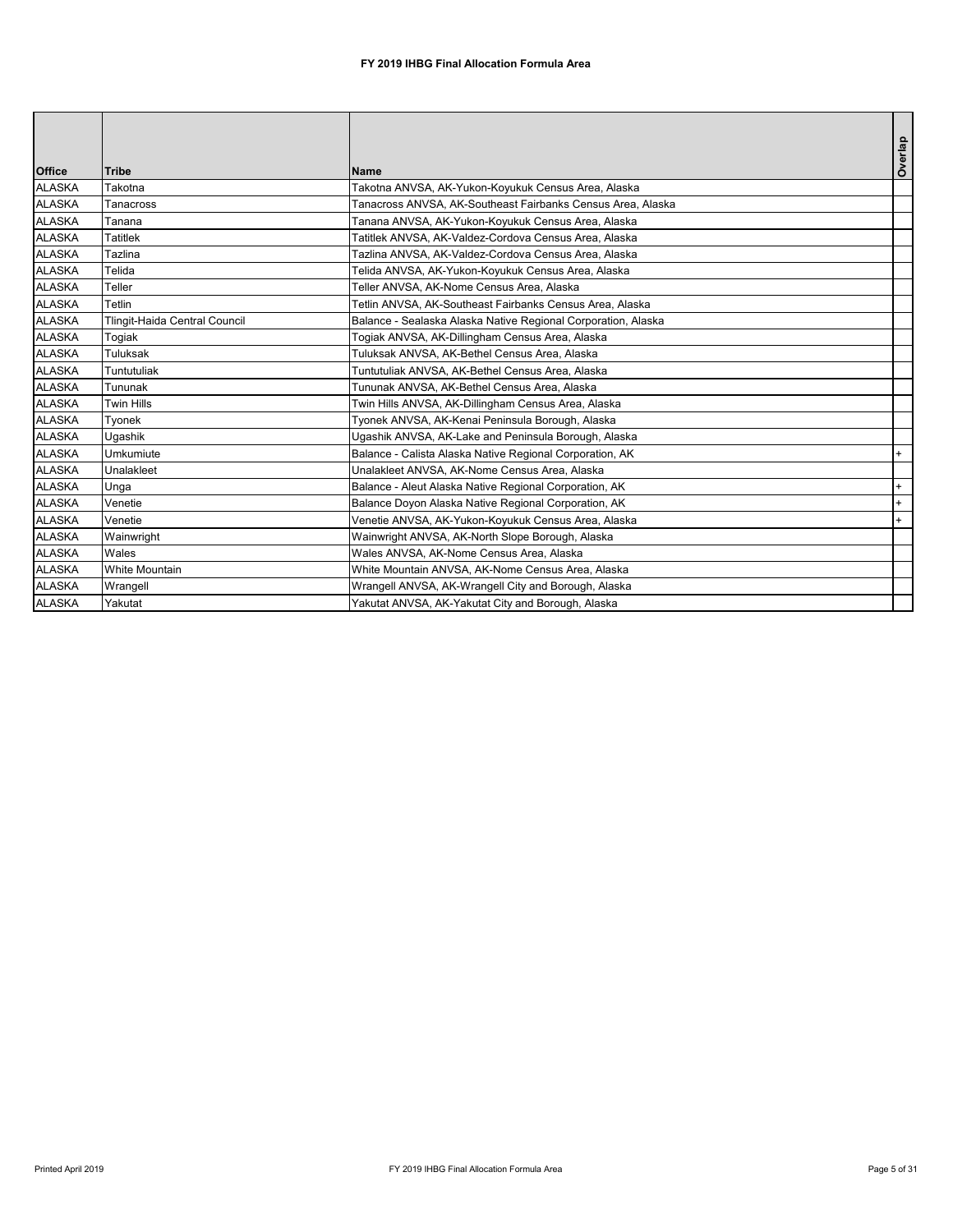# FY 2019 IHBG Final Allocation Formula Area

| Office | Tribe | Name | Overlap |
|---|---|---|---|
| ALASKA | Takotna | Takotna ANVSA, AK-Yukon-Koyukuk Census Area, Alaska | |
| ALASKA | Tanacross | Tanacross ANVSA, AK-Southeast Fairbanks Census Area, Alaska | |
| ALASKA | Tanana | Tanana ANVSA, AK-Yukon-Koyukuk Census Area, Alaska | |
| ALASKA | Tatitlek | Tatitlek ANVSA, AK-Valdez-Cordova Census Area, Alaska | |
| ALASKA | Tazlina | Tazlina ANVSA, AK-Valdez-Cordova Census Area, Alaska | |
| ALASKA | Telida | Telida ANVSA, AK-Yukon-Koyukuk Census Area, Alaska | |
| ALASKA | Teller | Teller ANVSA, AK-Nome Census Area, Alaska | |
| ALASKA | Tetlin | Tetlin ANVSA, AK-Southeast Fairbanks Census Area, Alaska | |
| ALASKA | Tlingit-Haida Central Council | Balance - Sealaska Alaska Native Regional Corporation, Alaska | |
| ALASKA | Togiak | Togiak ANVSA, AK-Dillingham Census Area, Alaska | |
| ALASKA | Tuluksak | Tuluksak ANVSA, AK-Bethel Census Area, Alaska | |
| ALASKA | Tuntutuliak | Tuntutuliak ANVSA, AK-Bethel Census Area, Alaska | |
| ALASKA | Tununak | Tununak ANVSA, AK-Bethel Census Area, Alaska | |
| ALASKA | Twin Hills | Twin Hills ANVSA, AK-Dillingham Census Area, Alaska | |
| ALASKA | Tyonek | Tyonek ANVSA, AK-Kenai Peninsula Borough, Alaska | |
| ALASKA | Ugashik | Ugashik ANVSA, AK-Lake and Peninsula Borough, Alaska | |
| ALASKA | Umkumiute | Balance - Calista Alaska Native Regional Corporation, AK | + |
| ALASKA | Unalakleet | Unalakleet ANVSA, AK-Nome Census Area, Alaska | |
| ALASKA | Unga | Balance - Aleut Alaska Native Regional Corporation, AK | + |
| ALASKA | Venetie | Balance Doyon Alaska Native Regional Corporation, AK | + |
| ALASKA | Venetie | Venetie ANVSA, AK-Yukon-Koyukuk Census Area, Alaska | + |
| ALASKA | Wainwright | Wainwright ANVSA, AK-North Slope Borough, Alaska | |
| ALASKA | Wales | Wales ANVSA, AK-Nome Census Area, Alaska | |
| ALASKA | White Mountain | White Mountain ANVSA, AK-Nome Census Area, Alaska | |
| ALASKA | Wrangell | Wrangell ANVSA, AK-Wrangell City and Borough, Alaska | |
| ALASKA | Yakutat | Yakutat ANVSA, AK-Yakutat City and Borough, Alaska | |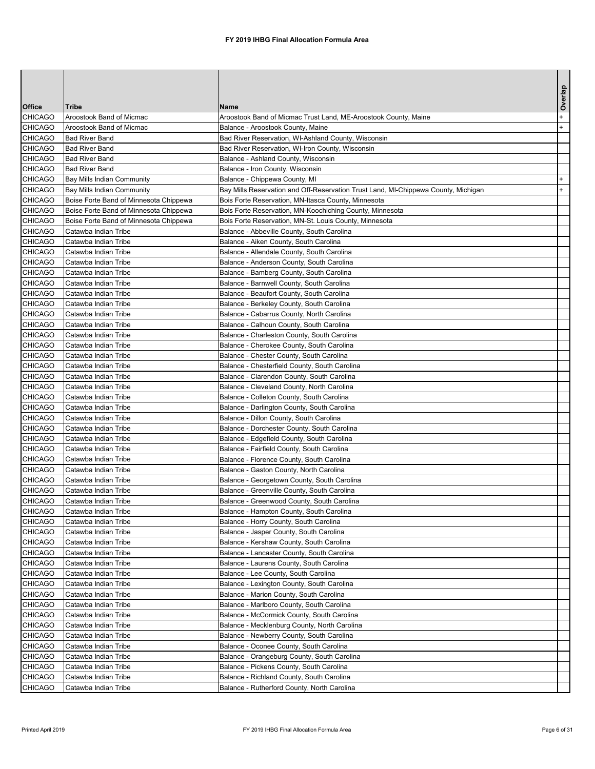| Office | Tribe | Name | Overlap |
|---|---|---|---|
| CHICAGO | Aroostook Band of Micmac | Aroostook Band of Micmac Trust Land, ME-Aroostook County, Maine | + |
| CHICAGO | Aroostook Band of Micmac | Balance - Aroostook County, Maine | + |
| CHICAGO | Bad River Band | Bad River Reservation, WI-Ashland County, Wisconsin | |
| CHICAGO | Bad River Band | Bad River Reservation, WI-Iron County, Wisconsin | |
| CHICAGO | Bad River Band | Balance - Ashland County, Wisconsin | |
| CHICAGO | Bad River Band | Balance - Iron County, Wisconsin | |
| CHICAGO | Bay Mills Indian Community | Balance - Chippewa County, MI | + |
| CHICAGO | Bay Mills Indian Community | Bay Mills Reservation and Off-Reservation Trust Land, MI-Chippewa County, Michigan | + |
| CHICAGO | Boise Forte Band of Minnesota Chippewa | Bois Forte Reservation, MN-Itasca County, Minnesota | |
| CHICAGO | Boise Forte Band of Minnesota Chippewa | Bois Forte Reservation, MN-Koochiching County, Minnesota | |
| CHICAGO | Boise Forte Band of Minnesota Chippewa | Bois Forte Reservation, MN-St. Louis County, Minnesota | |
| CHICAGO | Catawba Indian Tribe | Balance - Abbeville County, South Carolina | |
| CHICAGO | Catawba Indian Tribe | Balance - Aiken County, South Carolina | |
| CHICAGO | Catawba Indian Tribe | Balance - Allendale County, South Carolina | |
| CHICAGO | Catawba Indian Tribe | Balance - Anderson County, South Carolina | |
| CHICAGO | Catawba Indian Tribe | Balance - Bamberg County, South Carolina | |
| CHICAGO | Catawba Indian Tribe | Balance - Barnwell County, South Carolina | |
| CHICAGO | Catawba Indian Tribe | Balance - Beaufort County, South Carolina | |
| CHICAGO | Catawba Indian Tribe | Balance - Berkeley County, South Carolina | |
| CHICAGO | Catawba Indian Tribe | Balance - Cabarrus County, North Carolina | |
| CHICAGO | Catawba Indian Tribe | Balance - Calhoun County, South Carolina | |
| CHICAGO | Catawba Indian Tribe | Balance - Charleston County, South Carolina | |
| CHICAGO | Catawba Indian Tribe | Balance - Cherokee County, South Carolina | |
| CHICAGO | Catawba Indian Tribe | Balance - Chester County, South Carolina | |
| CHICAGO | Catawba Indian Tribe | Balance - Chesterfield County, South Carolina | |
| CHICAGO | Catawba Indian Tribe | Balance - Clarendon County, South Carolina | |
| CHICAGO | Catawba Indian Tribe | Balance - Cleveland County, North Carolina | |
| CHICAGO | Catawba Indian Tribe | Balance - Colleton County, South Carolina | |
| CHICAGO | Catawba Indian Tribe | Balance - Darlington County, South Carolina | |
| CHICAGO | Catawba Indian Tribe | Balance - Dillon County, South Carolina | |
| CHICAGO | Catawba Indian Tribe | Balance - Dorchester County, South Carolina | |
| CHICAGO | Catawba Indian Tribe | Balance - Edgefield County, South Carolina | |
| CHICAGO | Catawba Indian Tribe | Balance - Fairfield County, South Carolina | |
| CHICAGO | Catawba Indian Tribe | Balance - Florence County, South Carolina | |
| CHICAGO | Catawba Indian Tribe | Balance - Gaston County, North Carolina | |
| CHICAGO | Catawba Indian Tribe | Balance - Georgetown County, South Carolina | |
| CHICAGO | Catawba Indian Tribe | Balance - Greenville County, South Carolina | |
| CHICAGO | Catawba Indian Tribe | Balance - Greenwood County, South Carolina | |
| CHICAGO | Catawba Indian Tribe | Balance - Hampton County, South Carolina | |
| CHICAGO | Catawba Indian Tribe | Balance - Horry County, South Carolina | |
| CHICAGO | Catawba Indian Tribe | Balance - Jasper County, South Carolina | |
| CHICAGO | Catawba Indian Tribe | Balance - Kershaw County, South Carolina | |
| CHICAGO | Catawba Indian Tribe | Balance - Lancaster County, South Carolina | |
| CHICAGO | Catawba Indian Tribe | Balance - Laurens County, South Carolina | |
| CHICAGO | Catawba Indian Tribe | Balance - Lee County, South Carolina | |
| CHICAGO | Catawba Indian Tribe | Balance - Lexington County, South Carolina | |
| CHICAGO | Catawba Indian Tribe | Balance - Marion County, South Carolina | |
| CHICAGO | Catawba Indian Tribe | Balance - Marlboro County, South Carolina | |
| CHICAGO | Catawba Indian Tribe | Balance - McCormick County, South Carolina | |
| CHICAGO | Catawba Indian Tribe | Balance - Mecklenburg County, North Carolina | |
| CHICAGO | Catawba Indian Tribe | Balance - Newberry County, South Carolina | |
| CHICAGO | Catawba Indian Tribe | Balance - Oconee County, South Carolina | |
| CHICAGO | Catawba Indian Tribe | Balance - Orangeburg County, South Carolina | |
| CHICAGO | Catawba Indian Tribe | Balance - Pickens County, South Carolina | |
| CHICAGO | Catawba Indian Tribe | Balance - Richland County, South Carolina | |
| CHICAGO | Catawba Indian Tribe | Balance - Rutherford County, North Carolina | |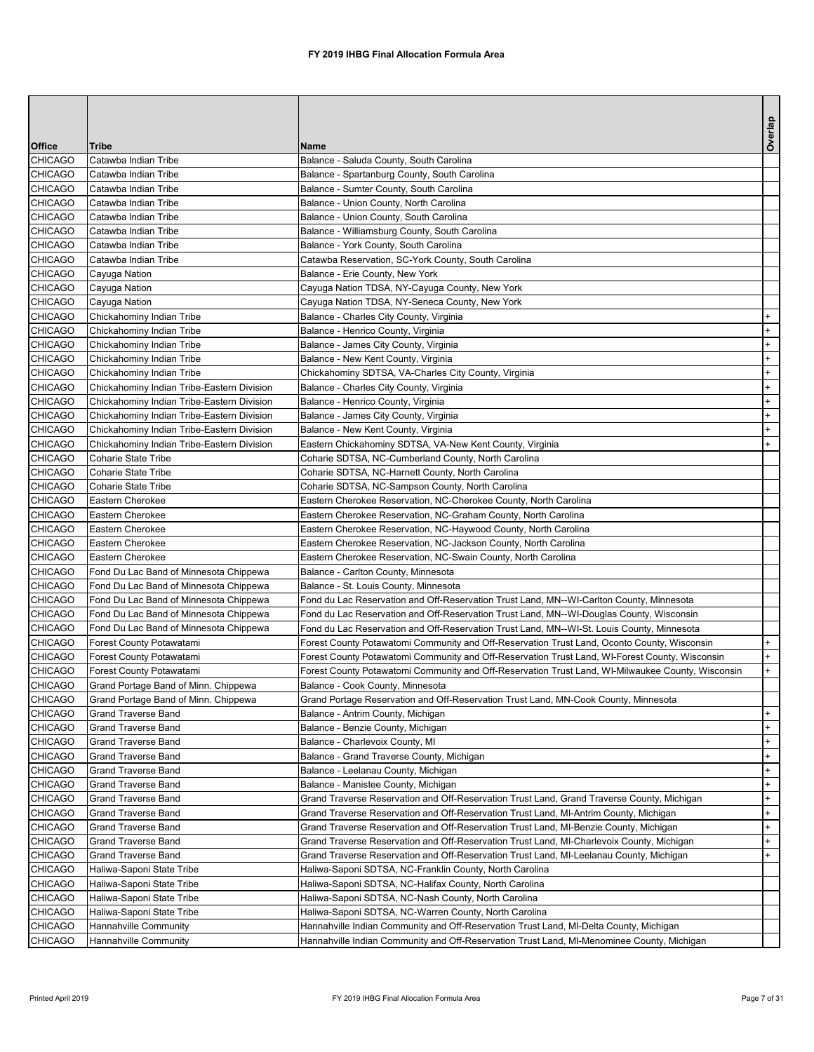# FY 2019 IHBG Final Allocation Formula Area

| Office | Tribe | Name | Overlap |
|---|---|---|---|
| CHICAGO | Catawba Indian Tribe | Balance - Saluda County, South Carolina | |
| CHICAGO | Catawba Indian Tribe | Balance - Spartanburg County, South Carolina | |
| CHICAGO | Catawba Indian Tribe | Balance - Sumter County, South Carolina | |
| CHICAGO | Catawba Indian Tribe | Balance - Union County, North Carolina | |
| CHICAGO | Catawba Indian Tribe | Balance - Union County, South Carolina | |
| CHICAGO | Catawba Indian Tribe | Balance - Williamsburg County, South Carolina | |
| CHICAGO | Catawba Indian Tribe | Balance - York County, South Carolina | |
| CHICAGO | Catawba Indian Tribe | Catawba Reservation, SC-York County, South Carolina | |
| CHICAGO | Cayuga Nation | Balance - Erie County, New York | |
| CHICAGO | Cayuga Nation | Cayuga Nation TDSA, NY-Cayuga County, New York | |
| CHICAGO | Cayuga Nation | Cayuga Nation TDSA, NY-Seneca County, New York | |
| CHICAGO | Chickahominy Indian Tribe | Balance - Charles City County, Virginia | + |
| CHICAGO | Chickahominy Indian Tribe | Balance - Henrico County, Virginia | + |
| CHICAGO | Chickahominy Indian Tribe | Balance - James City County, Virginia | + |
| CHICAGO | Chickahominy Indian Tribe | Balance - New Kent County, Virginia | + |
| CHICAGO | Chickahominy Indian Tribe | Chickahominy SDTSA, VA-Charles City County, Virginia | + |
| CHICAGO | Chickahominy Indian Tribe-Eastern Division | Balance - Charles City County, Virginia | + |
| CHICAGO | Chickahominy Indian Tribe-Eastern Division | Balance - Henrico County, Virginia | + |
| CHICAGO | Chickahominy Indian Tribe-Eastern Division | Balance - James City County, Virginia | + |
| CHICAGO | Chickahominy Indian Tribe-Eastern Division | Balance - New Kent County, Virginia | + |
| CHICAGO | Chickahominy Indian Tribe-Eastern Division | Eastern Chickahominy SDTSA, VA-New Kent County, Virginia | + |
| CHICAGO | Coharie State Tribe | Coharie SDTSA, NC-Cumberland County, North Carolina | |
| CHICAGO | Coharie State Tribe | Coharie SDTSA, NC-Harnett County, North Carolina | |
| CHICAGO | Coharie State Tribe | Coharie SDTSA, NC-Sampson County, North Carolina | |
| CHICAGO | Eastern Cherokee | Eastern Cherokee Reservation, NC-Cherokee County, North Carolina | |
| CHICAGO | Eastern Cherokee | Eastern Cherokee Reservation, NC-Graham County, North Carolina | |
| CHICAGO | Eastern Cherokee | Eastern Cherokee Reservation, NC-Haywood County, North Carolina | |
| CHICAGO | Eastern Cherokee | Eastern Cherokee Reservation, NC-Jackson County, North Carolina | |
| CHICAGO | Eastern Cherokee | Eastern Cherokee Reservation, NC-Swain County, North Carolina | |
| CHICAGO | Fond Du Lac Band of Minnesota Chippewa | Balance - Carlton County, Minnesota | |
| CHICAGO | Fond Du Lac Band of Minnesota Chippewa | Balance - St. Louis County, Minnesota | |
| CHICAGO | Fond Du Lac Band of Minnesota Chippewa | Fond du Lac Reservation and Off-Reservation Trust Land, MN--WI-Carlton County, Minnesota | |
| CHICAGO | Fond Du Lac Band of Minnesota Chippewa | Fond du Lac Reservation and Off-Reservation Trust Land, MN--WI-Douglas County, Wisconsin | |
| CHICAGO | Fond Du Lac Band of Minnesota Chippewa | Fond du Lac Reservation and Off-Reservation Trust Land, MN--WI-St. Louis County, Minnesota | |
| CHICAGO | Forest County Potawatami | Forest County Potawatomi Community and Off-Reservation Trust Land, Oconto County, Wisconsin | + |
| CHICAGO | Forest County Potawatami | Forest County Potawatomi Community and Off-Reservation Trust Land, WI-Forest County, Wisconsin | + |
| CHICAGO | Forest County Potawatami | Forest County Potawatomi Community and Off-Reservation Trust Land, WI-Milwaukee County, Wisconsin | + |
| CHICAGO | Grand Portage Band of Minn. Chippewa | Balance - Cook County, Minnesota | |
| CHICAGO | Grand Portage Band of Minn. Chippewa | Grand Portage Reservation and Off-Reservation Trust Land, MN-Cook County, Minnesota | |
| CHICAGO | Grand Traverse Band | Balance - Antrim County, Michigan | + |
| CHICAGO | Grand Traverse Band | Balance - Benzie County, Michigan | + |
| CHICAGO | Grand Traverse Band | Balance - Charlevoix County, MI | + |
| CHICAGO | Grand Traverse Band | Balance - Grand Traverse County, Michigan | + |
| CHICAGO | Grand Traverse Band | Balance - Leelanau County, Michigan | + |
| CHICAGO | Grand Traverse Band | Balance - Manistee County, Michigan | + |
| CHICAGO | Grand Traverse Band | Grand Traverse Reservation and Off-Reservation Trust Land, Grand Traverse County, Michigan | + |
| CHICAGO | Grand Traverse Band | Grand Traverse Reservation and Off-Reservation Trust Land, MI-Antrim County, Michigan | + |
| CHICAGO | Grand Traverse Band | Grand Traverse Reservation and Off-Reservation Trust Land, MI-Benzie County, Michigan | + |
| CHICAGO | Grand Traverse Band | Grand Traverse Reservation and Off-Reservation Trust Land, MI-Charlevoix County, Michigan | + |
| CHICAGO | Grand Traverse Band | Grand Traverse Reservation and Off-Reservation Trust Land, MI-Leelanau County, Michigan | + |
| CHICAGO | Haliwa-Saponi State Tribe | Haliwa-Saponi SDTSA, NC-Franklin County, North Carolina | |
| CHICAGO | Haliwa-Saponi State Tribe | Haliwa-Saponi SDTSA, NC-Halifax County, North Carolina | |
| CHICAGO | Haliwa-Saponi State Tribe | Haliwa-Saponi SDTSA, NC-Nash County, North Carolina | |
| CHICAGO | Haliwa-Saponi State Tribe | Haliwa-Saponi SDTSA, NC-Warren County, North Carolina | |
| CHICAGO | Hannahville Community | Hannahville Indian Community and Off-Reservation Trust Land, MI-Delta County, Michigan | |
| CHICAGO | Hannahville Community | Hannahville Indian Community and Off-Reservation Trust Land, MI-Menominee County, Michigan | |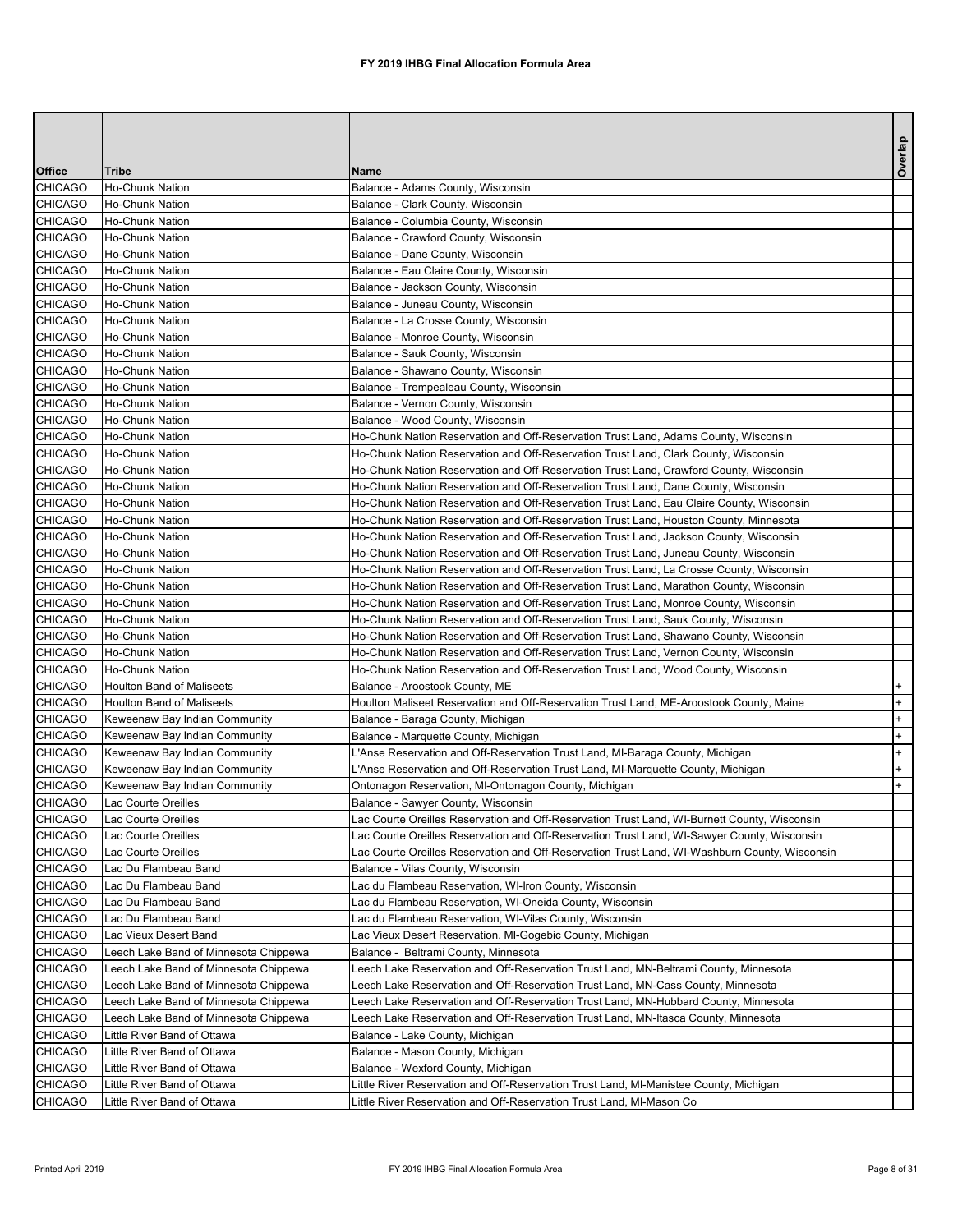# FY 2019 IHBG Final Allocation Formula Area

| Office | Tribe | Name | Overlap |
|---|---|---|---|
| CHICAGO | Ho-Chunk Nation | Balance - Adams County, Wisconsin | |
| CHICAGO | Ho-Chunk Nation | Balance - Clark County, Wisconsin | |
| CHICAGO | Ho-Chunk Nation | Balance - Columbia County, Wisconsin | |
| CHICAGO | Ho-Chunk Nation | Balance - Crawford County, Wisconsin | |
| CHICAGO | Ho-Chunk Nation | Balance - Dane County, Wisconsin | |
| CHICAGO | Ho-Chunk Nation | Balance - Eau Claire County, Wisconsin | |
| CHICAGO | Ho-Chunk Nation | Balance - Jackson County, Wisconsin | |
| CHICAGO | Ho-Chunk Nation | Balance - Juneau County, Wisconsin | |
| CHICAGO | Ho-Chunk Nation | Balance - La Crosse County, Wisconsin | |
| CHICAGO | Ho-Chunk Nation | Balance - Monroe County, Wisconsin | |
| CHICAGO | Ho-Chunk Nation | Balance - Sauk County, Wisconsin | |
| CHICAGO | Ho-Chunk Nation | Balance - Shawano County, Wisconsin | |
| CHICAGO | Ho-Chunk Nation | Balance - Trempealeau County, Wisconsin | |
| CHICAGO | Ho-Chunk Nation | Balance - Vernon County, Wisconsin | |
| CHICAGO | Ho-Chunk Nation | Balance - Wood County, Wisconsin | |
| CHICAGO | Ho-Chunk Nation | Ho-Chunk Nation Reservation and Off-Reservation Trust Land, Adams County, Wisconsin | |
| CHICAGO | Ho-Chunk Nation | Ho-Chunk Nation Reservation and Off-Reservation Trust Land, Clark County, Wisconsin | |
| CHICAGO | Ho-Chunk Nation | Ho-Chunk Nation Reservation and Off-Reservation Trust Land, Crawford County, Wisconsin | |
| CHICAGO | Ho-Chunk Nation | Ho-Chunk Nation Reservation and Off-Reservation Trust Land, Dane County, Wisconsin | |
| CHICAGO | Ho-Chunk Nation | Ho-Chunk Nation Reservation and Off-Reservation Trust Land, Eau Claire County, Wisconsin | |
| CHICAGO | Ho-Chunk Nation | Ho-Chunk Nation Reservation and Off-Reservation Trust Land, Houston County, Minnesota | |
| CHICAGO | Ho-Chunk Nation | Ho-Chunk Nation Reservation and Off-Reservation Trust Land, Jackson County, Wisconsin | |
| CHICAGO | Ho-Chunk Nation | Ho-Chunk Nation Reservation and Off-Reservation Trust Land, Juneau County, Wisconsin | |
| CHICAGO | Ho-Chunk Nation | Ho-Chunk Nation Reservation and Off-Reservation Trust Land, La Crosse County, Wisconsin | |
| CHICAGO | Ho-Chunk Nation | Ho-Chunk Nation Reservation and Off-Reservation Trust Land, Marathon County, Wisconsin | |
| CHICAGO | Ho-Chunk Nation | Ho-Chunk Nation Reservation and Off-Reservation Trust Land, Monroe County, Wisconsin | |
| CHICAGO | Ho-Chunk Nation | Ho-Chunk Nation Reservation and Off-Reservation Trust Land, Sauk County, Wisconsin | |
| CHICAGO | Ho-Chunk Nation | Ho-Chunk Nation Reservation and Off-Reservation Trust Land, Shawano County, Wisconsin | |
| CHICAGO | Ho-Chunk Nation | Ho-Chunk Nation Reservation and Off-Reservation Trust Land, Vernon County, Wisconsin | |
| CHICAGO | Ho-Chunk Nation | Ho-Chunk Nation Reservation and Off-Reservation Trust Land, Wood County, Wisconsin | |
| CHICAGO | Houlton Band of Maliseets | Balance - Aroostook County, ME | + |
| CHICAGO | Houlton Band of Maliseets | Houlton Maliseet Reservation and Off-Reservation Trust Land, ME-Aroostook County, Maine | + |
| CHICAGO | Keweenaw Bay Indian Community | Balance - Baraga County, Michigan | + |
| CHICAGO | Keweenaw Bay Indian Community | Balance - Marquette County, Michigan | + |
| CHICAGO | Keweenaw Bay Indian Community | L'Anse Reservation and Off-Reservation Trust Land, MI-Baraga County, Michigan | + |
| CHICAGO | Keweenaw Bay Indian Community | L'Anse Reservation and Off-Reservation Trust Land, MI-Marquette County, Michigan | + |
| CHICAGO | Keweenaw Bay Indian Community | Ontonagon Reservation, MI-Ontonagon County, Michigan | + |
| CHICAGO | Lac Courte Oreilles | Balance - Sawyer County, Wisconsin | |
| CHICAGO | Lac Courte Oreilles | Lac Courte Oreilles Reservation and Off-Reservation Trust Land, WI-Burnett County, Wisconsin | |
| CHICAGO | Lac Courte Oreilles | Lac Courte Oreilles Reservation and Off-Reservation Trust Land, WI-Sawyer County, Wisconsin | |
| CHICAGO | Lac Courte Oreilles | Lac Courte Oreilles Reservation and Off-Reservation Trust Land, WI-Washburn County, Wisconsin | |
| CHICAGO | Lac Du Flambeau Band | Balance - Vilas County, Wisconsin | |
| CHICAGO | Lac Du Flambeau Band | Lac du Flambeau Reservation, WI-Iron County, Wisconsin | |
| CHICAGO | Lac Du Flambeau Band | Lac du Flambeau Reservation, WI-Oneida County, Wisconsin | |
| CHICAGO | Lac Du Flambeau Band | Lac du Flambeau Reservation, WI-Vilas County, Wisconsin | |
| CHICAGO | Lac Vieux Desert Band | Lac Vieux Desert Reservation, MI-Gogebic County, Michigan | |
| CHICAGO | Leech Lake Band of Minnesota Chippewa | Balance - Beltrami County, Minnesota | |
| CHICAGO | Leech Lake Band of Minnesota Chippewa | Leech Lake Reservation and Off-Reservation Trust Land, MN-Beltrami County, Minnesota | |
| CHICAGO | Leech Lake Band of Minnesota Chippewa | Leech Lake Reservation and Off-Reservation Trust Land, MN-Cass County, Minnesota | |
| CHICAGO | Leech Lake Band of Minnesota Chippewa | Leech Lake Reservation and Off-Reservation Trust Land, MN-Hubbard County, Minnesota | |
| CHICAGO | Leech Lake Band of Minnesota Chippewa | Leech Lake Reservation and Off-Reservation Trust Land, MN-Itasca County, Minnesota | |
| CHICAGO | Little River Band of Ottawa | Balance - Lake County, Michigan | |
| CHICAGO | Little River Band of Ottawa | Balance - Mason County, Michigan | |
| CHICAGO | Little River Band of Ottawa | Balance - Wexford County, Michigan | |
| CHICAGO | Little River Band of Ottawa | Little River Reservation and Off-Reservation Trust Land, MI-Manistee County, Michigan | |
| CHICAGO | Little River Band of Ottawa | Little River Reservation and Off-Reservation Trust Land, MI-Mason Co | |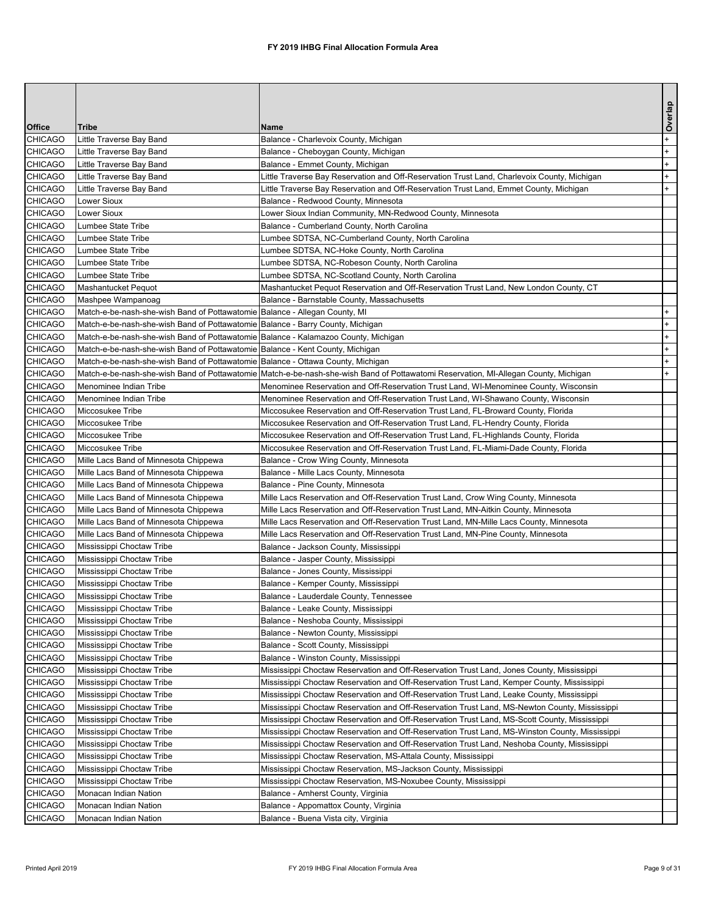# FY 2019 IHBG Final Allocation Formula Area

| Office | Tribe | Name | Overlap |
|---|---|---|---|
| CHICAGO | Little Traverse Bay Band | Balance - Charlevoix County, Michigan | + |
| CHICAGO | Little Traverse Bay Band | Balance - Cheboygan County, Michigan | + |
| CHICAGO | Little Traverse Bay Band | Balance - Emmet County, Michigan | + |
| CHICAGO | Little Traverse Bay Band | Little Traverse Bay Reservation and Off-Reservation Trust Land, Charlevoix County, Michigan | + |
| CHICAGO | Little Traverse Bay Band | Little Traverse Bay Reservation and Off-Reservation Trust Land, Emmet County, Michigan | + |
| CHICAGO | Lower Sioux | Balance - Redwood County, Minnesota | |
| CHICAGO | Lower Sioux | Lower Sioux Indian Community, MN-Redwood County, Minnesota | |
| CHICAGO | Lumbee State Tribe | Balance - Cumberland County, North Carolina | |
| CHICAGO | Lumbee State Tribe | Lumbee SDTSA, NC-Cumberland County, North Carolina | |
| CHICAGO | Lumbee State Tribe | Lumbee SDTSA, NC-Hoke County, North Carolina | |
| CHICAGO | Lumbee State Tribe | Lumbee SDTSA, NC-Robeson County, North Carolina | |
| CHICAGO | Lumbee State Tribe | Lumbee SDTSA, NC-Scotland County, North Carolina | |
| CHICAGO | Mashantucket Pequot | Mashantucket Pequot Reservation and Off-Reservation Trust Land, New London County, CT | |
| CHICAGO | Mashpee Wampanoag | Balance - Barnstable County, Massachusetts | |
| CHICAGO | Match-e-be-nash-she-wish Band of Pottawatomie | Balance - Allegan County, MI | + |
| CHICAGO | Match-e-be-nash-she-wish Band of Pottawatomie | Balance - Barry County, Michigan | + |
| CHICAGO | Match-e-be-nash-she-wish Band of Pottawatomie | Balance - Kalamazoo County, Michigan | + |
| CHICAGO | Match-e-be-nash-she-wish Band of Pottawatomie | Balance - Kent County, Michigan | + |
| CHICAGO | Match-e-be-nash-she-wish Band of Pottawatomie | Balance - Ottawa County, Michigan | + |
| CHICAGO | Match-e-be-nash-she-wish Band of Pottawatomie | Match-e-be-nash-she-wish Band of Pottawatomi Reservation, MI-Allegan County, Michigan | + |
| CHICAGO | Menominee Indian Tribe | Menominee Reservation and Off-Reservation Trust Land, WI-Menominee County, Wisconsin | |
| CHICAGO | Menominee Indian Tribe | Menominee Reservation and Off-Reservation Trust Land, WI-Shawano County, Wisconsin | |
| CHICAGO | Miccosukee Tribe | Miccosukee Reservation and Off-Reservation Trust Land, FL-Broward County, Florida | |
| CHICAGO | Miccosukee Tribe | Miccosukee Reservation and Off-Reservation Trust Land, FL-Hendry County, Florida | |
| CHICAGO | Miccosukee Tribe | Miccosukee Reservation and Off-Reservation Trust Land, FL-Highlands County, Florida | |
| CHICAGO | Miccosukee Tribe | Miccosukee Reservation and Off-Reservation Trust Land, FL-Miami-Dade County, Florida | |
| CHICAGO | Mille Lacs Band of Minnesota Chippewa | Balance - Crow Wing County, Minnesota | |
| CHICAGO | Mille Lacs Band of Minnesota Chippewa | Balance - Mille Lacs County, Minnesota | |
| CHICAGO | Mille Lacs Band of Minnesota Chippewa | Balance - Pine County, Minnesota | |
| CHICAGO | Mille Lacs Band of Minnesota Chippewa | Mille Lacs Reservation and Off-Reservation Trust Land, Crow Wing County, Minnesota | |
| CHICAGO | Mille Lacs Band of Minnesota Chippewa | Mille Lacs Reservation and Off-Reservation Trust Land, MN-Aitkin County, Minnesota | |
| CHICAGO | Mille Lacs Band of Minnesota Chippewa | Mille Lacs Reservation and Off-Reservation Trust Land, MN-Mille Lacs County, Minnesota | |
| CHICAGO | Mille Lacs Band of Minnesota Chippewa | Mille Lacs Reservation and Off-Reservation Trust Land, MN-Pine County, Minnesota | |
| CHICAGO | Mississippi Choctaw Tribe | Balance - Jackson County, Mississippi | |
| CHICAGO | Mississippi Choctaw Tribe | Balance - Jasper County, Mississippi | |
| CHICAGO | Mississippi Choctaw Tribe | Balance - Jones County, Mississippi | |
| CHICAGO | Mississippi Choctaw Tribe | Balance - Kemper County, Mississippi | |
| CHICAGO | Mississippi Choctaw Tribe | Balance - Lauderdale County, Tennessee | |
| CHICAGO | Mississippi Choctaw Tribe | Balance - Leake County, Mississippi | |
| CHICAGO | Mississippi Choctaw Tribe | Balance - Neshoba County, Mississippi | |
| CHICAGO | Mississippi Choctaw Tribe | Balance - Newton County, Mississippi | |
| CHICAGO | Mississippi Choctaw Tribe | Balance - Scott County, Mississippi | |
| CHICAGO | Mississippi Choctaw Tribe | Balance - Winston County, Mississippi | |
| CHICAGO | Mississippi Choctaw Tribe | Mississippi Choctaw Reservation and Off-Reservation Trust Land, Jones County, Mississippi | |
| CHICAGO | Mississippi Choctaw Tribe | Mississippi Choctaw Reservation and Off-Reservation Trust Land, Kemper County, Mississippi | |
| CHICAGO | Mississippi Choctaw Tribe | Mississippi Choctaw Reservation and Off-Reservation Trust Land, Leake County, Mississippi | |
| CHICAGO | Mississippi Choctaw Tribe | Mississippi Choctaw Reservation and Off-Reservation Trust Land, MS-Newton County, Mississippi | |
| CHICAGO | Mississippi Choctaw Tribe | Mississippi Choctaw Reservation and Off-Reservation Trust Land, MS-Scott County, Mississippi | |
| CHICAGO | Mississippi Choctaw Tribe | Mississippi Choctaw Reservation and Off-Reservation Trust Land, MS-Winston County, Mississippi | |
| CHICAGO | Mississippi Choctaw Tribe | Mississippi Choctaw Reservation and Off-Reservation Trust Land, Neshoba County, Mississippi | |
| CHICAGO | Mississippi Choctaw Tribe | Mississippi Choctaw Reservation, MS-Attala County, Mississippi | |
| CHICAGO | Mississippi Choctaw Tribe | Mississippi Choctaw Reservation, MS-Jackson County, Mississippi | |
| CHICAGO | Mississippi Choctaw Tribe | Mississippi Choctaw Reservation, MS-Noxubee County, Mississippi | |
| CHICAGO | Monacan Indian Nation | Balance - Amherst County, Virginia | |
| CHICAGO | Monacan Indian Nation | Balance - Appomattox County, Virginia | |
| CHICAGO | Monacan Indian Nation | Balance - Buena Vista city, Virginia | |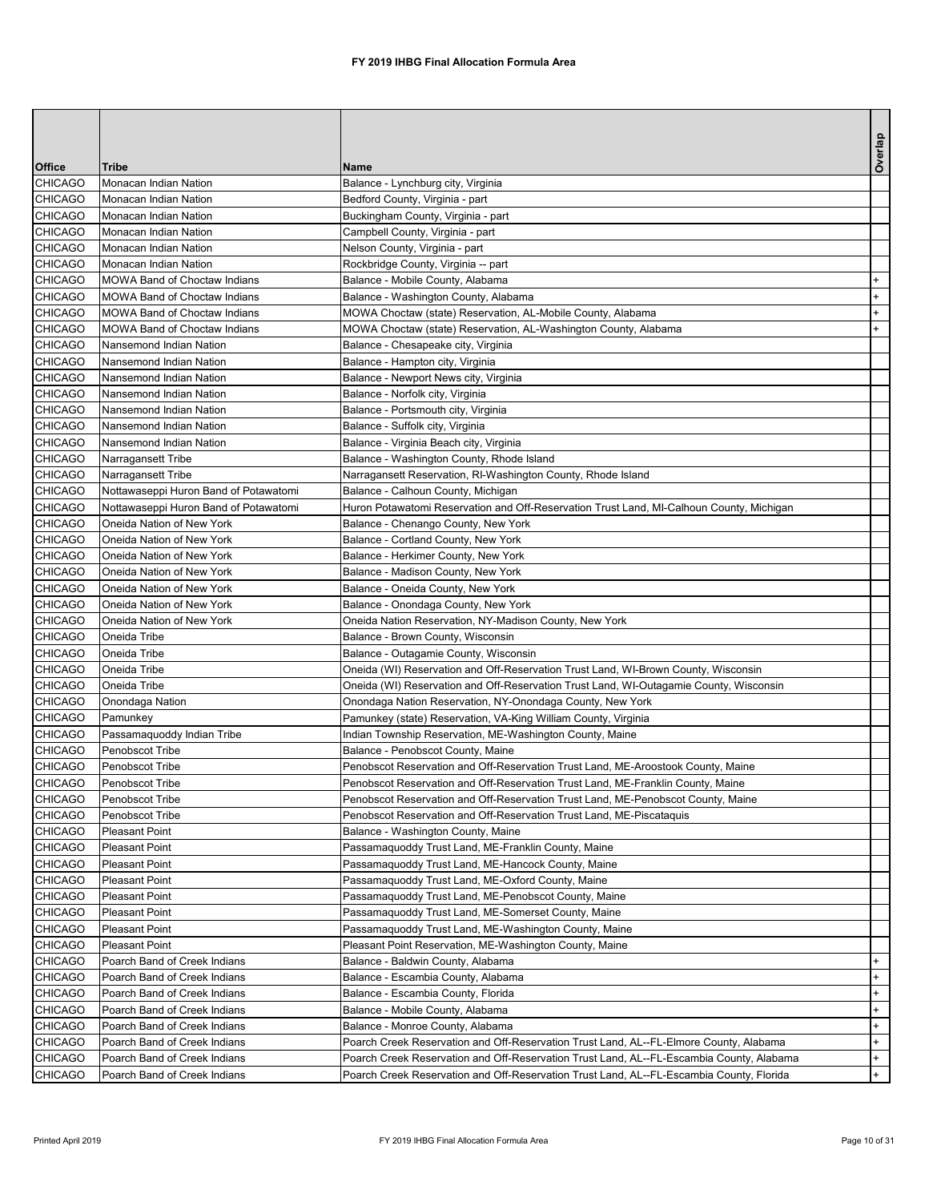# FY 2019 IHBG Final Allocation Formula Area

| Office | Tribe | Name | Overlap |
|---|---|---|---|
| CHICAGO | Monacan Indian Nation | Balance - Lynchburg city, Virginia | |
| CHICAGO | Monacan Indian Nation | Bedford County, Virginia - part | |
| CHICAGO | Monacan Indian Nation | Buckingham County, Virginia - part | |
| CHICAGO | Monacan Indian Nation | Campbell County, Virginia - part | |
| CHICAGO | Monacan Indian Nation | Nelson County, Virginia - part | |
| CHICAGO | Monacan Indian Nation | Rockbridge County, Virginia -- part | |
| CHICAGO | MOWA Band of Choctaw Indians | Balance - Mobile County, Alabama | + |
| CHICAGO | MOWA Band of Choctaw Indians | Balance - Washington County, Alabama | + |
| CHICAGO | MOWA Band of Choctaw Indians | MOWA Choctaw (state) Reservation, AL-Mobile County, Alabama | + |
| CHICAGO | MOWA Band of Choctaw Indians | MOWA Choctaw (state) Reservation, AL-Washington County, Alabama | + |
| CHICAGO | Nansemond Indian Nation | Balance - Chesapeake city, Virginia | |
| CHICAGO | Nansemond Indian Nation | Balance - Hampton city, Virginia | |
| CHICAGO | Nansemond Indian Nation | Balance - Newport News city, Virginia | |
| CHICAGO | Nansemond Indian Nation | Balance - Norfolk city, Virginia | |
| CHICAGO | Nansemond Indian Nation | Balance - Portsmouth city, Virginia | |
| CHICAGO | Nansemond Indian Nation | Balance - Suffolk city, Virginia | |
| CHICAGO | Nansemond Indian Nation | Balance - Virginia Beach city, Virginia | |
| CHICAGO | Narragansett Tribe | Balance - Washington County, Rhode Island | |
| CHICAGO | Narragansett Tribe | Narragansett Reservation, RI-Washington County, Rhode Island | |
| CHICAGO | Nottawaseppi Huron Band of Potawatomi | Balance - Calhoun County, Michigan | |
| CHICAGO | Nottawaseppi Huron Band of Potawatomi | Huron Potawatomi Reservation and Off-Reservation Trust Land, MI-Calhoun County, Michigan | |
| CHICAGO | Oneida Nation of New York | Balance - Chenango County, New York | |
| CHICAGO | Oneida Nation of New York | Balance - Cortland County, New York | |
| CHICAGO | Oneida Nation of New York | Balance - Herkimer County, New York | |
| CHICAGO | Oneida Nation of New York | Balance - Madison County, New York | |
| CHICAGO | Oneida Nation of New York | Balance - Oneida County, New York | |
| CHICAGO | Oneida Nation of New York | Balance - Onondaga County, New York | |
| CHICAGO | Oneida Nation of New York | Oneida Nation Reservation, NY-Madison County, New York | |
| CHICAGO | Oneida Tribe | Balance - Brown County, Wisconsin | |
| CHICAGO | Oneida Tribe | Balance - Outagamie County, Wisconsin | |
| CHICAGO | Oneida Tribe | Oneida (WI) Reservation and Off-Reservation Trust Land, WI-Brown County, Wisconsin | |
| CHICAGO | Oneida Tribe | Oneida (WI) Reservation and Off-Reservation Trust Land, WI-Outagamie County, Wisconsin | |
| CHICAGO | Onondaga Nation | Onondaga Nation Reservation, NY-Onondaga County, New York | |
| CHICAGO | Pamunkey | Pamunkey (state) Reservation, VA-King William County, Virginia | |
| CHICAGO | Passamaquoddy Indian Tribe | Indian Township Reservation, ME-Washington County, Maine | |
| CHICAGO | Penobscot Tribe | Balance - Penobscot County, Maine | |
| CHICAGO | Penobscot Tribe | Penobscot Reservation and Off-Reservation Trust Land, ME-Aroostook County, Maine | |
| CHICAGO | Penobscot Tribe | Penobscot Reservation and Off-Reservation Trust Land, ME-Franklin County, Maine | |
| CHICAGO | Penobscot Tribe | Penobscot Reservation and Off-Reservation Trust Land, ME-Penobscot County, Maine | |
| CHICAGO | Penobscot Tribe | Penobscot Reservation and Off-Reservation Trust Land, ME-Piscataquis | |
| CHICAGO | Pleasant Point | Balance - Washington County, Maine | |
| CHICAGO | Pleasant Point | Passamaquoddy Trust Land, ME-Franklin County, Maine | |
| CHICAGO | Pleasant Point | Passamaquoddy Trust Land, ME-Hancock County, Maine | |
| CHICAGO | Pleasant Point | Passamaquoddy Trust Land, ME-Oxford County, Maine | |
| CHICAGO | Pleasant Point | Passamaquoddy Trust Land, ME-Penobscot County, Maine | |
| CHICAGO | Pleasant Point | Passamaquoddy Trust Land, ME-Somerset County, Maine | |
| CHICAGO | Pleasant Point | Passamaquoddy Trust Land, ME-Washington County, Maine | |
| CHICAGO | Pleasant Point | Pleasant Point Reservation, ME-Washington County, Maine | |
| CHICAGO | Poarch Band of Creek Indians | Balance - Baldwin County, Alabama | + |
| CHICAGO | Poarch Band of Creek Indians | Balance - Escambia County, Alabama | + |
| CHICAGO | Poarch Band of Creek Indians | Balance - Escambia County, Florida | + |
| CHICAGO | Poarch Band of Creek Indians | Balance - Mobile County, Alabama | + |
| CHICAGO | Poarch Band of Creek Indians | Balance - Monroe County, Alabama | + |
| CHICAGO | Poarch Band of Creek Indians | Poarch Creek Reservation and Off-Reservation Trust Land, AL--FL-Elmore County, Alabama | + |
| CHICAGO | Poarch Band of Creek Indians | Poarch Creek Reservation and Off-Reservation Trust Land, AL--FL-Escambia County, Alabama | + |
| CHICAGO | Poarch Band of Creek Indians | Poarch Creek Reservation and Off-Reservation Trust Land, AL--FL-Escambia County, Florida | + |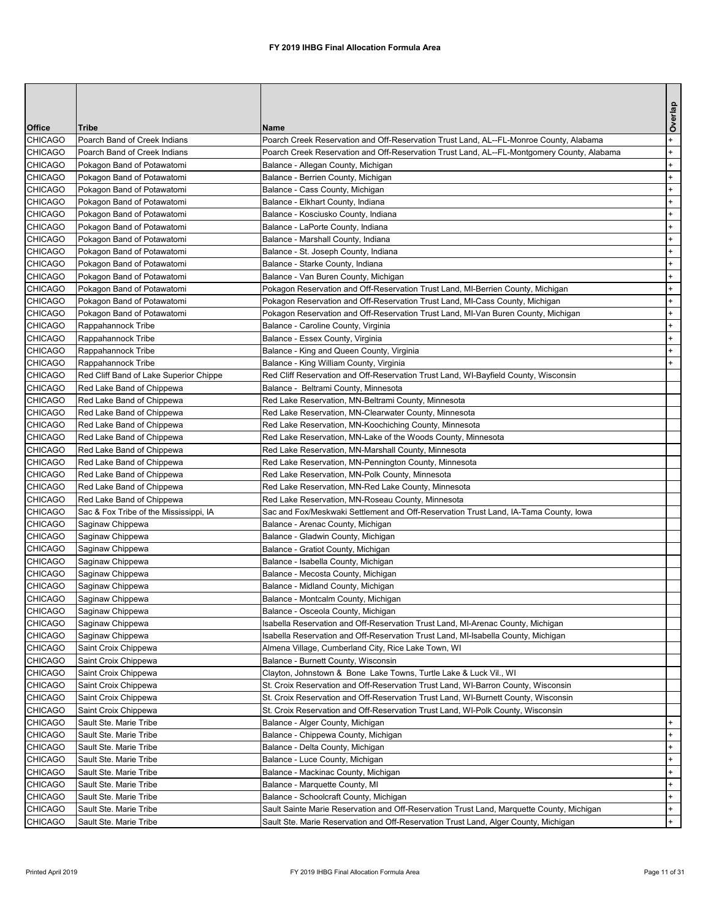# FY 2019 IHBG Final Allocation Formula Area

| Office | Tribe | Name | Overlap |
|---|---|---|---|
| CHICAGO | Poarch Band of Creek Indians | Poarch Creek Reservation and Off-Reservation Trust Land, AL--FL-Monroe County, Alabama | + |
| CHICAGO | Poarch Band of Creek Indians | Poarch Creek Reservation and Off-Reservation Trust Land, AL--FL-Montgomery County, Alabama | + |
| CHICAGO | Pokagon Band of Potawatomi | Balance - Allegan County, Michigan | + |
| CHICAGO | Pokagon Band of Potawatomi | Balance - Berrien County, Michigan | + |
| CHICAGO | Pokagon Band of Potawatomi | Balance - Cass County, Michigan | + |
| CHICAGO | Pokagon Band of Potawatomi | Balance - Elkhart County, Indiana | + |
| CHICAGO | Pokagon Band of Potawatomi | Balance - Kosciusko County, Indiana | + |
| CHICAGO | Pokagon Band of Potawatomi | Balance - LaPorte County, Indiana | + |
| CHICAGO | Pokagon Band of Potawatomi | Balance - Marshall County, Indiana | + |
| CHICAGO | Pokagon Band of Potawatomi | Balance - St. Joseph County, Indiana | + |
| CHICAGO | Pokagon Band of Potawatomi | Balance - Starke County, Indiana | + |
| CHICAGO | Pokagon Band of Potawatomi | Balance - Van Buren County, Michigan | + |
| CHICAGO | Pokagon Band of Potawatomi | Pokagon Reservation and Off-Reservation Trust Land, MI-Berrien County, Michigan | + |
| CHICAGO | Pokagon Band of Potawatomi | Pokagon Reservation and Off-Reservation Trust Land, MI-Cass County, Michigan | + |
| CHICAGO | Pokagon Band of Potawatomi | Pokagon Reservation and Off-Reservation Trust Land, MI-Van Buren County, Michigan | + |
| CHICAGO | Rappahannock Tribe | Balance - Caroline County, Virginia | + |
| CHICAGO | Rappahannock Tribe | Balance - Essex County, Virginia | + |
| CHICAGO | Rappahannock Tribe | Balance - King and Queen County, Virginia | + |
| CHICAGO | Rappahannock Tribe | Balance - King William County, Virginia | + |
| CHICAGO | Red Cliff Band of Lake Superior Chippe | Red Cliff Reservation and Off-Reservation Trust Land, WI-Bayfield County, Wisconsin | |
| CHICAGO | Red Lake Band of Chippewa | Balance - Beltrami County, Minnesota | |
| CHICAGO | Red Lake Band of Chippewa | Red Lake Reservation, MN-Beltrami County, Minnesota | |
| CHICAGO | Red Lake Band of Chippewa | Red Lake Reservation, MN-Clearwater County, Minnesota | |
| CHICAGO | Red Lake Band of Chippewa | Red Lake Reservation, MN-Koochiching County, Minnesota | |
| CHICAGO | Red Lake Band of Chippewa | Red Lake Reservation, MN-Lake of the Woods County, Minnesota | |
| CHICAGO | Red Lake Band of Chippewa | Red Lake Reservation, MN-Marshall County, Minnesota | |
| CHICAGO | Red Lake Band of Chippewa | Red Lake Reservation, MN-Pennington County, Minnesota | |
| CHICAGO | Red Lake Band of Chippewa | Red Lake Reservation, MN-Polk County, Minnesota | |
| CHICAGO | Red Lake Band of Chippewa | Red Lake Reservation, MN-Red Lake County, Minnesota | |
| CHICAGO | Red Lake Band of Chippewa | Red Lake Reservation, MN-Roseau County, Minnesota | |
| CHICAGO | Sac & Fox Tribe of the Mississippi, IA | Sac and Fox/Meskwaki Settlement and Off-Reservation Trust Land, IA-Tama County, Iowa | |
| CHICAGO | Saginaw Chippewa | Balance - Arenac County, Michigan | |
| CHICAGO | Saginaw Chippewa | Balance - Gladwin County, Michigan | |
| CHICAGO | Saginaw Chippewa | Balance - Gratiot County, Michigan | |
| CHICAGO | Saginaw Chippewa | Balance - Isabella County, Michigan | |
| CHICAGO | Saginaw Chippewa | Balance - Mecosta County, Michigan | |
| CHICAGO | Saginaw Chippewa | Balance - Midland County, Michigan | |
| CHICAGO | Saginaw Chippewa | Balance - Montcalm County, Michigan | |
| CHICAGO | Saginaw Chippewa | Balance - Osceola County, Michigan | |
| CHICAGO | Saginaw Chippewa | Isabella Reservation and Off-Reservation Trust Land, MI-Arenac County, Michigan | |
| CHICAGO | Saginaw Chippewa | Isabella Reservation and Off-Reservation Trust Land, MI-Isabella County, Michigan | |
| CHICAGO | Saint Croix Chippewa | Almena Village, Cumberland City, Rice Lake Town, WI | |
| CHICAGO | Saint Croix Chippewa | Balance - Burnett County, Wisconsin | |
| CHICAGO | Saint Croix Chippewa | Clayton, Johnstown & Bone Lake Towns, Turtle Lake & Luck Vil., WI | |
| CHICAGO | Saint Croix Chippewa | St. Croix Reservation and Off-Reservation Trust Land, WI-Barron County, Wisconsin | |
| CHICAGO | Saint Croix Chippewa | St. Croix Reservation and Off-Reservation Trust Land, WI-Burnett County, Wisconsin | |
| CHICAGO | Saint Croix Chippewa | St. Croix Reservation and Off-Reservation Trust Land, WI-Polk County, Wisconsin | |
| CHICAGO | Sault Ste. Marie Tribe | Balance - Alger County, Michigan | + |
| CHICAGO | Sault Ste. Marie Tribe | Balance - Chippewa County, Michigan | + |
| CHICAGO | Sault Ste. Marie Tribe | Balance - Delta County, Michigan | + |
| CHICAGO | Sault Ste. Marie Tribe | Balance - Luce County, Michigan | + |
| CHICAGO | Sault Ste. Marie Tribe | Balance - Mackinac County, Michigan | + |
| CHICAGO | Sault Ste. Marie Tribe | Balance - Marquette County, MI | + |
| CHICAGO | Sault Ste. Marie Tribe | Balance - Schoolcraft County, Michigan | + |
| CHICAGO | Sault Ste. Marie Tribe | Sault Sainte Marie Reservation and Off-Reservation Trust Land, Marquette County, Michigan | + |
| CHICAGO | Sault Ste. Marie Tribe | Sault Ste. Marie Reservation and Off-Reservation Trust Land, Alger County, Michigan | + |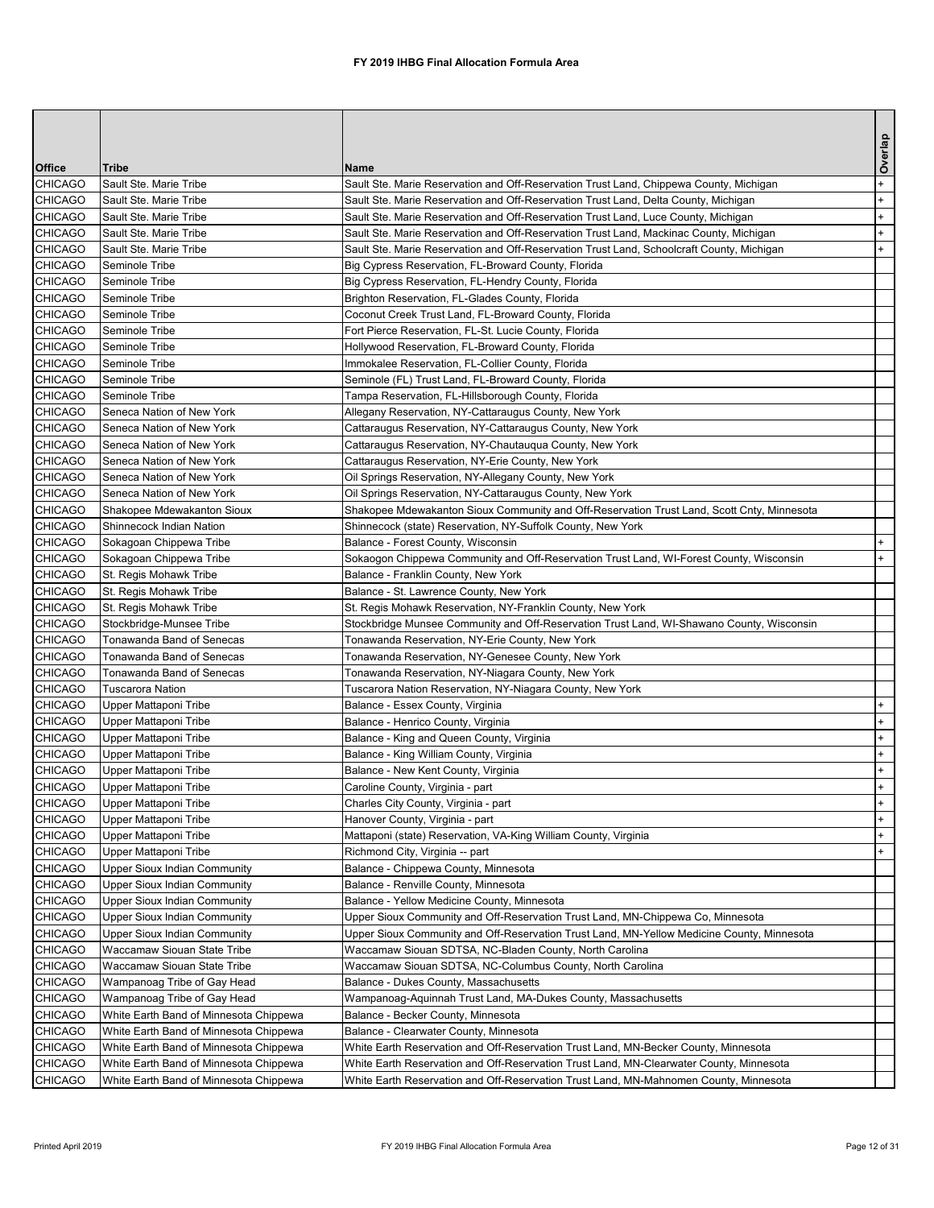# FY 2019 IHBG Final Allocation Formula Area

| Office | Tribe | Name | Overlap |
|---|---|---|---|
| CHICAGO | Sault Ste. Marie Tribe | Sault Ste. Marie Reservation and Off-Reservation Trust Land, Chippewa County, Michigan | + |
| CHICAGO | Sault Ste. Marie Tribe | Sault Ste. Marie Reservation and Off-Reservation Trust Land, Delta County, Michigan | + |
| CHICAGO | Sault Ste. Marie Tribe | Sault Ste. Marie Reservation and Off-Reservation Trust Land, Luce County, Michigan | + |
| CHICAGO | Sault Ste. Marie Tribe | Sault Ste. Marie Reservation and Off-Reservation Trust Land, Mackinac County, Michigan | + |
| CHICAGO | Sault Ste. Marie Tribe | Sault Ste. Marie Reservation and Off-Reservation Trust Land, Schoolcraft County, Michigan | + |
| CHICAGO | Seminole Tribe | Big Cypress Reservation, FL-Broward County, Florida | |
| CHICAGO | Seminole Tribe | Big Cypress Reservation, FL-Hendry County, Florida | |
| CHICAGO | Seminole Tribe | Brighton Reservation, FL-Glades County, Florida | |
| CHICAGO | Seminole Tribe | Coconut Creek Trust Land, FL-Broward County, Florida | |
| CHICAGO | Seminole Tribe | Fort Pierce Reservation, FL-St. Lucie County, Florida | |
| CHICAGO | Seminole Tribe | Hollywood Reservation, FL-Broward County, Florida | |
| CHICAGO | Seminole Tribe | Immokalee Reservation, FL-Collier County, Florida | |
| CHICAGO | Seminole Tribe | Seminole (FL) Trust Land, FL-Broward County, Florida | |
| CHICAGO | Seminole Tribe | Tampa Reservation, FL-Hillsborough County, Florida | |
| CHICAGO | Seneca Nation of New York | Allegany Reservation, NY-Cattaraugus County, New York | |
| CHICAGO | Seneca Nation of New York | Cattaraugus Reservation, NY-Cattaraugus County, New York | |
| CHICAGO | Seneca Nation of New York | Cattaraugus Reservation, NY-Chautauqua County, New York | |
| CHICAGO | Seneca Nation of New York | Cattaraugus Reservation, NY-Erie County, New York | |
| CHICAGO | Seneca Nation of New York | Oil Springs Reservation, NY-Allegany County, New York | |
| CHICAGO | Seneca Nation of New York | Oil Springs Reservation, NY-Cattaraugus County, New York | |
| CHICAGO | Shakopee Mdewakanton Sioux | Shakopee Mdewakanton Sioux Community and Off-Reservation Trust Land, Scott Cnty, Minnesota | |
| CHICAGO | Shinnecock Indian Nation | Shinnecock (state) Reservation, NY-Suffolk County, New York | |
| CHICAGO | Sokagoan Chippewa Tribe | Balance - Forest County, Wisconsin | + |
| CHICAGO | Sokagoan Chippewa Tribe | Sokaogon Chippewa Community and Off-Reservation Trust Land, WI-Forest County, Wisconsin | + |
| CHICAGO | St. Regis Mohawk Tribe | Balance - Franklin County, New York | |
| CHICAGO | St. Regis Mohawk Tribe | Balance - St. Lawrence County, New York | |
| CHICAGO | St. Regis Mohawk Tribe | St. Regis Mohawk Reservation, NY-Franklin County, New York | |
| CHICAGO | Stockbridge-Munsee Tribe | Stockbridge Munsee Community and Off-Reservation Trust Land, WI-Shawano County, Wisconsin | |
| CHICAGO | Tonawanda Band of Senecas | Tonawanda Reservation, NY-Erie County, New York | |
| CHICAGO | Tonawanda Band of Senecas | Tonawanda Reservation, NY-Genesee County, New York | |
| CHICAGO | Tonawanda Band of Senecas | Tonawanda Reservation, NY-Niagara County, New York | |
| CHICAGO | Tuscarora Nation | Tuscarora Nation Reservation, NY-Niagara County, New York | |
| CHICAGO | Upper Mattaponi Tribe | Balance - Essex County, Virginia | + |
| CHICAGO | Upper Mattaponi Tribe | Balance - Henrico County, Virginia | + |
| CHICAGO | Upper Mattaponi Tribe | Balance - King and Queen County, Virginia | + |
| CHICAGO | Upper Mattaponi Tribe | Balance - King William County, Virginia | + |
| CHICAGO | Upper Mattaponi Tribe | Balance - New Kent County, Virginia | + |
| CHICAGO | Upper Mattaponi Tribe | Caroline County, Virginia - part | + |
| CHICAGO | Upper Mattaponi Tribe | Charles City County, Virginia - part | + |
| CHICAGO | Upper Mattaponi Tribe | Hanover County, Virginia - part | + |
| CHICAGO | Upper Mattaponi Tribe | Mattaponi (state) Reservation, VA-King William County, Virginia | + |
| CHICAGO | Upper Mattaponi Tribe | Richmond City, Virginia -- part | + |
| CHICAGO | Upper Sioux Indian Community | Balance - Chippewa County, Minnesota | |
| CHICAGO | Upper Sioux Indian Community | Balance - Renville County, Minnesota | |
| CHICAGO | Upper Sioux Indian Community | Balance - Yellow Medicine County, Minnesota | |
| CHICAGO | Upper Sioux Indian Community | Upper Sioux Community and Off-Reservation Trust Land, MN-Chippewa Co, Minnesota | |
| CHICAGO | Upper Sioux Indian Community | Upper Sioux Community and Off-Reservation Trust Land, MN-Yellow Medicine County, Minnesota | |
| CHICAGO | Waccamaw Siouan State Tribe | Waccamaw Siouan SDTSA, NC-Bladen County, North Carolina | |
| CHICAGO | Waccamaw Siouan State Tribe | Waccamaw Siouan SDTSA, NC-Columbus County, North Carolina | |
| CHICAGO | Wampanoag Tribe of Gay Head | Balance - Dukes County, Massachusetts | |
| CHICAGO | Wampanoag Tribe of Gay Head | Wampanoag-Aquinnah Trust Land, MA-Dukes County, Massachusetts | |
| CHICAGO | White Earth Band of Minnesota Chippewa | Balance - Becker County, Minnesota | |
| CHICAGO | White Earth Band of Minnesota Chippewa | Balance - Clearwater County, Minnesota | |
| CHICAGO | White Earth Band of Minnesota Chippewa | White Earth Reservation and Off-Reservation Trust Land, MN-Becker County, Minnesota | |
| CHICAGO | White Earth Band of Minnesota Chippewa | White Earth Reservation and Off-Reservation Trust Land, MN-Clearwater County, Minnesota | |
| CHICAGO | White Earth Band of Minnesota Chippewa | White Earth Reservation and Off-Reservation Trust Land, MN-Mahnomen County, Minnesota | |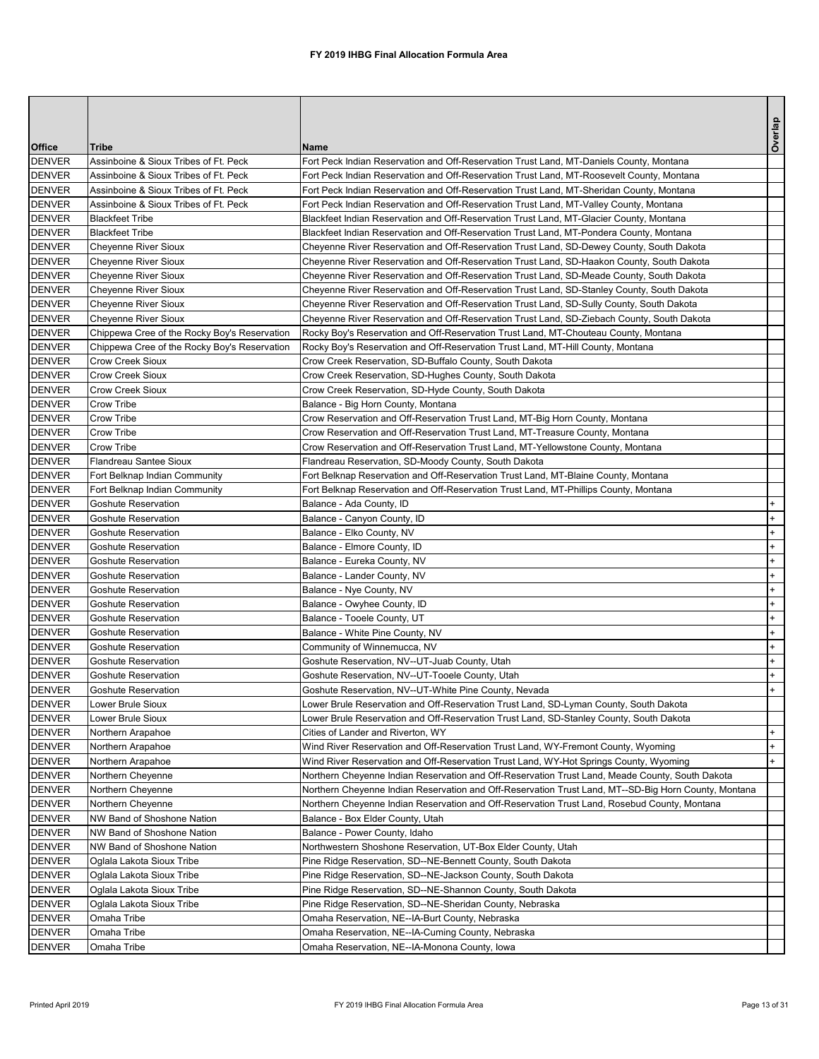# FY 2019 IHBG Final Allocation Formula Area

| Office | Tribe | Name | Overlap |
|---|---|---|---|
| DENVER | Assinboine & Sioux Tribes of Ft. Peck | Fort Peck Indian Reservation and Off-Reservation Trust Land, MT-Daniels County, Montana | |
| DENVER | Assinboine & Sioux Tribes of Ft. Peck | Fort Peck Indian Reservation and Off-Reservation Trust Land, MT-Roosevelt County, Montana | |
| DENVER | Assinboine & Sioux Tribes of Ft. Peck | Fort Peck Indian Reservation and Off-Reservation Trust Land, MT-Sheridan County, Montana | |
| DENVER | Assinboine & Sioux Tribes of Ft. Peck | Fort Peck Indian Reservation and Off-Reservation Trust Land, MT-Valley County, Montana | |
| DENVER | Blackfeet Tribe | Blackfeet Indian Reservation and Off-Reservation Trust Land, MT-Glacier County, Montana | |
| DENVER | Blackfeet Tribe | Blackfeet Indian Reservation and Off-Reservation Trust Land, MT-Pondera County, Montana | |
| DENVER | Cheyenne River Sioux | Cheyenne River Reservation and Off-Reservation Trust Land, SD-Dewey County, South Dakota | |
| DENVER | Cheyenne River Sioux | Cheyenne River Reservation and Off-Reservation Trust Land, SD-Haakon County, South Dakota | |
| DENVER | Cheyenne River Sioux | Cheyenne River Reservation and Off-Reservation Trust Land, SD-Meade County, South Dakota | |
| DENVER | Cheyenne River Sioux | Cheyenne River Reservation and Off-Reservation Trust Land, SD-Stanley County, South Dakota | |
| DENVER | Cheyenne River Sioux | Cheyenne River Reservation and Off-Reservation Trust Land, SD-Sully County, South Dakota | |
| DENVER | Cheyenne River Sioux | Cheyenne River Reservation and Off-Reservation Trust Land, SD-Ziebach County, South Dakota | |
| DENVER | Chippewa Cree of the Rocky Boy's Reservation | Rocky Boy's Reservation and Off-Reservation Trust Land, MT-Chouteau County, Montana | |
| DENVER | Chippewa Cree of the Rocky Boy's Reservation | Rocky Boy's Reservation and Off-Reservation Trust Land, MT-Hill County, Montana | |
| DENVER | Crow Creek Sioux | Crow Creek Reservation, SD-Buffalo County, South Dakota | |
| DENVER | Crow Creek Sioux | Crow Creek Reservation, SD-Hughes County, South Dakota | |
| DENVER | Crow Creek Sioux | Crow Creek Reservation, SD-Hyde County, South Dakota | |
| DENVER | Crow Tribe | Balance - Big Horn County, Montana | |
| DENVER | Crow Tribe | Crow Reservation and Off-Reservation Trust Land, MT-Big Horn County, Montana | |
| DENVER | Crow Tribe | Crow Reservation and Off-Reservation Trust Land, MT-Treasure County, Montana | |
| DENVER | Crow Tribe | Crow Reservation and Off-Reservation Trust Land, MT-Yellowstone County, Montana | |
| DENVER | Flandreau Santee Sioux | Flandreau Reservation, SD-Moody County, South Dakota | |
| DENVER | Fort Belknap Indian Community | Fort Belknap Reservation and Off-Reservation Trust Land, MT-Blaine County, Montana | |
| DENVER | Fort Belknap Indian Community | Fort Belknap Reservation and Off-Reservation Trust Land, MT-Phillips County, Montana | |
| DENVER | Goshute Reservation | Balance - Ada County, ID | + |
| DENVER | Goshute Reservation | Balance - Canyon County, ID | + |
| DENVER | Goshute Reservation | Balance - Elko County, NV | + |
| DENVER | Goshute Reservation | Balance - Elmore County, ID | + |
| DENVER | Goshute Reservation | Balance - Eureka County, NV | + |
| DENVER | Goshute Reservation | Balance - Lander County, NV | + |
| DENVER | Goshute Reservation | Balance - Nye County, NV | + |
| DENVER | Goshute Reservation | Balance - Owyhee County, ID | + |
| DENVER | Goshute Reservation | Balance - Tooele County, UT | + |
| DENVER | Goshute Reservation | Balance - White Pine County, NV | + |
| DENVER | Goshute Reservation | Community of Winnemucca, NV | + |
| DENVER | Goshute Reservation | Goshute Reservation, NV--UT-Juab County, Utah | + |
| DENVER | Goshute Reservation | Goshute Reservation, NV--UT-Tooele County, Utah | + |
| DENVER | Goshute Reservation | Goshute Reservation, NV--UT-White Pine County, Nevada | + |
| DENVER | Lower Brule Sioux | Lower Brule Reservation and Off-Reservation Trust Land, SD-Lyman County, South Dakota | |
| DENVER | Lower Brule Sioux | Lower Brule Reservation and Off-Reservation Trust Land, SD-Stanley County, South Dakota | |
| DENVER | Northern Arapahoe | Cities of Lander and Riverton, WY | + |
| DENVER | Northern Arapahoe | Wind River Reservation and Off-Reservation Trust Land, WY-Fremont County, Wyoming | + |
| DENVER | Northern Arapahoe | Wind River Reservation and Off-Reservation Trust Land, WY-Hot Springs County, Wyoming | + |
| DENVER | Northern Cheyenne | Northern Cheyenne Indian Reservation and Off-Reservation Trust Land, Meade County, South Dakota | |
| DENVER | Northern Cheyenne | Northern Cheyenne Indian Reservation and Off-Reservation Trust Land, MT--SD-Big Horn County, Montana | |
| DENVER | Northern Cheyenne | Northern Cheyenne Indian Reservation and Off-Reservation Trust Land, Rosebud County, Montana | |
| DENVER | NW Band of Shoshone Nation | Balance - Box Elder County, Utah | |
| DENVER | NW Band of Shoshone Nation | Balance - Power County, Idaho | |
| DENVER | NW Band of Shoshone Nation | Northwestern Shoshone Reservation, UT-Box Elder County, Utah | |
| DENVER | Oglala Lakota Sioux Tribe | Pine Ridge Reservation, SD--NE-Bennett County, South Dakota | |
| DENVER | Oglala Lakota Sioux Tribe | Pine Ridge Reservation, SD--NE-Jackson County, South Dakota | |
| DENVER | Oglala Lakota Sioux Tribe | Pine Ridge Reservation, SD--NE-Shannon County, South Dakota | |
| DENVER | Oglala Lakota Sioux Tribe | Pine Ridge Reservation, SD--NE-Sheridan County, Nebraska | |
| DENVER | Omaha Tribe | Omaha Reservation, NE--IA-Burt County, Nebraska | |
| DENVER | Omaha Tribe | Omaha Reservation, NE--IA-Cuming County, Nebraska | |
| DENVER | Omaha Tribe | Omaha Reservation, NE--IA-Monona County, Iowa | |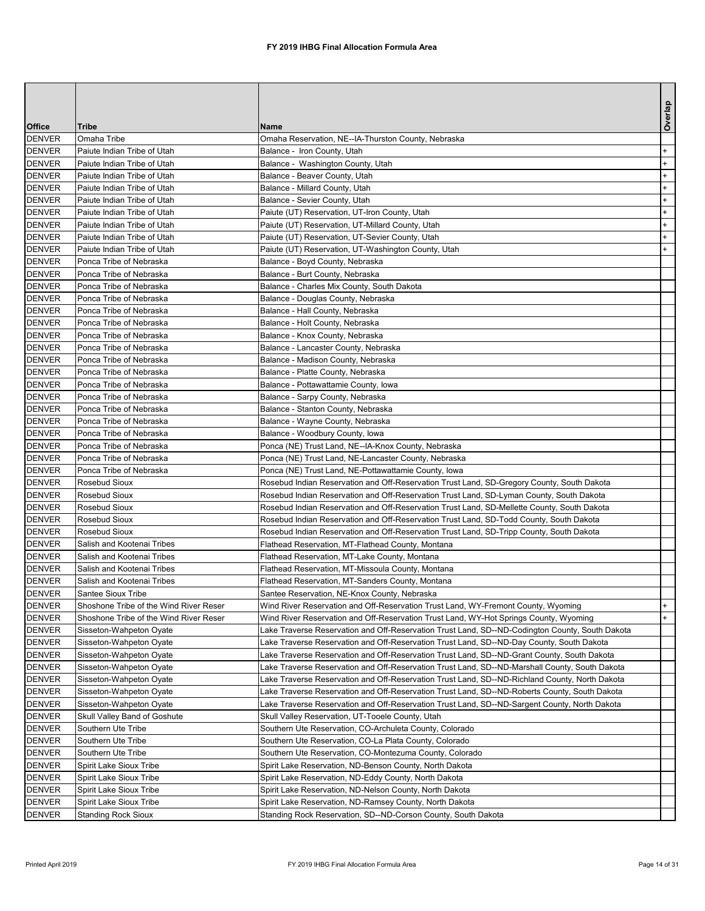# FY 2019 IHBG Final Allocation Formula Area

| Office | Tribe | Name | Overlap |
|---|---|---|---|
| DENVER | Omaha Tribe | Omaha Reservation, NE--IA-Thurston County, Nebraska | |
| DENVER | Paiute Indian Tribe of Utah | Balance - Iron County, Utah | + |
| DENVER | Paiute Indian Tribe of Utah | Balance - Washington County, Utah | + |
| DENVER | Paiute Indian Tribe of Utah | Balance - Beaver County, Utah | + |
| DENVER | Paiute Indian Tribe of Utah | Balance - Millard County, Utah | + |
| DENVER | Paiute Indian Tribe of Utah | Balance - Sevier County, Utah | + |
| DENVER | Paiute Indian Tribe of Utah | Paiute (UT) Reservation, UT-Iron County, Utah | + |
| DENVER | Paiute Indian Tribe of Utah | Paiute (UT) Reservation, UT-Millard County, Utah | + |
| DENVER | Paiute Indian Tribe of Utah | Paiute (UT) Reservation, UT-Sevier County, Utah | + |
| DENVER | Paiute Indian Tribe of Utah | Paiute (UT) Reservation, UT-Washington County, Utah | + |
| DENVER | Ponca Tribe of Nebraska | Balance - Boyd County, Nebraska | |
| DENVER | Ponca Tribe of Nebraska | Balance - Burt County, Nebraska | |
| DENVER | Ponca Tribe of Nebraska | Balance - Charles Mix County, South Dakota | |
| DENVER | Ponca Tribe of Nebraska | Balance - Douglas County, Nebraska | |
| DENVER | Ponca Tribe of Nebraska | Balance - Hall County, Nebraska | |
| DENVER | Ponca Tribe of Nebraska | Balance - Holt County, Nebraska | |
| DENVER | Ponca Tribe of Nebraska | Balance - Knox County, Nebraska | |
| DENVER | Ponca Tribe of Nebraska | Balance - Lancaster County, Nebraska | |
| DENVER | Ponca Tribe of Nebraska | Balance - Madison County, Nebraska | |
| DENVER | Ponca Tribe of Nebraska | Balance - Platte County, Nebraska | |
| DENVER | Ponca Tribe of Nebraska | Balance - Pottawattamie County, Iowa | |
| DENVER | Ponca Tribe of Nebraska | Balance - Sarpy County, Nebraska | |
| DENVER | Ponca Tribe of Nebraska | Balance - Stanton County, Nebraska | |
| DENVER | Ponca Tribe of Nebraska | Balance - Wayne County, Nebraska | |
| DENVER | Ponca Tribe of Nebraska | Balance - Woodbury County, Iowa | |
| DENVER | Ponca Tribe of Nebraska | Ponca (NE) Trust Land, NE--IA-Knox County, Nebraska | |
| DENVER | Ponca Tribe of Nebraska | Ponca (NE) Trust Land, NE-Lancaster County, Nebraska | |
| DENVER | Ponca Tribe of Nebraska | Ponca (NE) Trust Land, NE-Pottawattamie County, Iowa | |
| DENVER | Rosebud Sioux | Rosebud Indian Reservation and Off-Reservation Trust Land, SD-Gregory County, South Dakota | |
| DENVER | Rosebud Sioux | Rosebud Indian Reservation and Off-Reservation Trust Land, SD-Lyman County, South Dakota | |
| DENVER | Rosebud Sioux | Rosebud Indian Reservation and Off-Reservation Trust Land, SD-Mellette County, South Dakota | |
| DENVER | Rosebud Sioux | Rosebud Indian Reservation and Off-Reservation Trust Land, SD-Todd County, South Dakota | |
| DENVER | Rosebud Sioux | Rosebud Indian Reservation and Off-Reservation Trust Land, SD-Tripp County, South Dakota | |
| DENVER | Salish and Kootenai Tribes | Flathead Reservation, MT-Flathead County, Montana | |
| DENVER | Salish and Kootenai Tribes | Flathead Reservation, MT-Lake County, Montana | |
| DENVER | Salish and Kootenai Tribes | Flathead Reservation, MT-Missoula County, Montana | |
| DENVER | Salish and Kootenai Tribes | Flathead Reservation, MT-Sanders County, Montana | |
| DENVER | Santee Sioux Tribe | Santee Reservation, NE-Knox County, Nebraska | |
| DENVER | Shoshone Tribe of the Wind River Reser | Wind River Reservation and Off-Reservation Trust Land, WY-Fremont County, Wyoming | + |
| DENVER | Shoshone Tribe of the Wind River Reser | Wind River Reservation and Off-Reservation Trust Land, WY-Hot Springs County, Wyoming | + |
| DENVER | Sisseton-Wahpeton Oyate | Lake Traverse Reservation and Off-Reservation Trust Land, SD--ND-Codington County, South Dakota | |
| DENVER | Sisseton-Wahpeton Oyate | Lake Traverse Reservation and Off-Reservation Trust Land, SD--ND-Day County, South Dakota | |
| DENVER | Sisseton-Wahpeton Oyate | Lake Traverse Reservation and Off-Reservation Trust Land, SD--ND-Grant County, South Dakota | |
| DENVER | Sisseton-Wahpeton Oyate | Lake Traverse Reservation and Off-Reservation Trust Land, SD--ND-Marshall County, South Dakota | |
| DENVER | Sisseton-Wahpeton Oyate | Lake Traverse Reservation and Off-Reservation Trust Land, SD--ND-Richland County, North Dakota | |
| DENVER | Sisseton-Wahpeton Oyate | Lake Traverse Reservation and Off-Reservation Trust Land, SD--ND-Roberts County, South Dakota | |
| DENVER | Sisseton-Wahpeton Oyate | Lake Traverse Reservation and Off-Reservation Trust Land, SD--ND-Sargent County, North Dakota | |
| DENVER | Skull Valley Band of Goshute | Skull Valley Reservation, UT-Tooele County, Utah | |
| DENVER | Southern Ute Tribe | Southern Ute Reservation, CO-Archuleta County, Colorado | |
| DENVER | Southern Ute Tribe | Southern Ute Reservation, CO-La Plata County, Colorado | |
| DENVER | Southern Ute Tribe | Southern Ute Reservation, CO-Montezuma County, Colorado | |
| DENVER | Spirit Lake Sioux Tribe | Spirit Lake Reservation, ND-Benson County, North Dakota | |
| DENVER | Spirit Lake Sioux Tribe | Spirit Lake Reservation, ND-Eddy County, North Dakota | |
| DENVER | Spirit Lake Sioux Tribe | Spirit Lake Reservation, ND-Nelson County, North Dakota | |
| DENVER | Spirit Lake Sioux Tribe | Spirit Lake Reservation, ND-Ramsey County, North Dakota | |
| DENVER | Standing Rock Sioux | Standing Rock Reservation, SD--ND-Corson County, South Dakota | |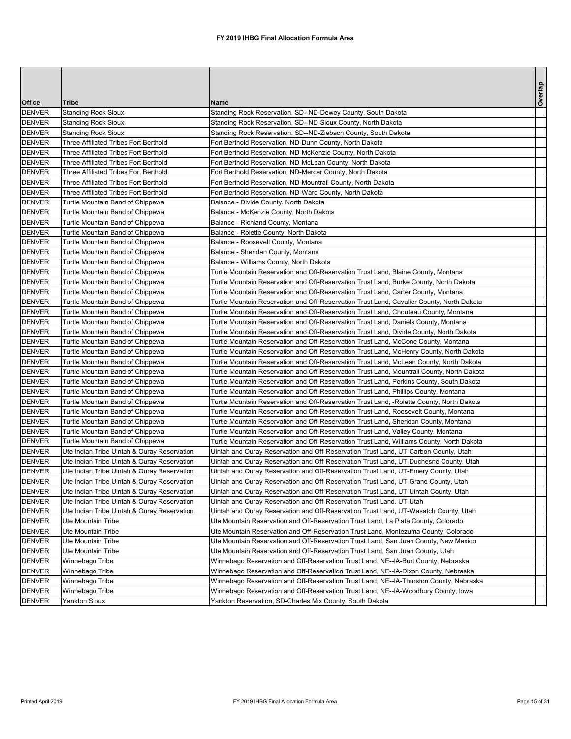# FY 2019 IHBG Final Allocation Formula Area

| Office | Tribe | Name | Overlap |
|---|---|---|---|
| DENVER | Standing Rock Sioux | Standing Rock Reservation, SD--ND-Dewey County, South Dakota | |
| DENVER | Standing Rock Sioux | Standing Rock Reservation, SD--ND-Sioux County, North Dakota | |
| DENVER | Standing Rock Sioux | Standing Rock Reservation, SD--ND-Ziebach County, South Dakota | |
| DENVER | Three Affiliated Tribes Fort Berthold | Fort Berthold Reservation, ND-Dunn County, North Dakota | |
| DENVER | Three Affiliated Tribes Fort Berthold | Fort Berthold Reservation, ND-McKenzie County, North Dakota | |
| DENVER | Three Affiliated Tribes Fort Berthold | Fort Berthold Reservation, ND-McLean County, North Dakota | |
| DENVER | Three Affiliated Tribes Fort Berthold | Fort Berthold Reservation, ND-Mercer County, North Dakota | |
| DENVER | Three Affiliated Tribes Fort Berthold | Fort Berthold Reservation, ND-Mountrail County, North Dakota | |
| DENVER | Three Affiliated Tribes Fort Berthold | Fort Berthold Reservation, ND-Ward County, North Dakota | |
| DENVER | Turtle Mountain Band of Chippewa | Balance - Divide County, North Dakota | |
| DENVER | Turtle Mountain Band of Chippewa | Balance - McKenzie County, North Dakota | |
| DENVER | Turtle Mountain Band of Chippewa | Balance - Richland County, Montana | |
| DENVER | Turtle Mountain Band of Chippewa | Balance - Rolette County, North Dakota | |
| DENVER | Turtle Mountain Band of Chippewa | Balance - Roosevelt County, Montana | |
| DENVER | Turtle Mountain Band of Chippewa | Balance - Sheridan County, Montana | |
| DENVER | Turtle Mountain Band of Chippewa | Balance - Williams County, North Dakota | |
| DENVER | Turtle Mountain Band of Chippewa | Turtle Mountain Reservation and Off-Reservation Trust Land, Blaine County, Montana | |
| DENVER | Turtle Mountain Band of Chippewa | Turtle Mountain Reservation and Off-Reservation Trust Land, Burke County, North Dakota | |
| DENVER | Turtle Mountain Band of Chippewa | Turtle Mountain Reservation and Off-Reservation Trust Land, Carter County, Montana | |
| DENVER | Turtle Mountain Band of Chippewa | Turtle Mountain Reservation and Off-Reservation Trust Land, Cavalier County, North Dakota | |
| DENVER | Turtle Mountain Band of Chippewa | Turtle Mountain Reservation and Off-Reservation Trust Land, Chouteau County, Montana | |
| DENVER | Turtle Mountain Band of Chippewa | Turtle Mountain Reservation and Off-Reservation Trust Land, Daniels County, Montana | |
| DENVER | Turtle Mountain Band of Chippewa | Turtle Mountain Reservation and Off-Reservation Trust Land, Divide County, North Dakota | |
| DENVER | Turtle Mountain Band of Chippewa | Turtle Mountain Reservation and Off-Reservation Trust Land, McCone County, Montana | |
| DENVER | Turtle Mountain Band of Chippewa | Turtle Mountain Reservation and Off-Reservation Trust Land, McHenry County, North Dakota | |
| DENVER | Turtle Mountain Band of Chippewa | Turtle Mountain Reservation and Off-Reservation Trust Land, McLean County, North Dakota | |
| DENVER | Turtle Mountain Band of Chippewa | Turtle Mountain Reservation and Off-Reservation Trust Land, Mountrail County, North Dakota | |
| DENVER | Turtle Mountain Band of Chippewa | Turtle Mountain Reservation and Off-Reservation Trust Land, Perkins County, South Dakota | |
| DENVER | Turtle Mountain Band of Chippewa | Turtle Mountain Reservation and Off-Reservation Trust Land, Phillips County, Montana | |
| DENVER | Turtle Mountain Band of Chippewa | Turtle Mountain Reservation and Off-Reservation Trust Land, -Rolette County, North Dakota | |
| DENVER | Turtle Mountain Band of Chippewa | Turtle Mountain Reservation and Off-Reservation Trust Land, Roosevelt County, Montana | |
| DENVER | Turtle Mountain Band of Chippewa | Turtle Mountain Reservation and Off-Reservation Trust Land, Sheridan County, Montana | |
| DENVER | Turtle Mountain Band of Chippewa | Turtle Mountain Reservation and Off-Reservation Trust Land, Valley County, Montana | |
| DENVER | Turtle Mountain Band of Chippewa | Turtle Mountain Reservation and Off-Reservation Trust Land, Williams County, North Dakota | |
| DENVER | Ute Indian Tribe Uintah & Ouray Reservation | Uintah and Ouray Reservation and Off-Reservation Trust Land, UT-Carbon County, Utah | |
| DENVER | Ute Indian Tribe Uintah & Ouray Reservation | Uintah and Ouray Reservation and Off-Reservation Trust Land, UT-Duchesne County, Utah | |
| DENVER | Ute Indian Tribe Uintah & Ouray Reservation | Uintah and Ouray Reservation and Off-Reservation Trust Land, UT-Emery County, Utah | |
| DENVER | Ute Indian Tribe Uintah & Ouray Reservation | Uintah and Ouray Reservation and Off-Reservation Trust Land, UT-Grand County, Utah | |
| DENVER | Ute Indian Tribe Uintah & Ouray Reservation | Uintah and Ouray Reservation and Off-Reservation Trust Land, UT-Uintah County, Utah | |
| DENVER | Ute Indian Tribe Uintah & Ouray Reservation | Uintah and Ouray Reservation and Off-Reservation Trust Land, UT-Utah | |
| DENVER | Ute Indian Tribe Uintah & Ouray Reservation | Uintah and Ouray Reservation and Off-Reservation Trust Land, UT-Wasatch County, Utah | |
| DENVER | Ute Mountain Tribe | Ute Mountain Reservation and Off-Reservation Trust Land, La Plata County, Colorado | |
| DENVER | Ute Mountain Tribe | Ute Mountain Reservation and Off-Reservation Trust Land, Montezuma County, Colorado | |
| DENVER | Ute Mountain Tribe | Ute Mountain Reservation and Off-Reservation Trust Land, San Juan County, New Mexico | |
| DENVER | Ute Mountain Tribe | Ute Mountain Reservation and Off-Reservation Trust Land, San Juan County, Utah | |
| DENVER | Winnebago Tribe | Winnebago Reservation and Off-Reservation Trust Land, NE--IA-Burt County, Nebraska | |
| DENVER | Winnebago Tribe | Winnebago Reservation and Off-Reservation Trust Land, NE--IA-Dixon County, Nebraska | |
| DENVER | Winnebago Tribe | Winnebago Reservation and Off-Reservation Trust Land, NE--IA-Thurston County, Nebraska | |
| DENVER | Winnebago Tribe | Winnebago Reservation and Off-Reservation Trust Land, NE--IA-Woodbury County, Iowa | |
| DENVER | Yankton Sioux | Yankton Reservation, SD-Charles Mix County, South Dakota | |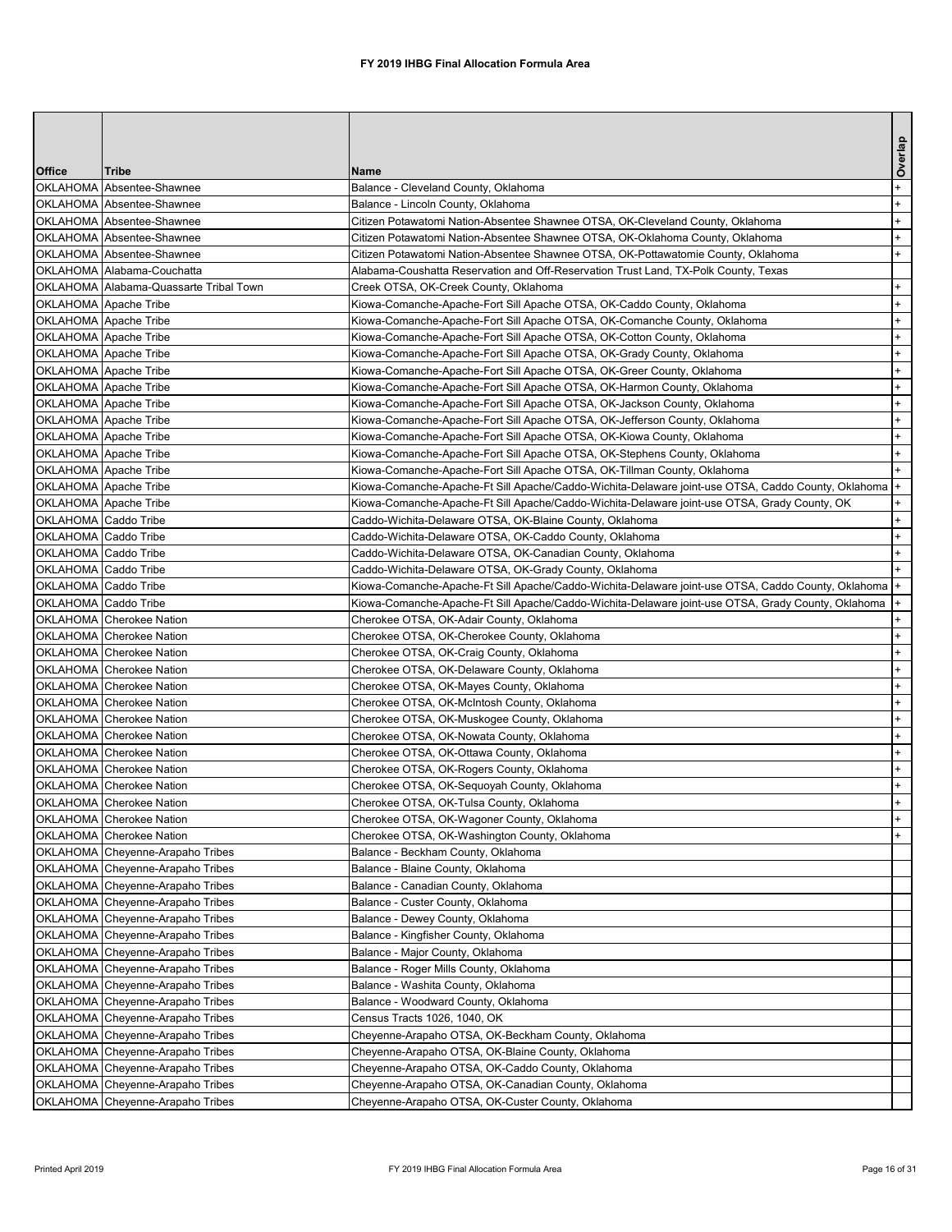# FY 2019 IHBG Final Allocation Formula Area

| Office | Tribe | Name | Overlap |
|---|---|---|---|
| OKLAHOMA | Absentee-Shawnee | Balance - Cleveland County, Oklahoma | + |
| OKLAHOMA | Absentee-Shawnee | Balance - Lincoln County, Oklahoma | + |
| OKLAHOMA | Absentee-Shawnee | Citizen Potawatomi Nation-Absentee Shawnee OTSA, OK-Cleveland County, Oklahoma | + |
| OKLAHOMA | Absentee-Shawnee | Citizen Potawatomi Nation-Absentee Shawnee OTSA, OK-Oklahoma County, Oklahoma | + |
| OKLAHOMA | Absentee-Shawnee | Citizen Potawatomi Nation-Absentee Shawnee OTSA, OK-Pottawatomie County, Oklahoma | + |
| OKLAHOMA | Alabama-Couchatta | Alabama-Coushatta Reservation and Off-Reservation Trust Land, TX-Polk County, Texas | |
| OKLAHOMA | Alabama-Quassarte Tribal Town | Creek OTSA, OK-Creek County, Oklahoma | + |
| OKLAHOMA | Apache Tribe | Kiowa-Comanche-Apache-Fort Sill Apache OTSA, OK-Caddo County, Oklahoma | + |
| OKLAHOMA | Apache Tribe | Kiowa-Comanche-Apache-Fort Sill Apache OTSA, OK-Comanche County, Oklahoma | + |
| OKLAHOMA | Apache Tribe | Kiowa-Comanche-Apache-Fort Sill Apache OTSA, OK-Cotton County, Oklahoma | + |
| OKLAHOMA | Apache Tribe | Kiowa-Comanche-Apache-Fort Sill Apache OTSA, OK-Grady County, Oklahoma | + |
| OKLAHOMA | Apache Tribe | Kiowa-Comanche-Apache-Fort Sill Apache OTSA, OK-Greer County, Oklahoma | + |
| OKLAHOMA | Apache Tribe | Kiowa-Comanche-Apache-Fort Sill Apache OTSA, OK-Harmon County, Oklahoma | + |
| OKLAHOMA | Apache Tribe | Kiowa-Comanche-Apache-Fort Sill Apache OTSA, OK-Jackson County, Oklahoma | + |
| OKLAHOMA | Apache Tribe | Kiowa-Comanche-Apache-Fort Sill Apache OTSA, OK-Jefferson County, Oklahoma | + |
| OKLAHOMA | Apache Tribe | Kiowa-Comanche-Apache-Fort Sill Apache OTSA, OK-Kiowa County, Oklahoma | + |
| OKLAHOMA | Apache Tribe | Kiowa-Comanche-Apache-Fort Sill Apache OTSA, OK-Stephens County, Oklahoma | + |
| OKLAHOMA | Apache Tribe | Kiowa-Comanche-Apache-Fort Sill Apache OTSA, OK-Tillman County, Oklahoma | + |
| OKLAHOMA | Apache Tribe | Kiowa-Comanche-Apache-Ft Sill Apache/Caddo-Wichita-Delaware joint-use OTSA, Caddo County, Oklahoma | + |
| OKLAHOMA | Apache Tribe | Kiowa-Comanche-Apache-Ft Sill Apache/Caddo-Wichita-Delaware joint-use OTSA, Grady County, OK | + |
| OKLAHOMA | Caddo Tribe | Caddo-Wichita-Delaware OTSA, OK-Blaine County, Oklahoma | + |
| OKLAHOMA | Caddo Tribe | Caddo-Wichita-Delaware OTSA, OK-Caddo County, Oklahoma | + |
| OKLAHOMA | Caddo Tribe | Caddo-Wichita-Delaware OTSA, OK-Canadian County, Oklahoma | + |
| OKLAHOMA | Caddo Tribe | Caddo-Wichita-Delaware OTSA, OK-Grady County, Oklahoma | + |
| OKLAHOMA | Caddo Tribe | Kiowa-Comanche-Apache-Ft Sill Apache/Caddo-Wichita-Delaware joint-use OTSA, Caddo County, Oklahoma | + |
| OKLAHOMA | Caddo Tribe | Kiowa-Comanche-Apache-Ft Sill Apache/Caddo-Wichita-Delaware joint-use OTSA, Grady County, Oklahoma | + |
| OKLAHOMA | Cherokee Nation | Cherokee OTSA, OK-Adair County, Oklahoma | + |
| OKLAHOMA | Cherokee Nation | Cherokee OTSA, OK-Cherokee County, Oklahoma | + |
| OKLAHOMA | Cherokee Nation | Cherokee OTSA, OK-Craig County, Oklahoma | + |
| OKLAHOMA | Cherokee Nation | Cherokee OTSA, OK-Delaware County, Oklahoma | + |
| OKLAHOMA | Cherokee Nation | Cherokee OTSA, OK-Mayes County, Oklahoma | + |
| OKLAHOMA | Cherokee Nation | Cherokee OTSA, OK-McIntosh County, Oklahoma | + |
| OKLAHOMA | Cherokee Nation | Cherokee OTSA, OK-Muskogee County, Oklahoma | + |
| OKLAHOMA | Cherokee Nation | Cherokee OTSA, OK-Nowata County, Oklahoma | + |
| OKLAHOMA | Cherokee Nation | Cherokee OTSA, OK-Ottawa County, Oklahoma | + |
| OKLAHOMA | Cherokee Nation | Cherokee OTSA, OK-Rogers County, Oklahoma | + |
| OKLAHOMA | Cherokee Nation | Cherokee OTSA, OK-Sequoyah County, Oklahoma | + |
| OKLAHOMA | Cherokee Nation | Cherokee OTSA, OK-Tulsa County, Oklahoma | + |
| OKLAHOMA | Cherokee Nation | Cherokee OTSA, OK-Wagoner County, Oklahoma | + |
| OKLAHOMA | Cherokee Nation | Cherokee OTSA, OK-Washington County, Oklahoma | + |
| OKLAHOMA | Cheyenne-Arapaho Tribes | Balance - Beckham County, Oklahoma | |
| OKLAHOMA | Cheyenne-Arapaho Tribes | Balance - Blaine County, Oklahoma | |
| OKLAHOMA | Cheyenne-Arapaho Tribes | Balance - Canadian County, Oklahoma | |
| OKLAHOMA | Cheyenne-Arapaho Tribes | Balance - Custer County, Oklahoma | |
| OKLAHOMA | Cheyenne-Arapaho Tribes | Balance - Dewey County, Oklahoma | |
| OKLAHOMA | Cheyenne-Arapaho Tribes | Balance - Kingfisher County, Oklahoma | |
| OKLAHOMA | Cheyenne-Arapaho Tribes | Balance - Major County, Oklahoma | |
| OKLAHOMA | Cheyenne-Arapaho Tribes | Balance - Roger Mills County, Oklahoma | |
| OKLAHOMA | Cheyenne-Arapaho Tribes | Balance - Washita County, Oklahoma | |
| OKLAHOMA | Cheyenne-Arapaho Tribes | Balance - Woodward County, Oklahoma | |
| OKLAHOMA | Cheyenne-Arapaho Tribes | Census Tracts 1026, 1040, OK | |
| OKLAHOMA | Cheyenne-Arapaho Tribes | Cheyenne-Arapaho OTSA, OK-Beckham County, Oklahoma | |
| OKLAHOMA | Cheyenne-Arapaho Tribes | Cheyenne-Arapaho OTSA, OK-Blaine County, Oklahoma | |
| OKLAHOMA | Cheyenne-Arapaho Tribes | Cheyenne-Arapaho OTSA, OK-Caddo County, Oklahoma | |
| OKLAHOMA | Cheyenne-Arapaho Tribes | Cheyenne-Arapaho OTSA, OK-Canadian County, Oklahoma | |
| OKLAHOMA | Cheyenne-Arapaho Tribes | Cheyenne-Arapaho OTSA, OK-Custer County, Oklahoma | |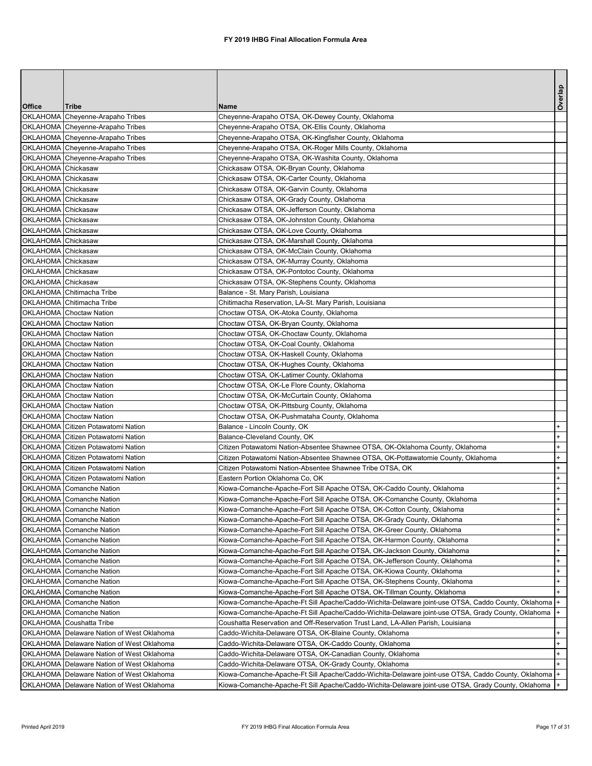# FY 2019 IHBG Final Allocation Formula Area

| Office | Tribe | Name | Overlap |
|---|---|---|---|
| OKLAHOMA | Cheyenne-Arapaho Tribes | Cheyenne-Arapaho OTSA, OK-Dewey County, Oklahoma | |
| OKLAHOMA | Cheyenne-Arapaho Tribes | Cheyenne-Arapaho OTSA, OK-Ellis County, Oklahoma | |
| OKLAHOMA | Cheyenne-Arapaho Tribes | Cheyenne-Arapaho OTSA, OK-Kingfisher County, Oklahoma | |
| OKLAHOMA | Cheyenne-Arapaho Tribes | Cheyenne-Arapaho OTSA, OK-Roger Mills County, Oklahoma | |
| OKLAHOMA | Cheyenne-Arapaho Tribes | Cheyenne-Arapaho OTSA, OK-Washita County, Oklahoma | |
| OKLAHOMA | Chickasaw | Chickasaw OTSA, OK-Bryan County, Oklahoma | |
| OKLAHOMA | Chickasaw | Chickasaw OTSA, OK-Carter County, Oklahoma | |
| OKLAHOMA | Chickasaw | Chickasaw OTSA, OK-Garvin County, Oklahoma | |
| OKLAHOMA | Chickasaw | Chickasaw OTSA, OK-Grady County, Oklahoma | |
| OKLAHOMA | Chickasaw | Chickasaw OTSA, OK-Jefferson County, Oklahoma | |
| OKLAHOMA | Chickasaw | Chickasaw OTSA, OK-Johnston County, Oklahoma | |
| OKLAHOMA | Chickasaw | Chickasaw OTSA, OK-Love County, Oklahoma | |
| OKLAHOMA | Chickasaw | Chickasaw OTSA, OK-Marshall County, Oklahoma | |
| OKLAHOMA | Chickasaw | Chickasaw OTSA, OK-McClain County, Oklahoma | |
| OKLAHOMA | Chickasaw | Chickasaw OTSA, OK-Murray County, Oklahoma | |
| OKLAHOMA | Chickasaw | Chickasaw OTSA, OK-Pontotoc County, Oklahoma | |
| OKLAHOMA | Chickasaw | Chickasaw OTSA, OK-Stephens County, Oklahoma | |
| OKLAHOMA | Chitimacha Tribe | Balance - St. Mary Parish, Louisiana | |
| OKLAHOMA | Chitimacha Tribe | Chitimacha Reservation, LA-St. Mary Parish, Louisiana | |
| OKLAHOMA | Choctaw Nation | Choctaw OTSA, OK-Atoka County, Oklahoma | |
| OKLAHOMA | Choctaw Nation | Choctaw OTSA, OK-Bryan County, Oklahoma | |
| OKLAHOMA | Choctaw Nation | Choctaw OTSA, OK-Choctaw County, Oklahoma | |
| OKLAHOMA | Choctaw Nation | Choctaw OTSA, OK-Coal County, Oklahoma | |
| OKLAHOMA | Choctaw Nation | Choctaw OTSA, OK-Haskell County, Oklahoma | |
| OKLAHOMA | Choctaw Nation | Choctaw OTSA, OK-Hughes County, Oklahoma | |
| OKLAHOMA | Choctaw Nation | Choctaw OTSA, OK-Latimer County, Oklahoma | |
| OKLAHOMA | Choctaw Nation | Choctaw OTSA, OK-Le Flore County, Oklahoma | |
| OKLAHOMA | Choctaw Nation | Choctaw OTSA, OK-McCurtain County, Oklahoma | |
| OKLAHOMA | Choctaw Nation | Choctaw OTSA, OK-Pittsburg County, Oklahoma | |
| OKLAHOMA | Choctaw Nation | Choctaw OTSA, OK-Pushmataha County, Oklahoma | |
| OKLAHOMA | Citizen Potawatomi Nation | Balance - Lincoln County, OK | + |
| OKLAHOMA | Citizen Potawatomi Nation | Balance-Cleveland County, OK | + |
| OKLAHOMA | Citizen Potawatomi Nation | Citizen Potawatomi Nation-Absentee Shawnee OTSA, OK-Oklahoma County, Oklahoma | + |
| OKLAHOMA | Citizen Potawatomi Nation | Citizen Potawatomi Nation-Absentee Shawnee OTSA, OK-Pottawatomie County, Oklahoma | + |
| OKLAHOMA | Citizen Potawatomi Nation | Citizen Potawatomi Nation-Absentee Shawnee Tribe OTSA, OK | + |
| OKLAHOMA | Citizen Potawatomi Nation | Eastern Portion Oklahoma Co, OK | + |
| OKLAHOMA | Comanche Nation | Kiowa-Comanche-Apache-Fort Sill Apache OTSA, OK-Caddo County, Oklahoma | + |
| OKLAHOMA | Comanche Nation | Kiowa-Comanche-Apache-Fort Sill Apache OTSA, OK-Comanche County, Oklahoma | + |
| OKLAHOMA | Comanche Nation | Kiowa-Comanche-Apache-Fort Sill Apache OTSA, OK-Cotton County, Oklahoma | + |
| OKLAHOMA | Comanche Nation | Kiowa-Comanche-Apache-Fort Sill Apache OTSA, OK-Grady County, Oklahoma | + |
| OKLAHOMA | Comanche Nation | Kiowa-Comanche-Apache-Fort Sill Apache OTSA, OK-Greer County, Oklahoma | + |
| OKLAHOMA | Comanche Nation | Kiowa-Comanche-Apache-Fort Sill Apache OTSA, OK-Harmon County, Oklahoma | + |
| OKLAHOMA | Comanche Nation | Kiowa-Comanche-Apache-Fort Sill Apache OTSA, OK-Jackson County, Oklahoma | + |
| OKLAHOMA | Comanche Nation | Kiowa-Comanche-Apache-Fort Sill Apache OTSA, OK-Jefferson County, Oklahoma | + |
| OKLAHOMA | Comanche Nation | Kiowa-Comanche-Apache-Fort Sill Apache OTSA, OK-Kiowa County, Oklahoma | + |
| OKLAHOMA | Comanche Nation | Kiowa-Comanche-Apache-Fort Sill Apache OTSA, OK-Stephens County, Oklahoma | + |
| OKLAHOMA | Comanche Nation | Kiowa-Comanche-Apache-Fort Sill Apache OTSA, OK-Tillman County, Oklahoma | + |
| OKLAHOMA | Comanche Nation | Kiowa-Comanche-Apache-Ft Sill Apache/Caddo-Wichita-Delaware joint-use OTSA, Caddo County, Oklahoma | + |
| OKLAHOMA | Comanche Nation | Kiowa-Comanche-Apache-Ft Sill Apache/Caddo-Wichita-Delaware joint-use OTSA, Grady County, Oklahoma | + |
| OKLAHOMA | Coushatta Tribe | Coushatta Reservation and Off-Reservation Trust Land, LA-Allen Parish, Louisiana | |
| OKLAHOMA | Delaware Nation of West Oklahoma | Caddo-Wichita-Delaware OTSA, OK-Blaine County, Oklahoma | + |
| OKLAHOMA | Delaware Nation of West Oklahoma | Caddo-Wichita-Delaware OTSA, OK-Caddo County, Oklahoma | + |
| OKLAHOMA | Delaware Nation of West Oklahoma | Caddo-Wichita-Delaware OTSA, OK-Canadian County, Oklahoma | + |
| OKLAHOMA | Delaware Nation of West Oklahoma | Caddo-Wichita-Delaware OTSA, OK-Grady County, Oklahoma | + |
| OKLAHOMA | Delaware Nation of West Oklahoma | Kiowa-Comanche-Apache-Ft Sill Apache/Caddo-Wichita-Delaware joint-use OTSA, Caddo County, Oklahoma | + |
| OKLAHOMA | Delaware Nation of West Oklahoma | Kiowa-Comanche-Apache-Ft Sill Apache/Caddo-Wichita-Delaware joint-use OTSA, Grady County, Oklahoma | + |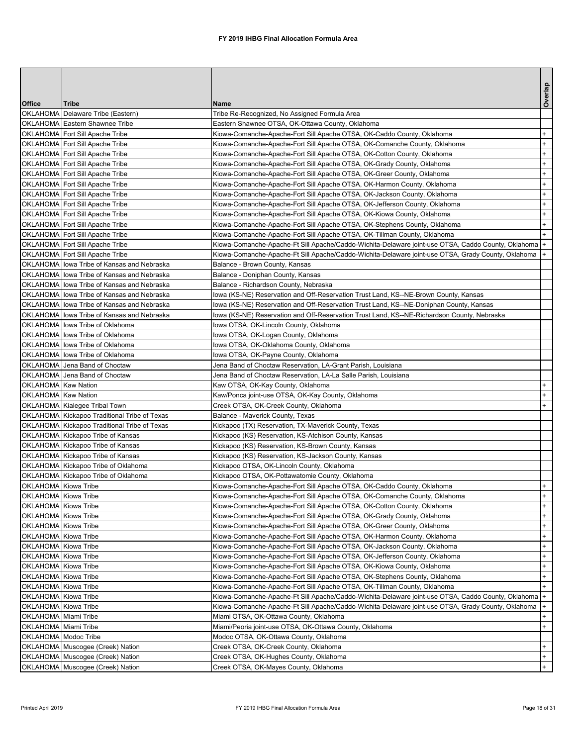# FY 2019 IHBG Final Allocation Formula Area

| Office | Tribe | Name | Overlap |
|---|---|---|---|
| OKLAHOMA | Delaware Tribe (Eastern) | Tribe Re-Recognized, No Assigned Formula Area | |
| OKLAHOMA | Eastern Shawnee Tribe | Eastern Shawnee OTSA, OK-Ottawa County, Oklahoma | |
| OKLAHOMA | Fort Sill Apache Tribe | Kiowa-Comanche-Apache-Fort Sill Apache OTSA, OK-Caddo County, Oklahoma | + |
| OKLAHOMA | Fort Sill Apache Tribe | Kiowa-Comanche-Apache-Fort Sill Apache OTSA, OK-Comanche County, Oklahoma | + |
| OKLAHOMA | Fort Sill Apache Tribe | Kiowa-Comanche-Apache-Fort Sill Apache OTSA, OK-Cotton County, Oklahoma | + |
| OKLAHOMA | Fort Sill Apache Tribe | Kiowa-Comanche-Apache-Fort Sill Apache OTSA, OK-Grady County, Oklahoma | + |
| OKLAHOMA | Fort Sill Apache Tribe | Kiowa-Comanche-Apache-Fort Sill Apache OTSA, OK-Greer County, Oklahoma | + |
| OKLAHOMA | Fort Sill Apache Tribe | Kiowa-Comanche-Apache-Fort Sill Apache OTSA, OK-Harmon County, Oklahoma | + |
| OKLAHOMA | Fort Sill Apache Tribe | Kiowa-Comanche-Apache-Fort Sill Apache OTSA, OK-Jackson County, Oklahoma | + |
| OKLAHOMA | Fort Sill Apache Tribe | Kiowa-Comanche-Apache-Fort Sill Apache OTSA, OK-Jefferson County, Oklahoma | + |
| OKLAHOMA | Fort Sill Apache Tribe | Kiowa-Comanche-Apache-Fort Sill Apache OTSA, OK-Kiowa County, Oklahoma | + |
| OKLAHOMA | Fort Sill Apache Tribe | Kiowa-Comanche-Apache-Fort Sill Apache OTSA, OK-Stephens County, Oklahoma | + |
| OKLAHOMA | Fort Sill Apache Tribe | Kiowa-Comanche-Apache-Fort Sill Apache OTSA, OK-Tillman County, Oklahoma | + |
| OKLAHOMA | Fort Sill Apache Tribe | Kiowa-Comanche-Apache-Ft Sill Apache/Caddo-Wichita-Delaware joint-use OTSA, Caddo County, Oklahoma | + |
| OKLAHOMA | Fort Sill Apache Tribe | Kiowa-Comanche-Apache-Ft Sill Apache/Caddo-Wichita-Delaware joint-use OTSA, Grady County, Oklahoma | + |
| OKLAHOMA | Iowa Tribe of Kansas and Nebraska | Balance - Brown County, Kansas | |
| OKLAHOMA | Iowa Tribe of Kansas and Nebraska | Balance - Doniphan County, Kansas | |
| OKLAHOMA | Iowa Tribe of Kansas and Nebraska | Balance - Richardson County, Nebraska | |
| OKLAHOMA | Iowa Tribe of Kansas and Nebraska | Iowa (KS-NE) Reservation and Off-Reservation Trust Land, KS--NE-Brown County, Kansas | |
| OKLAHOMA | Iowa Tribe of Kansas and Nebraska | Iowa (KS-NE) Reservation and Off-Reservation Trust Land, KS--NE-Doniphan County, Kansas | |
| OKLAHOMA | Iowa Tribe of Kansas and Nebraska | Iowa (KS-NE) Reservation and Off-Reservation Trust Land, KS--NE-Richardson County, Nebraska | |
| OKLAHOMA | Iowa Tribe of Oklahoma | Iowa OTSA, OK-Lincoln County, Oklahoma | |
| OKLAHOMA | Iowa Tribe of Oklahoma | Iowa OTSA, OK-Logan County, Oklahoma | |
| OKLAHOMA | Iowa Tribe of Oklahoma | Iowa OTSA, OK-Oklahoma County, Oklahoma | |
| OKLAHOMA | Iowa Tribe of Oklahoma | Iowa OTSA, OK-Payne County, Oklahoma | |
| OKLAHOMA | Jena Band of Choctaw | Jena Band of Choctaw Reservation, LA-Grant Parish, Louisiana | |
| OKLAHOMA | Jena Band of Choctaw | Jena Band of Choctaw Reservation, LA-La Salle Parish, Louisiana | |
| OKLAHOMA | Kaw Nation | Kaw OTSA, OK-Kay County, Oklahoma | + |
| OKLAHOMA | Kaw Nation | Kaw/Ponca joint-use OTSA, OK-Kay County, Oklahoma | + |
| OKLAHOMA | Kialegee Tribal Town | Creek OTSA, OK-Creek County, Oklahoma | + |
| OKLAHOMA | Kickapoo Traditional Tribe of Texas | Balance - Maverick County, Texas | |
| OKLAHOMA | Kickapoo Traditional Tribe of Texas | Kickapoo (TX) Reservation, TX-Maverick County, Texas | |
| OKLAHOMA | Kickapoo Tribe of Kansas | Kickapoo (KS) Reservation, KS-Atchison County, Kansas | |
| OKLAHOMA | Kickapoo Tribe of Kansas | Kickapoo (KS) Reservation, KS-Brown County, Kansas | |
| OKLAHOMA | Kickapoo Tribe of Kansas | Kickapoo (KS) Reservation, KS-Jackson County, Kansas | |
| OKLAHOMA | Kickapoo Tribe of Oklahoma | Kickapoo OTSA, OK-Lincoln County, Oklahoma | |
| OKLAHOMA | Kickapoo Tribe of Oklahoma | Kickapoo OTSA, OK-Pottawatomie County, Oklahoma | |
| OKLAHOMA | Kiowa Tribe | Kiowa-Comanche-Apache-Fort Sill Apache OTSA, OK-Caddo County, Oklahoma | + |
| OKLAHOMA | Kiowa Tribe | Kiowa-Comanche-Apache-Fort Sill Apache OTSA, OK-Comanche County, Oklahoma | + |
| OKLAHOMA | Kiowa Tribe | Kiowa-Comanche-Apache-Fort Sill Apache OTSA, OK-Cotton County, Oklahoma | + |
| OKLAHOMA | Kiowa Tribe | Kiowa-Comanche-Apache-Fort Sill Apache OTSA, OK-Grady County, Oklahoma | + |
| OKLAHOMA | Kiowa Tribe | Kiowa-Comanche-Apache-Fort Sill Apache OTSA, OK-Greer County, Oklahoma | + |
| OKLAHOMA | Kiowa Tribe | Kiowa-Comanche-Apache-Fort Sill Apache OTSA, OK-Harmon County, Oklahoma | + |
| OKLAHOMA | Kiowa Tribe | Kiowa-Comanche-Apache-Fort Sill Apache OTSA, OK-Jackson County, Oklahoma | + |
| OKLAHOMA | Kiowa Tribe | Kiowa-Comanche-Apache-Fort Sill Apache OTSA, OK-Jefferson County, Oklahoma | + |
| OKLAHOMA | Kiowa Tribe | Kiowa-Comanche-Apache-Fort Sill Apache OTSA, OK-Kiowa County, Oklahoma | + |
| OKLAHOMA | Kiowa Tribe | Kiowa-Comanche-Apache-Fort Sill Apache OTSA, OK-Stephens County, Oklahoma | + |
| OKLAHOMA | Kiowa Tribe | Kiowa-Comanche-Apache-Fort Sill Apache OTSA, OK-Tillman County, Oklahoma | + |
| OKLAHOMA | Kiowa Tribe | Kiowa-Comanche-Apache-Ft Sill Apache/Caddo-Wichita-Delaware joint-use OTSA, Caddo County, Oklahoma | + |
| OKLAHOMA | Kiowa Tribe | Kiowa-Comanche-Apache-Ft Sill Apache/Caddo-Wichita-Delaware joint-use OTSA, Grady County, Oklahoma | + |
| OKLAHOMA | Miami Tribe | Miami OTSA, OK-Ottawa County, Oklahoma | + |
| OKLAHOMA | Miami Tribe | Miami/Peoria joint-use OTSA, OK-Ottawa County, Oklahoma | + |
| OKLAHOMA | Modoc Tribe | Modoc OTSA, OK-Ottawa County, Oklahoma | |
| OKLAHOMA | Muscogee (Creek) Nation | Creek OTSA, OK-Creek County, Oklahoma | + |
| OKLAHOMA | Muscogee (Creek) Nation | Creek OTSA, OK-Hughes County, Oklahoma | + |
| OKLAHOMA | Muscogee (Creek) Nation | Creek OTSA, OK-Mayes County, Oklahoma | + |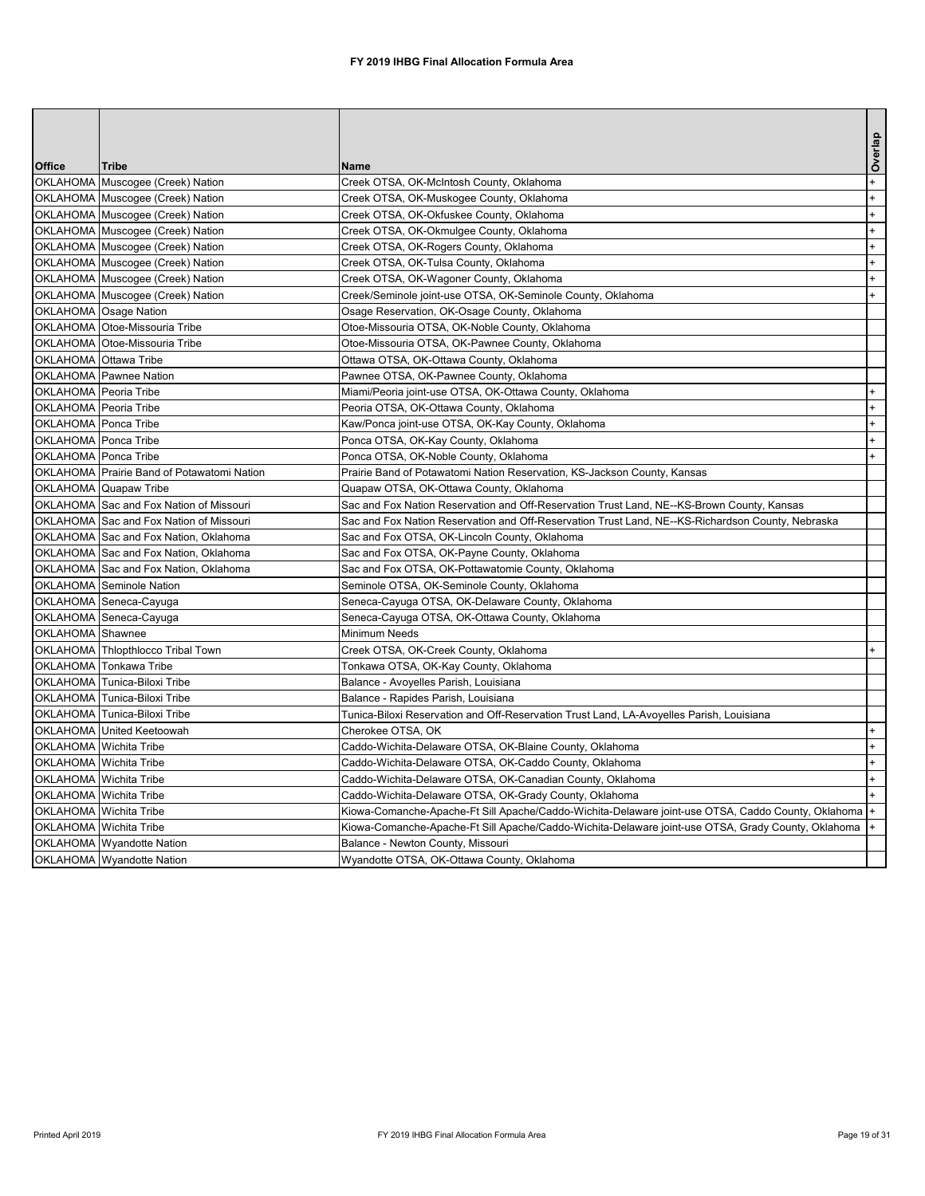# FY 2019 IHBG Final Allocation Formula Area

| Office | Tribe | Name | Overlap |
|---|---|---|---|
| OKLAHOMA | Muscogee (Creek) Nation | Creek OTSA, OK-McIntosh County, Oklahoma | + |
| OKLAHOMA | Muscogee (Creek) Nation | Creek OTSA, OK-Muskogee County, Oklahoma | + |
| OKLAHOMA | Muscogee (Creek) Nation | Creek OTSA, OK-Okfuskee County, Oklahoma | + |
| OKLAHOMA | Muscogee (Creek) Nation | Creek OTSA, OK-Okmulgee County, Oklahoma | + |
| OKLAHOMA | Muscogee (Creek) Nation | Creek OTSA, OK-Rogers County, Oklahoma | + |
| OKLAHOMA | Muscogee (Creek) Nation | Creek OTSA, OK-Tulsa County, Oklahoma | + |
| OKLAHOMA | Muscogee (Creek) Nation | Creek OTSA, OK-Wagoner County, Oklahoma | + |
| OKLAHOMA | Muscogee (Creek) Nation | Creek/Seminole joint-use OTSA, OK-Seminole County, Oklahoma | + |
| OKLAHOMA | Osage Nation | Osage Reservation, OK-Osage County, Oklahoma | |
| OKLAHOMA | Otoe-Missouria Tribe | Otoe-Missouria OTSA, OK-Noble County, Oklahoma | |
| OKLAHOMA | Otoe-Missouria Tribe | Otoe-Missouria OTSA, OK-Pawnee County, Oklahoma | |
| OKLAHOMA | Ottawa Tribe | Ottawa OTSA, OK-Ottawa County, Oklahoma | |
| OKLAHOMA | Pawnee Nation | Pawnee OTSA, OK-Pawnee County, Oklahoma | |
| OKLAHOMA | Peoria Tribe | Miami/Peoria joint-use OTSA, OK-Ottawa County, Oklahoma | + |
| OKLAHOMA | Peoria Tribe | Peoria OTSA, OK-Ottawa County, Oklahoma | + |
| OKLAHOMA | Ponca Tribe | Kaw/Ponca joint-use OTSA, OK-Kay County, Oklahoma | + |
| OKLAHOMA | Ponca Tribe | Ponca OTSA, OK-Kay County, Oklahoma | + |
| OKLAHOMA | Ponca Tribe | Ponca OTSA, OK-Noble County, Oklahoma | + |
| OKLAHOMA | Prairie Band of Potawatomi Nation | Prairie Band of Potawatomi Nation Reservation, KS-Jackson County, Kansas | |
| OKLAHOMA | Quapaw Tribe | Quapaw OTSA, OK-Ottawa County, Oklahoma | |
| OKLAHOMA | Sac and Fox Nation of Missouri | Sac and Fox Nation Reservation and Off-Reservation Trust Land, NE--KS-Brown County, Kansas | |
| OKLAHOMA | Sac and Fox Nation of Missouri | Sac and Fox Nation Reservation and Off-Reservation Trust Land, NE--KS-Richardson County, Nebraska | |
| OKLAHOMA | Sac and Fox Nation, Oklahoma | Sac and Fox OTSA, OK-Lincoln County, Oklahoma | |
| OKLAHOMA | Sac and Fox Nation, Oklahoma | Sac and Fox OTSA, OK-Payne County, Oklahoma | |
| OKLAHOMA | Sac and Fox Nation, Oklahoma | Sac and Fox OTSA, OK-Pottawatomie County, Oklahoma | |
| OKLAHOMA | Seminole Nation | Seminole OTSA, OK-Seminole County, Oklahoma | |
| OKLAHOMA | Seneca-Cayuga | Seneca-Cayuga OTSA, OK-Delaware County, Oklahoma | |
| OKLAHOMA | Seneca-Cayuga | Seneca-Cayuga OTSA, OK-Ottawa County, Oklahoma | |
| OKLAHOMA | Shawnee | Minimum Needs | |
| OKLAHOMA | Thlopthlocco Tribal Town | Creek OTSA, OK-Creek County, Oklahoma | + |
| OKLAHOMA | Tonkawa Tribe | Tonkawa OTSA, OK-Kay County, Oklahoma | |
| OKLAHOMA | Tunica-Biloxi Tribe | Balance - Avoyelles Parish, Louisiana | |
| OKLAHOMA | Tunica-Biloxi Tribe | Balance - Rapides Parish, Louisiana | |
| OKLAHOMA | Tunica-Biloxi Tribe | Tunica-Biloxi Reservation and Off-Reservation Trust Land, LA-Avoyelles Parish, Louisiana | |
| OKLAHOMA | United Keetoowah | Cherokee OTSA, OK | + |
| OKLAHOMA | Wichita Tribe | Caddo-Wichita-Delaware OTSA, OK-Blaine County, Oklahoma | + |
| OKLAHOMA | Wichita Tribe | Caddo-Wichita-Delaware OTSA, OK-Caddo County, Oklahoma | + |
| OKLAHOMA | Wichita Tribe | Caddo-Wichita-Delaware OTSA, OK-Canadian County, Oklahoma | + |
| OKLAHOMA | Wichita Tribe | Caddo-Wichita-Delaware OTSA, OK-Grady County, Oklahoma | + |
| OKLAHOMA | Wichita Tribe | Kiowa-Comanche-Apache-Ft Sill Apache/Caddo-Wichita-Delaware joint-use OTSA, Caddo County, Oklahoma | + |
| OKLAHOMA | Wichita Tribe | Kiowa-Comanche-Apache-Ft Sill Apache/Caddo-Wichita-Delaware joint-use OTSA, Grady County, Oklahoma | + |
| OKLAHOMA | Wyandotte Nation | Balance - Newton County, Missouri | |
| OKLAHOMA | Wyandotte Nation | Wyandotte OTSA, OK-Ottawa County, Oklahoma | |

Printed April 2019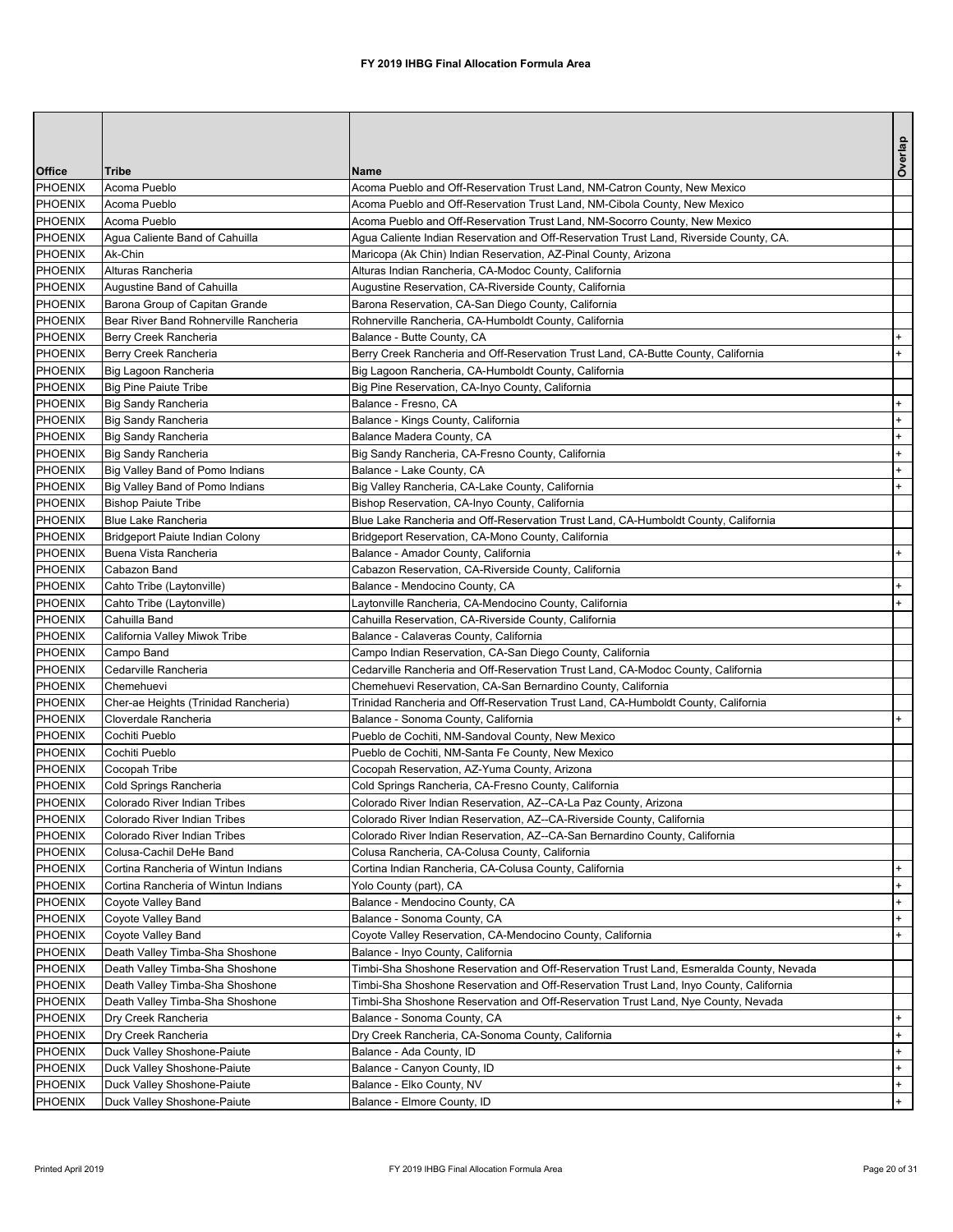# FY 2019 IHBG Final Allocation Formula Area

| Office | Tribe | Name | Overlap |
|---|---|---|---|
| PHOENIX | Acoma Pueblo | Acoma Pueblo and Off-Reservation Trust Land, NM-Catron County, New Mexico | |
| PHOENIX | Acoma Pueblo | Acoma Pueblo and Off-Reservation Trust Land, NM-Cibola County, New Mexico | |
| PHOENIX | Acoma Pueblo | Acoma Pueblo and Off-Reservation Trust Land, NM-Socorro County, New Mexico | |
| PHOENIX | Agua Caliente Band of Cahuilla | Agua Caliente Indian Reservation and Off-Reservation Trust Land, Riverside County, CA. | |
| PHOENIX | Ak-Chin | Maricopa (Ak Chin) Indian Reservation, AZ-Pinal County, Arizona | |
| PHOENIX | Alturas Rancheria | Alturas Indian Rancheria, CA-Modoc County, California | |
| PHOENIX | Augustine Band of Cahuilla | Augustine Reservation, CA-Riverside County, California | |
| PHOENIX | Barona Group of Capitan Grande | Barona Reservation, CA-San Diego County, California | |
| PHOENIX | Bear River Band Rohnerville Rancheria | Rohnerville Rancheria, CA-Humboldt County, California | |
| PHOENIX | Berry Creek Rancheria | Balance - Butte County, CA | + |
| PHOENIX | Berry Creek Rancheria | Berry Creek Rancheria and Off-Reservation Trust Land, CA-Butte County, California | + |
| PHOENIX | Big Lagoon Rancheria | Big Lagoon Rancheria, CA-Humboldt County, California | |
| PHOENIX | Big Pine Paiute Tribe | Big Pine Reservation, CA-Inyo County, California | |
| PHOENIX | Big Sandy Rancheria | Balance - Fresno, CA | + |
| PHOENIX | Big Sandy Rancheria | Balance - Kings County, California | + |
| PHOENIX | Big Sandy Rancheria | Balance Madera County, CA | + |
| PHOENIX | Big Sandy Rancheria | Big Sandy Rancheria, CA-Fresno County, California | + |
| PHOENIX | Big Valley Band of Pomo Indians | Balance - Lake County, CA | + |
| PHOENIX | Big Valley Band of Pomo Indians | Big Valley Rancheria, CA-Lake County, California | + |
| PHOENIX | Bishop Paiute Tribe | Bishop Reservation, CA-Inyo County, California | |
| PHOENIX | Blue Lake Rancheria | Blue Lake Rancheria and Off-Reservation Trust Land, CA-Humboldt County, California | |
| PHOENIX | Bridgeport Paiute Indian Colony | Bridgeport Reservation, CA-Mono County, California | |
| PHOENIX | Buena Vista Rancheria | Balance - Amador County, California | + |
| PHOENIX | Cabazon Band | Cabazon Reservation, CA-Riverside County, California | |
| PHOENIX | Cahto Tribe (Laytonville) | Balance - Mendocino County, CA | + |
| PHOENIX | Cahto Tribe (Laytonville) | Laytonville Rancheria, CA-Mendocino County, California | + |
| PHOENIX | Cahuilla Band | Cahuilla Reservation, CA-Riverside County, California | |
| PHOENIX | California Valley Miwok Tribe | Balance - Calaveras County, California | |
| PHOENIX | Campo Band | Campo Indian Reservation, CA-San Diego County, California | |
| PHOENIX | Cedarville Rancheria | Cedarville Rancheria and Off-Reservation Trust Land, CA-Modoc County, California | |
| PHOENIX | Chemehuevi | Chemehuevi Reservation, CA-San Bernardino County, California | |
| PHOENIX | Cher-ae Heights (Trinidad Rancheria) | Trinidad Rancheria and Off-Reservation Trust Land, CA-Humboldt County, California | |
| PHOENIX | Cloverdale Rancheria | Balance - Sonoma County, California | + |
| PHOENIX | Cochiti Pueblo | Pueblo de Cochiti, NM-Sandoval County, New Mexico | |
| PHOENIX | Cochiti Pueblo | Pueblo de Cochiti, NM-Santa Fe County, New Mexico | |
| PHOENIX | Cocopah Tribe | Cocopah Reservation, AZ-Yuma County, Arizona | |
| PHOENIX | Cold Springs Rancheria | Cold Springs Rancheria, CA-Fresno County, California | |
| PHOENIX | Colorado River Indian Tribes | Colorado River Indian Reservation, AZ--CA-La Paz County, Arizona | |
| PHOENIX | Colorado River Indian Tribes | Colorado River Indian Reservation, AZ--CA-Riverside County, California | |
| PHOENIX | Colorado River Indian Tribes | Colorado River Indian Reservation, AZ--CA-San Bernardino County, California | |
| PHOENIX | Colusa-Cachil DeHe Band | Colusa Rancheria, CA-Colusa County, California | |
| PHOENIX | Cortina Rancheria of Wintun Indians | Cortina Indian Rancheria, CA-Colusa County, California | + |
| PHOENIX | Cortina Rancheria of Wintun Indians | Yolo County (part), CA | + |
| PHOENIX | Coyote Valley Band | Balance - Mendocino County, CA | + |
| PHOENIX | Coyote Valley Band | Balance - Sonoma County, CA | + |
| PHOENIX | Coyote Valley Band | Coyote Valley Reservation, CA-Mendocino County, California | + |
| PHOENIX | Death Valley Timba-Sha Shoshone | Balance - Inyo County, California | |
| PHOENIX | Death Valley Timba-Sha Shoshone | Timbi-Sha Shoshone Reservation and Off-Reservation Trust Land, Esmeralda County, Nevada | |
| PHOENIX | Death Valley Timba-Sha Shoshone | Timbi-Sha Shoshone Reservation and Off-Reservation Trust Land, Inyo County, California | |
| PHOENIX | Death Valley Timba-Sha Shoshone | Timbi-Sha Shoshone Reservation and Off-Reservation Trust Land, Nye County, Nevada | |
| PHOENIX | Dry Creek Rancheria | Balance - Sonoma County, CA | + |
| PHOENIX | Dry Creek Rancheria | Dry Creek Rancheria, CA-Sonoma County, California | + |
| PHOENIX | Duck Valley Shoshone-Paiute | Balance - Ada County, ID | + |
| PHOENIX | Duck Valley Shoshone-Paiute | Balance - Canyon County, ID | + |
| PHOENIX | Duck Valley Shoshone-Paiute | Balance - Elko County, NV | + |
| PHOENIX | Duck Valley Shoshone-Paiute | Balance - Elmore County, ID | + |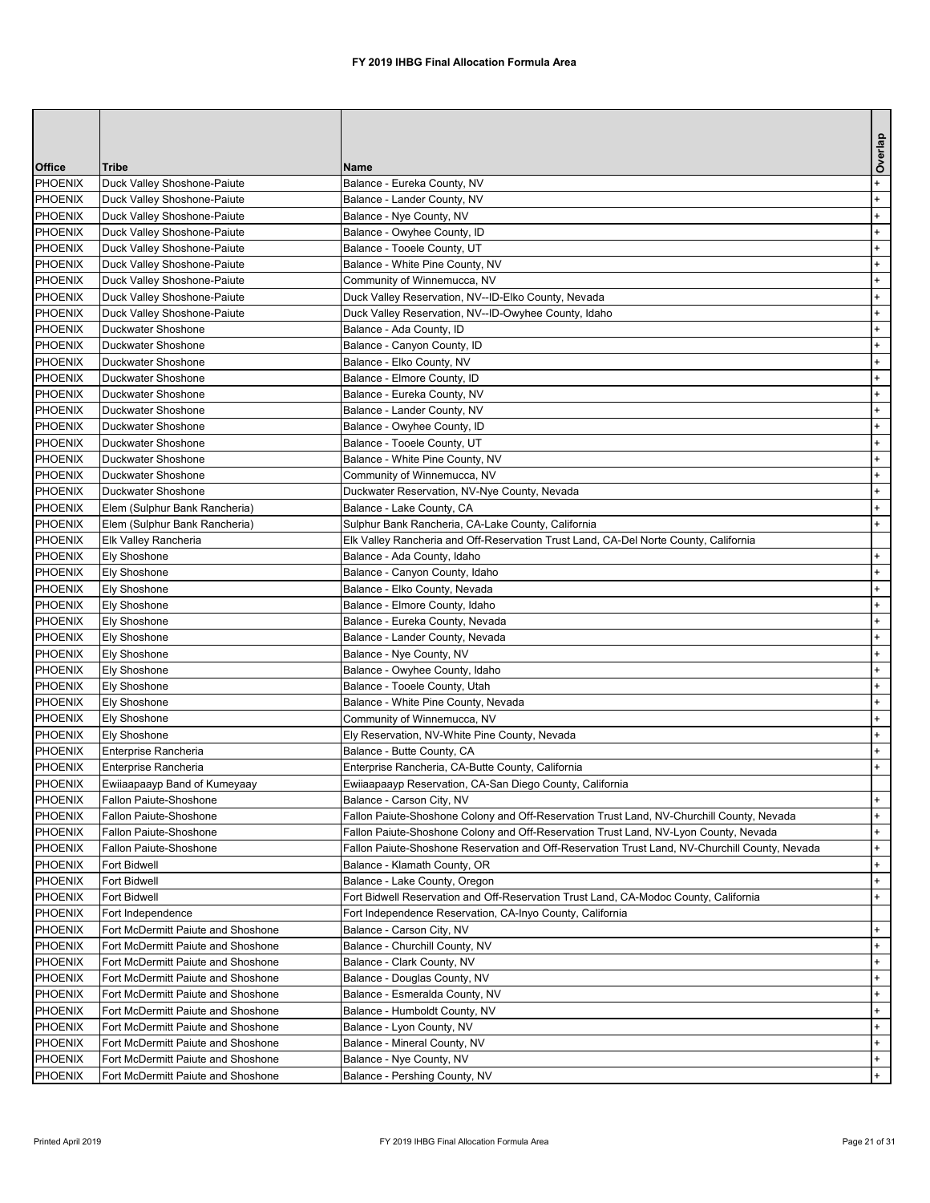# FY 2019 IHBG Final Allocation Formula Area

| Office | Tribe | Name | Overlap |
|---|---|---|---|
| PHOENIX | Duck Valley Shoshone-Paiute | Balance - Eureka County, NV | + |
| PHOENIX | Duck Valley Shoshone-Paiute | Balance - Lander County, NV | + |
| PHOENIX | Duck Valley Shoshone-Paiute | Balance - Nye County, NV | + |
| PHOENIX | Duck Valley Shoshone-Paiute | Balance - Owyhee County, ID | + |
| PHOENIX | Duck Valley Shoshone-Paiute | Balance - Tooele County, UT | + |
| PHOENIX | Duck Valley Shoshone-Paiute | Balance - White Pine County, NV | + |
| PHOENIX | Duck Valley Shoshone-Paiute | Community of Winnemucca, NV | + |
| PHOENIX | Duck Valley Shoshone-Paiute | Duck Valley Reservation, NV--ID-Elko County, Nevada | + |
| PHOENIX | Duck Valley Shoshone-Paiute | Duck Valley Reservation, NV--ID-Owyhee County, Idaho | + |
| PHOENIX | Duckwater Shoshone | Balance - Ada County, ID | + |
| PHOENIX | Duckwater Shoshone | Balance - Canyon County, ID | + |
| PHOENIX | Duckwater Shoshone | Balance - Elko County, NV | + |
| PHOENIX | Duckwater Shoshone | Balance - Elmore County, ID | + |
| PHOENIX | Duckwater Shoshone | Balance - Eureka County, NV | + |
| PHOENIX | Duckwater Shoshone | Balance - Lander County, NV | + |
| PHOENIX | Duckwater Shoshone | Balance - Owyhee County, ID | + |
| PHOENIX | Duckwater Shoshone | Balance - Tooele County, UT | + |
| PHOENIX | Duckwater Shoshone | Balance - White Pine County, NV | + |
| PHOENIX | Duckwater Shoshone | Community of Winnemucca, NV | + |
| PHOENIX | Duckwater Shoshone | Duckwater Reservation, NV-Nye County, Nevada | + |
| PHOENIX | Elem (Sulphur Bank Rancheria) | Balance - Lake County, CA | + |
| PHOENIX | Elem (Sulphur Bank Rancheria) | Sulphur Bank Rancheria, CA-Lake County, California | + |
| PHOENIX | Elk Valley Rancheria | Elk Valley Rancheria and Off-Reservation Trust Land, CA-Del Norte County, California | |
| PHOENIX | Ely Shoshone | Balance - Ada County, Idaho | + |
| PHOENIX | Ely Shoshone | Balance - Canyon County, Idaho | + |
| PHOENIX | Ely Shoshone | Balance - Elko County, Nevada | + |
| PHOENIX | Ely Shoshone | Balance - Elmore County, Idaho | + |
| PHOENIX | Ely Shoshone | Balance - Eureka County, Nevada | + |
| PHOENIX | Ely Shoshone | Balance - Lander County, Nevada | + |
| PHOENIX | Ely Shoshone | Balance - Nye County, NV | + |
| PHOENIX | Ely Shoshone | Balance - Owyhee County, Idaho | + |
| PHOENIX | Ely Shoshone | Balance - Tooele County, Utah | + |
| PHOENIX | Ely Shoshone | Balance - White Pine County, Nevada | + |
| PHOENIX | Ely Shoshone | Community of Winnemucca, NV | + |
| PHOENIX | Ely Shoshone | Ely Reservation, NV-White Pine County, Nevada | + |
| PHOENIX | Enterprise Rancheria | Balance - Butte County, CA | + |
| PHOENIX | Enterprise Rancheria | Enterprise Rancheria, CA-Butte County, California | + |
| PHOENIX | Ewiiaapaayp Band of Kumeyaay | Ewiiaapaayp Reservation, CA-San Diego County, California | |
| PHOENIX | Fallon Paiute-Shoshone | Balance - Carson City, NV | + |
| PHOENIX | Fallon Paiute-Shoshone | Fallon Paiute-Shoshone Colony and Off-Reservation Trust Land, NV-Churchill County, Nevada | + |
| PHOENIX | Fallon Paiute-Shoshone | Fallon Paiute-Shoshone Colony and Off-Reservation Trust Land, NV-Lyon County, Nevada | + |
| PHOENIX | Fallon Paiute-Shoshone | Fallon Paiute-Shoshone Reservation and Off-Reservation Trust Land, NV-Churchill County, Nevada | + |
| PHOENIX | Fort Bidwell | Balance - Klamath County, OR | + |
| PHOENIX | Fort Bidwell | Balance - Lake County, Oregon | + |
| PHOENIX | Fort Bidwell | Fort Bidwell Reservation and Off-Reservation Trust Land, CA-Modoc County, California | + |
| PHOENIX | Fort Independence | Fort Independence Reservation, CA-Inyo County, California | |
| PHOENIX | Fort McDermitt Paiute and Shoshone | Balance - Carson City, NV | + |
| PHOENIX | Fort McDermitt Paiute and Shoshone | Balance - Churchill County, NV | + |
| PHOENIX | Fort McDermitt Paiute and Shoshone | Balance - Clark County, NV | + |
| PHOENIX | Fort McDermitt Paiute and Shoshone | Balance - Douglas County, NV | + |
| PHOENIX | Fort McDermitt Paiute and Shoshone | Balance - Esmeralda County, NV | + |
| PHOENIX | Fort McDermitt Paiute and Shoshone | Balance - Humboldt County, NV | + |
| PHOENIX | Fort McDermitt Paiute and Shoshone | Balance - Lyon County, NV | + |
| PHOENIX | Fort McDermitt Paiute and Shoshone | Balance - Mineral County, NV | + |
| PHOENIX | Fort McDermitt Paiute and Shoshone | Balance - Nye County, NV | + |
| PHOENIX | Fort McDermitt Paiute and Shoshone | Balance - Pershing County, NV | + |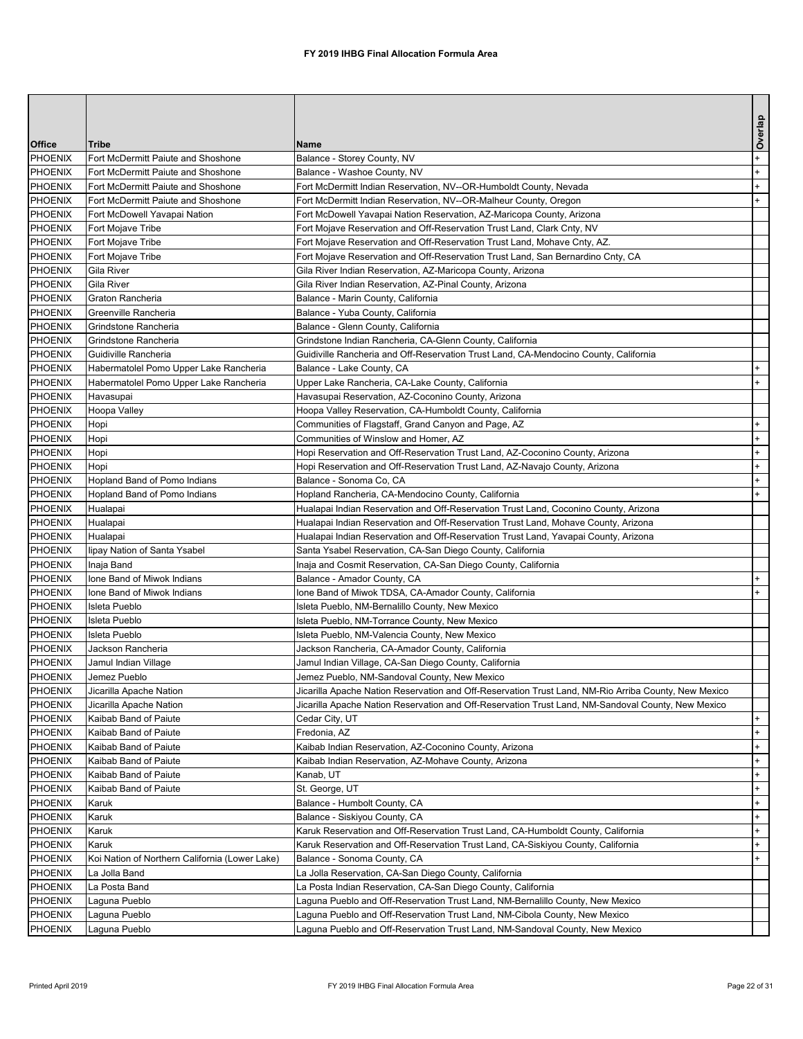# FY 2019 IHBG Final Allocation Formula Area

| Office | Tribe | Name | Overlap |
|---|---|---|---|
| PHOENIX | Fort McDermitt Paiute and Shoshone | Balance - Storey County, NV | + |
| PHOENIX | Fort McDermitt Paiute and Shoshone | Balance - Washoe County, NV | + |
| PHOENIX | Fort McDermitt Paiute and Shoshone | Fort McDermitt Indian Reservation, NV--OR-Humboldt County, Nevada | + |
| PHOENIX | Fort McDermitt Paiute and Shoshone | Fort McDermitt Indian Reservation, NV--OR-Malheur County, Oregon | + |
| PHOENIX | Fort McDowell Yavapai Nation | Fort McDowell Yavapai Nation Reservation, AZ-Maricopa County, Arizona | |
| PHOENIX | Fort Mojave Tribe | Fort Mojave Reservation and Off-Reservation Trust Land, Clark Cnty, NV | |
| PHOENIX | Fort Mojave Tribe | Fort Mojave Reservation and Off-Reservation Trust Land, Mohave Cnty, AZ. | |
| PHOENIX | Fort Mojave Tribe | Fort Mojave Reservation and Off-Reservation Trust Land, San Bernardino Cnty, CA | |
| PHOENIX | Gila River | Gila River Indian Reservation, AZ-Maricopa County, Arizona | |
| PHOENIX | Gila River | Gila River Indian Reservation, AZ-Pinal County, Arizona | |
| PHOENIX | Graton Rancheria | Balance - Marin County, California | |
| PHOENIX | Greenville Rancheria | Balance - Yuba County, California | |
| PHOENIX | Grindstone Rancheria | Balance - Glenn County, California | |
| PHOENIX | Grindstone Rancheria | Grindstone Indian Rancheria, CA-Glenn County, California | |
| PHOENIX | Guidiville Rancheria | Guidiville Rancheria and Off-Reservation Trust Land, CA-Mendocino County, California | |
| PHOENIX | Habermatolel Pomo Upper Lake Rancheria | Balance - Lake County, CA | + |
| PHOENIX | Habermatolel Pomo Upper Lake Rancheria | Upper Lake Rancheria, CA-Lake County, California | + |
| PHOENIX | Havasupai | Havasupai Reservation, AZ-Coconino County, Arizona | |
| PHOENIX | Hoopa Valley | Hoopa Valley Reservation, CA-Humboldt County, California | |
| PHOENIX | Hopi | Communities of Flagstaff, Grand Canyon and Page, AZ | + |
| PHOENIX | Hopi | Communities of Winslow and Homer, AZ | + |
| PHOENIX | Hopi | Hopi Reservation and Off-Reservation Trust Land, AZ-Coconino County, Arizona | + |
| PHOENIX | Hopi | Hopi Reservation and Off-Reservation Trust Land, AZ-Navajo County, Arizona | + |
| PHOENIX | Hopland Band of Pomo Indians | Balance - Sonoma Co, CA | + |
| PHOENIX | Hopland Band of Pomo Indians | Hopland Rancheria, CA-Mendocino County, California | + |
| PHOENIX | Hualapai | Hualapai Indian Reservation and Off-Reservation Trust Land, Coconino County, Arizona | |
| PHOENIX | Hualapai | Hualapai Indian Reservation and Off-Reservation Trust Land, Mohave County, Arizona | |
| PHOENIX | Hualapai | Hualapai Indian Reservation and Off-Reservation Trust Land, Yavapai County, Arizona | |
| PHOENIX | Iipay Nation of Santa Ysabel | Santa Ysabel Reservation, CA-San Diego County, California | |
| PHOENIX | Inaja Band | Inaja and Cosmit Reservation, CA-San Diego County, California | |
| PHOENIX | Ione Band of Miwok Indians | Balance - Amador County, CA | + |
| PHOENIX | Ione Band of Miwok Indians | Ione Band of Miwok TDSA, CA-Amador County, California | + |
| PHOENIX | Isleta Pueblo | Isleta Pueblo, NM-Bernalillo County, New Mexico | |
| PHOENIX | Isleta Pueblo | Isleta Pueblo, NM-Torrance County, New Mexico | |
| PHOENIX | Isleta Pueblo | Isleta Pueblo, NM-Valencia County, New Mexico | |
| PHOENIX | Jackson Rancheria | Jackson Rancheria, CA-Amador County, California | |
| PHOENIX | Jamul Indian Village | Jamul Indian Village, CA-San Diego County, California | |
| PHOENIX | Jemez Pueblo | Jemez Pueblo, NM-Sandoval County, New Mexico | |
| PHOENIX | Jicarilla Apache Nation | Jicarilla Apache Nation Reservation and Off-Reservation Trust Land, NM-Rio Arriba County, New Mexico | |
| PHOENIX | Jicarilla Apache Nation | Jicarilla Apache Nation Reservation and Off-Reservation Trust Land, NM-Sandoval County, New Mexico | |
| PHOENIX | Kaibab Band of Paiute | Cedar City, UT | + |
| PHOENIX | Kaibab Band of Paiute | Fredonia, AZ | + |
| PHOENIX | Kaibab Band of Paiute | Kaibab Indian Reservation, AZ-Coconino County, Arizona | + |
| PHOENIX | Kaibab Band of Paiute | Kaibab Indian Reservation, AZ-Mohave County, Arizona | + |
| PHOENIX | Kaibab Band of Paiute | Kanab, UT | + |
| PHOENIX | Kaibab Band of Paiute | St. George, UT | + |
| PHOENIX | Karuk | Balance - Humbolt County, CA | + |
| PHOENIX | Karuk | Balance - Siskiyou County, CA | + |
| PHOENIX | Karuk | Karuk Reservation and Off-Reservation Trust Land, CA-Humboldt County, California | + |
| PHOENIX | Karuk | Karuk Reservation and Off-Reservation Trust Land, CA-Siskiyou County, California | + |
| PHOENIX | Koi Nation of Northern California (Lower Lake) | Balance - Sonoma County, CA | + |
| PHOENIX | La Jolla Band | La Jolla Reservation, CA-San Diego County, California | |
| PHOENIX | La Posta Band | La Posta Indian Reservation, CA-San Diego County, California | |
| PHOENIX | Laguna Pueblo | Laguna Pueblo and Off-Reservation Trust Land, NM-Bernalillo County, New Mexico | |
| PHOENIX | Laguna Pueblo | Laguna Pueblo and Off-Reservation Trust Land, NM-Cibola County, New Mexico | |
| PHOENIX | Laguna Pueblo | Laguna Pueblo and Off-Reservation Trust Land, NM-Sandoval County, New Mexico | |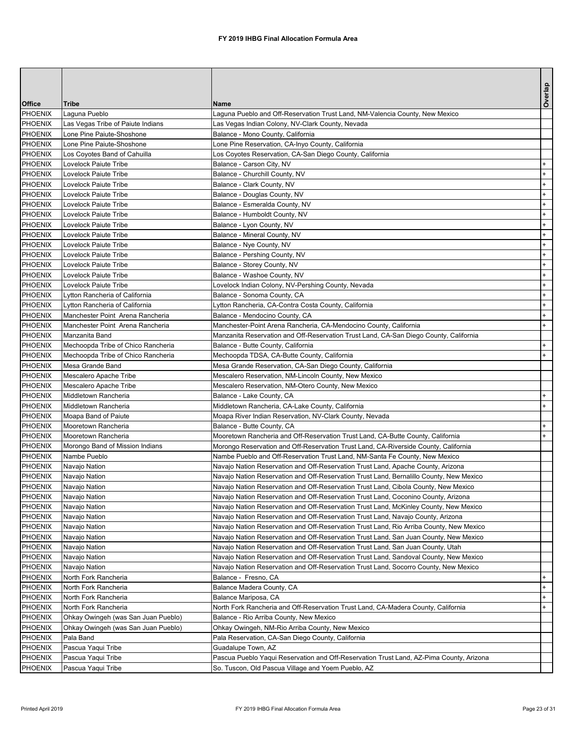# FY 2019 IHBG Final Allocation Formula Area

| Office | Tribe | Name | Overlap |
|---|---|---|---|
| PHOENIX | Laguna Pueblo | Laguna Pueblo and Off-Reservation Trust Land, NM-Valencia County, New Mexico | |
| PHOENIX | Las Vegas Tribe of Paiute Indians | Las Vegas Indian Colony, NV-Clark County, Nevada | |
| PHOENIX | Lone Pine Paiute-Shoshone | Balance - Mono County, California | |
| PHOENIX | Lone Pine Paiute-Shoshone | Lone Pine Reservation, CA-Inyo County, California | |
| PHOENIX | Los Coyotes Band of Cahuilla | Los Coyotes Reservation, CA-San Diego County, California | |
| PHOENIX | Lovelock Paiute Tribe | Balance - Carson City, NV | + |
| PHOENIX | Lovelock Paiute Tribe | Balance - Churchill County, NV | + |
| PHOENIX | Lovelock Paiute Tribe | Balance - Clark County, NV | + |
| PHOENIX | Lovelock Paiute Tribe | Balance - Douglas County, NV | + |
| PHOENIX | Lovelock Paiute Tribe | Balance - Esmeralda County, NV | + |
| PHOENIX | Lovelock Paiute Tribe | Balance - Humboldt County, NV | + |
| PHOENIX | Lovelock Paiute Tribe | Balance - Lyon County, NV | + |
| PHOENIX | Lovelock Paiute Tribe | Balance - Mineral County, NV | + |
| PHOENIX | Lovelock Paiute Tribe | Balance - Nye County, NV | + |
| PHOENIX | Lovelock Paiute Tribe | Balance - Pershing County, NV | + |
| PHOENIX | Lovelock Paiute Tribe | Balance - Storey County, NV | + |
| PHOENIX | Lovelock Paiute Tribe | Balance - Washoe County, NV | + |
| PHOENIX | Lovelock Paiute Tribe | Lovelock Indian Colony, NV-Pershing County, Nevada | + |
| PHOENIX | Lytton Rancheria of California | Balance - Sonoma County, CA | + |
| PHOENIX | Lytton Rancheria of California | Lytton Rancheria, CA-Contra Costa County, California | + |
| PHOENIX | Manchester Point Arena Rancheria | Balance - Mendocino County, CA | + |
| PHOENIX | Manchester Point Arena Rancheria | Manchester-Point Arena Rancheria, CA-Mendocino County, California | + |
| PHOENIX | Manzanita Band | Manzanita Reservation and Off-Reservation Trust Land, CA-San Diego County, California | |
| PHOENIX | Mechoopda Tribe of Chico Rancheria | Balance - Butte County, California | + |
| PHOENIX | Mechoopda Tribe of Chico Rancheria | Mechoopda TDSA, CA-Butte County, California | + |
| PHOENIX | Mesa Grande Band | Mesa Grande Reservation, CA-San Diego County, California | |
| PHOENIX | Mescalero Apache Tribe | Mescalero Reservation, NM-Lincoln County, New Mexico | |
| PHOENIX | Mescalero Apache Tribe | Mescalero Reservation, NM-Otero County, New Mexico | |
| PHOENIX | Middletown Rancheria | Balance - Lake County, CA | + |
| PHOENIX | Middletown Rancheria | Middletown Rancheria, CA-Lake County, California | + |
| PHOENIX | Moapa Band of Paiute | Moapa River Indian Reservation, NV-Clark County, Nevada | |
| PHOENIX | Mooretown Rancheria | Balance - Butte County, CA | + |
| PHOENIX | Mooretown Rancheria | Mooretown Rancheria and Off-Reservation Trust Land, CA-Butte County, California | + |
| PHOENIX | Morongo Band of Mission Indians | Morongo Reservation and Off-Reservation Trust Land, CA-Riverside County, California | |
| PHOENIX | Nambe Pueblo | Nambe Pueblo and Off-Reservation Trust Land, NM-Santa Fe County, New Mexico | |
| PHOENIX | Navajo Nation | Navajo Nation Reservation and Off-Reservation Trust Land, Apache County, Arizona | |
| PHOENIX | Navajo Nation | Navajo Nation Reservation and Off-Reservation Trust Land, Bernalillo County, New Mexico | |
| PHOENIX | Navajo Nation | Navajo Nation Reservation and Off-Reservation Trust Land, Cibola County, New Mexico | |
| PHOENIX | Navajo Nation | Navajo Nation Reservation and Off-Reservation Trust Land, Coconino County, Arizona | |
| PHOENIX | Navajo Nation | Navajo Nation Reservation and Off-Reservation Trust Land, McKinley County, New Mexico | |
| PHOENIX | Navajo Nation | Navajo Nation Reservation and Off-Reservation Trust Land, Navajo County, Arizona | |
| PHOENIX | Navajo Nation | Navajo Nation Reservation and Off-Reservation Trust Land, Rio Arriba County, New Mexico | |
| PHOENIX | Navajo Nation | Navajo Nation Reservation and Off-Reservation Trust Land, San Juan County, New Mexico | |
| PHOENIX | Navajo Nation | Navajo Nation Reservation and Off-Reservation Trust Land, San Juan County, Utah | |
| PHOENIX | Navajo Nation | Navajo Nation Reservation and Off-Reservation Trust Land, Sandoval County, New Mexico | |
| PHOENIX | Navajo Nation | Navajo Nation Reservation and Off-Reservation Trust Land, Socorro County, New Mexico | |
| PHOENIX | North Fork Rancheria | Balance - Fresno, CA | + |
| PHOENIX | North Fork Rancheria | Balance Madera County, CA | + |
| PHOENIX | North Fork Rancheria | Balance Mariposa, CA | + |
| PHOENIX | North Fork Rancheria | North Fork Rancheria and Off-Reservation Trust Land, CA-Madera County, California | + |
| PHOENIX | Ohkay Owingeh (was San Juan Pueblo) | Balance - Rio Arriba County, New Mexico | |
| PHOENIX | Ohkay Owingeh (was San Juan Pueblo) | Ohkay Owingeh, NM-Rio Arriba County, New Mexico | |
| PHOENIX | Pala Band | Pala Reservation, CA-San Diego County, California | |
| PHOENIX | Pascua Yaqui Tribe | Guadalupe Town, AZ | |
| PHOENIX | Pascua Yaqui Tribe | Pascua Pueblo Yaqui Reservation and Off-Reservation Trust Land, AZ-Pima County, Arizona | |
| PHOENIX | Pascua Yaqui Tribe | So. Tuscon, Old Pascua Village and Yoem Pueblo, AZ | |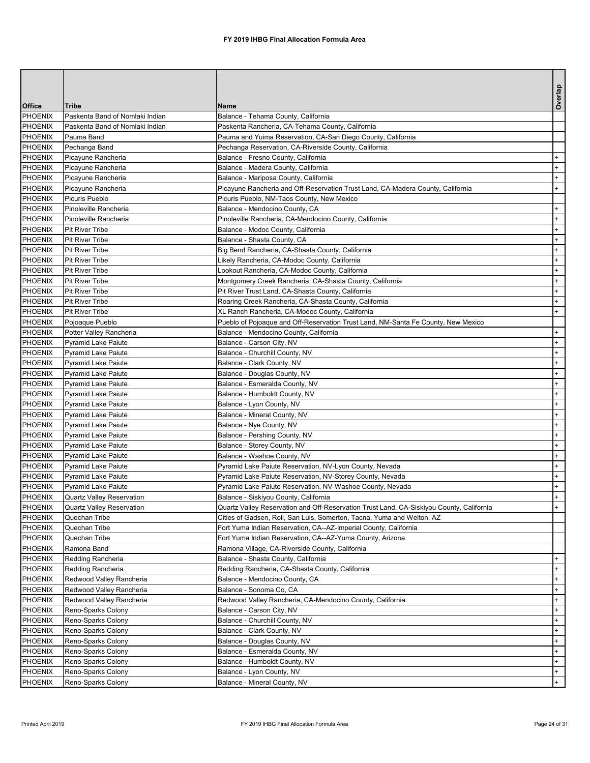# FY 2019 IHBG Final Allocation Formula Area

| Office | Tribe | Name | Overlap |
|---|---|---|---|
| PHOENIX | Paskenta Band of Nomlaki Indian | Balance - Tehama County, California | |
| PHOENIX | Paskenta Band of Nomlaki Indian | Paskenta Rancheria, CA-Tehama County, California | |
| PHOENIX | Pauma Band | Pauma and Yuima Reservation, CA-San Diego County, California | |
| PHOENIX | Pechanga Band | Pechanga Reservation, CA-Riverside County, California | |
| PHOENIX | Picayune Rancheria | Balance - Fresno County, California | + |
| PHOENIX | Picayune Rancheria | Balance - Madera County, California | + |
| PHOENIX | Picayune Rancheria | Balance - Mariposa County, California | + |
| PHOENIX | Picayune Rancheria | Picayune Rancheria and Off-Reservation Trust Land, CA-Madera County, California | + |
| PHOENIX | Picuris Pueblo | Picuris Pueblo, NM-Taos County, New Mexico | |
| PHOENIX | Pinoleville Rancheria | Balance - Mendocino County, CA | + |
| PHOENIX | Pinoleville Rancheria | Pinoleville Rancheria, CA-Mendocino County, California | + |
| PHOENIX | Pit River Tribe | Balance - Modoc County, California | + |
| PHOENIX | Pit River Tribe | Balance - Shasta County, CA | + |
| PHOENIX | Pit River Tribe | Big Bend Rancheria, CA-Shasta County, California | + |
| PHOENIX | Pit River Tribe | Likely Rancheria, CA-Modoc County, California | + |
| PHOENIX | Pit River Tribe | Lookout Rancheria, CA-Modoc County, California | + |
| PHOENIX | Pit River Tribe | Montgomery Creek Rancheria, CA-Shasta County, California | + |
| PHOENIX | Pit River Tribe | Pit River Trust Land, CA-Shasta County, California | + |
| PHOENIX | Pit River Tribe | Roaring Creek Rancheria, CA-Shasta County, California | + |
| PHOENIX | Pit River Tribe | XL Ranch Rancheria, CA-Modoc County, California | + |
| PHOENIX | Pojoaque Pueblo | Pueblo of Pojoaque and Off-Reservation Trust Land, NM-Santa Fe County, New Mexico | |
| PHOENIX | Potter Valley Rancheria | Balance - Mendocino County, California | + |
| PHOENIX | Pyramid Lake Paiute | Balance - Carson City, NV | + |
| PHOENIX | Pyramid Lake Paiute | Balance - Churchill County, NV | + |
| PHOENIX | Pyramid Lake Paiute | Balance - Clark County, NV | + |
| PHOENIX | Pyramid Lake Paiute | Balance - Douglas County, NV | + |
| PHOENIX | Pyramid Lake Paiute | Balance - Esmeralda County, NV | + |
| PHOENIX | Pyramid Lake Paiute | Balance - Humboldt County, NV | + |
| PHOENIX | Pyramid Lake Paiute | Balance - Lyon County, NV | + |
| PHOENIX | Pyramid Lake Paiute | Balance - Mineral County, NV | + |
| PHOENIX | Pyramid Lake Paiute | Balance - Nye County, NV | + |
| PHOENIX | Pyramid Lake Paiute | Balance - Pershing County, NV | + |
| PHOENIX | Pyramid Lake Paiute | Balance - Storey County, NV | + |
| PHOENIX | Pyramid Lake Paiute | Balance - Washoe County, NV | + |
| PHOENIX | Pyramid Lake Paiute | Pyramid Lake Paiute Reservation, NV-Lyon County, Nevada | + |
| PHOENIX | Pyramid Lake Paiute | Pyramid Lake Paiute Reservation, NV-Storey County, Nevada | + |
| PHOENIX | Pyramid Lake Paiute | Pyramid Lake Paiute Reservation, NV-Washoe County, Nevada | + |
| PHOENIX | Quartz Valley Reservation | Balance - Siskiyou County, California | + |
| PHOENIX | Quartz Valley Reservation | Quartz Valley Reservation and Off-Reservation Trust Land, CA-Siskiyou County, California | + |
| PHOENIX | Quechan Tribe | Cities of Gadsen, Roll, San Luis, Somerton, Tacna, Yuma and Welton, AZ | |
| PHOENIX | Quechan Tribe | Fort Yuma Indian Reservation, CA--AZ-Imperial County, California | |
| PHOENIX | Quechan Tribe | Fort Yuma Indian Reservation, CA--AZ-Yuma County, Arizona | |
| PHOENIX | Ramona Band | Ramona Village, CA-Riverside County, California | |
| PHOENIX | Redding Rancheria | Balance - Shasta County, California | + |
| PHOENIX | Redding Rancheria | Redding Rancheria, CA-Shasta County, California | + |
| PHOENIX | Redwood Valley Rancheria | Balance - Mendocino County, CA | + |
| PHOENIX | Redwood Valley Rancheria | Balance - Sonoma Co, CA | + |
| PHOENIX | Redwood Valley Rancheria | Redwood Valley Rancheria, CA-Mendocino County, California | + |
| PHOENIX | Reno-Sparks Colony | Balance - Carson City, NV | + |
| PHOENIX | Reno-Sparks Colony | Balance - Churchill County, NV | + |
| PHOENIX | Reno-Sparks Colony | Balance - Clark County, NV | + |
| PHOENIX | Reno-Sparks Colony | Balance - Douglas County, NV | + |
| PHOENIX | Reno-Sparks Colony | Balance - Esmeralda County, NV | + |
| PHOENIX | Reno-Sparks Colony | Balance - Humboldt County, NV | + |
| PHOENIX | Reno-Sparks Colony | Balance - Lyon County, NV | + |
| PHOENIX | Reno-Sparks Colony | Balance - Mineral County, NV | + |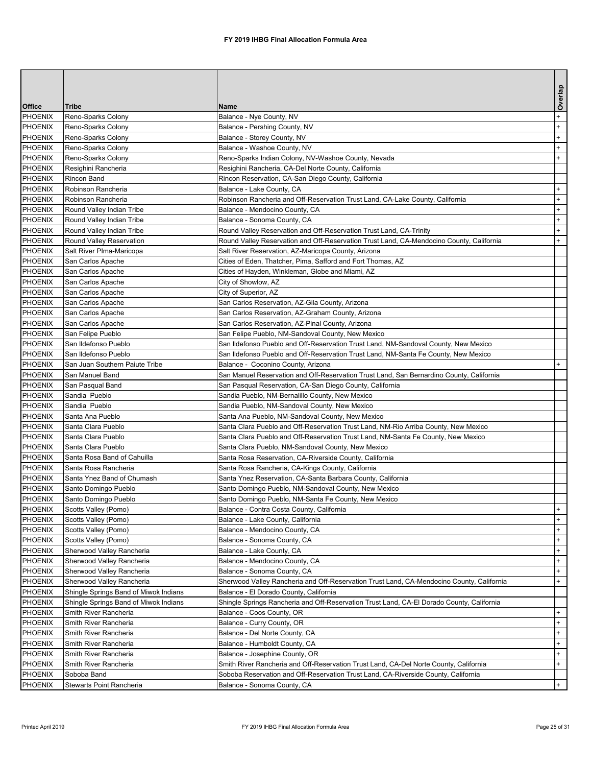# FY 2019 IHBG Final Allocation Formula Area

| Office | Tribe | Name | Overlap |
|---|---|---|---|
| PHOENIX | Reno-Sparks Colony | Balance - Nye County, NV | + |
| PHOENIX | Reno-Sparks Colony | Balance - Pershing County, NV | + |
| PHOENIX | Reno-Sparks Colony | Balance - Storey County, NV | + |
| PHOENIX | Reno-Sparks Colony | Balance - Washoe County, NV | + |
| PHOENIX | Reno-Sparks Colony | Reno-Sparks Indian Colony, NV-Washoe County, Nevada | + |
| PHOENIX | Resighini Rancheria | Resighini Rancheria, CA-Del Norte County, California | |
| PHOENIX | Rincon Band | Rincon Reservation, CA-San Diego County, California | |
| PHOENIX | Robinson Rancheria | Balance - Lake County, CA | + |
| PHOENIX | Robinson Rancheria | Robinson Rancheria and Off-Reservation Trust Land, CA-Lake County, California | + |
| PHOENIX | Round Valley Indian Tribe | Balance - Mendocino County, CA | + |
| PHOENIX | Round Valley Indian Tribe | Balance - Sonoma County, CA | + |
| PHOENIX | Round Valley Indian Tribe | Round Valley Reservation and Off-Reservation Trust Land, CA-Trinity | + |
| PHOENIX | Round Valley Reservation | Round Valley Reservation and Off-Reservation Trust Land, CA-Mendocino County, California | + |
| PHOENIX | Salt River Plma-Maricopa | Salt River Reservation, AZ-Maricopa County, Arizona | |
| PHOENIX | San Carlos Apache | Cities of Eden, Thatcher, Pima, Safford and Fort Thomas, AZ | |
| PHOENIX | San Carlos Apache | Cities of Hayden, Winkleman, Globe and Miami, AZ | |
| PHOENIX | San Carlos Apache | City of Showlow, AZ | |
| PHOENIX | San Carlos Apache | City of Superior, AZ | |
| PHOENIX | San Carlos Apache | San Carlos Reservation, AZ-Gila County, Arizona | |
| PHOENIX | San Carlos Apache | San Carlos Reservation, AZ-Graham County, Arizona | |
| PHOENIX | San Carlos Apache | San Carlos Reservation, AZ-Pinal County, Arizona | |
| PHOENIX | San Felipe Pueblo | San Felipe Pueblo, NM-Sandoval County, New Mexico | |
| PHOENIX | San Ildefonso Pueblo | San Ildefonso Pueblo and Off-Reservation Trust Land, NM-Sandoval County, New Mexico | |
| PHOENIX | San Ildefonso Pueblo | San Ildefonso Pueblo and Off-Reservation Trust Land, NM-Santa Fe County, New Mexico | |
| PHOENIX | San Juan Southern Paiute Tribe | Balance - Coconino County, Arizona | + |
| PHOENIX | San Manuel Band | San Manuel Reservation and Off-Reservation Trust Land, San Bernardino County, California | |
| PHOENIX | San Pasqual Band | San Pasqual Reservation, CA-San Diego County, California | |
| PHOENIX | Sandia Pueblo | Sandia Pueblo, NM-Bernalillo County, New Mexico | |
| PHOENIX | Sandia Pueblo | Sandia Pueblo, NM-Sandoval County, New Mexico | |
| PHOENIX | Santa Ana Pueblo | Santa Ana Pueblo, NM-Sandoval County, New Mexico | |
| PHOENIX | Santa Clara Pueblo | Santa Clara Pueblo and Off-Reservation Trust Land, NM-Rio Arriba County, New Mexico | |
| PHOENIX | Santa Clara Pueblo | Santa Clara Pueblo and Off-Reservation Trust Land, NM-Santa Fe County, New Mexico | |
| PHOENIX | Santa Clara Pueblo | Santa Clara Pueblo, NM-Sandoval County, New Mexico | |
| PHOENIX | Santa Rosa Band of Cahuilla | Santa Rosa Reservation, CA-Riverside County, California | |
| PHOENIX | Santa Rosa Rancheria | Santa Rosa Rancheria, CA-Kings County, California | |
| PHOENIX | Santa Ynez Band of Chumash | Santa Ynez Reservation, CA-Santa Barbara County, California | |
| PHOENIX | Santo Domingo Pueblo | Santo Domingo Pueblo, NM-Sandoval County, New Mexico | |
| PHOENIX | Santo Domingo Pueblo | Santo Domingo Pueblo, NM-Santa Fe County, New Mexico | |
| PHOENIX | Scotts Valley (Pomo) | Balance - Contra Costa County, California | + |
| PHOENIX | Scotts Valley (Pomo) | Balance - Lake County, California | + |
| PHOENIX | Scotts Valley (Pomo) | Balance - Mendocino County, CA | + |
| PHOENIX | Scotts Valley (Pomo) | Balance - Sonoma County, CA | + |
| PHOENIX | Sherwood Valley Rancheria | Balance - Lake County, CA | + |
| PHOENIX | Sherwood Valley Rancheria | Balance - Mendocino County, CA | + |
| PHOENIX | Sherwood Valley Rancheria | Balance - Sonoma County, CA | + |
| PHOENIX | Sherwood Valley Rancheria | Sherwood Valley Rancheria and Off-Reservation Trust Land, CA-Mendocino County, California | + |
| PHOENIX | Shingle Springs Band of Miwok Indians | Balance - El Dorado County, California | |
| PHOENIX | Shingle Springs Band of Miwok Indians | Shingle Springs Rancheria and Off-Reservation Trust Land, CA-El Dorado County, California | |
| PHOENIX | Smith River Rancheria | Balance - Coos County, OR | + |
| PHOENIX | Smith River Rancheria | Balance - Curry County, OR | + |
| PHOENIX | Smith River Rancheria | Balance - Del Norte County, CA | + |
| PHOENIX | Smith River Rancheria | Balance - Humboldt County, CA | + |
| PHOENIX | Smith River Rancheria | Balance - Josephine County, OR | + |
| PHOENIX | Smith River Rancheria | Smith River Rancheria and Off-Reservation Trust Land, CA-Del Norte County, California | + |
| PHOENIX | Soboba Band | Soboba Reservation and Off-Reservation Trust Land, CA-Riverside County, California | |
| PHOENIX | Stewarts Point Rancheria | Balance - Sonoma County, CA | + |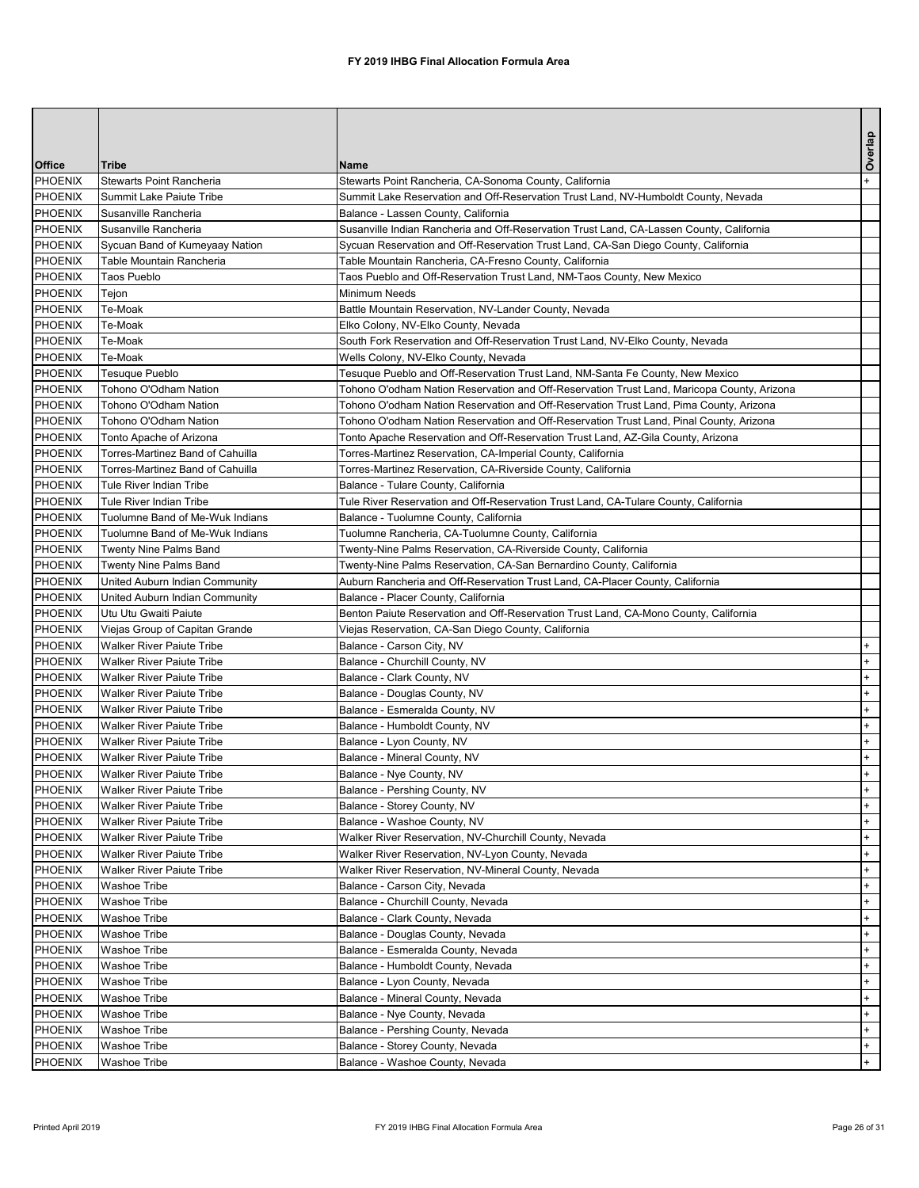# FY 2019 IHBG Final Allocation Formula Area

| Office | Tribe | Name | Overlap |
|---|---|---|---|
| PHOENIX | Stewarts Point Rancheria | Stewarts Point Rancheria, CA-Sonoma County, California | + |
| PHOENIX | Summit Lake Paiute Tribe | Summit Lake Reservation and Off-Reservation Trust Land, NV-Humboldt County, Nevada | |
| PHOENIX | Susanville Rancheria | Balance - Lassen County, California | |
| PHOENIX | Susanville Rancheria | Susanville Indian Rancheria and Off-Reservation Trust Land, CA-Lassen County, California | |
| PHOENIX | Sycuan Band of Kumeyaay Nation | Sycuan Reservation and Off-Reservation Trust Land, CA-San Diego County, California | |
| PHOENIX | Table Mountain Rancheria | Table Mountain Rancheria, CA-Fresno County, California | |
| PHOENIX | Taos Pueblo | Taos Pueblo and Off-Reservation Trust Land, NM-Taos County, New Mexico | |
| PHOENIX | Tejon | Minimum Needs | |
| PHOENIX | Te-Moak | Battle Mountain Reservation, NV-Lander County, Nevada | |
| PHOENIX | Te-Moak | Elko Colony, NV-Elko County, Nevada | |
| PHOENIX | Te-Moak | South Fork Reservation and Off-Reservation Trust Land, NV-Elko County, Nevada | |
| PHOENIX | Te-Moak | Wells Colony, NV-Elko County, Nevada | |
| PHOENIX | Tesuque Pueblo | Tesuque Pueblo and Off-Reservation Trust Land, NM-Santa Fe County, New Mexico | |
| PHOENIX | Tohono O'Odham Nation | Tohono O'odham Nation Reservation and Off-Reservation Trust Land, Maricopa County, Arizona | |
| PHOENIX | Tohono O'Odham Nation | Tohono O'odham Nation Reservation and Off-Reservation Trust Land, Pima County, Arizona | |
| PHOENIX | Tohono O'Odham Nation | Tohono O'odham Nation Reservation and Off-Reservation Trust Land, Pinal County, Arizona | |
| PHOENIX | Tonto Apache of Arizona | Tonto Apache Reservation and Off-Reservation Trust Land, AZ-Gila County, Arizona | |
| PHOENIX | Torres-Martinez Band of Cahuilla | Torres-Martinez Reservation, CA-Imperial County, California | |
| PHOENIX | Torres-Martinez Band of Cahuilla | Torres-Martinez Reservation, CA-Riverside County, California | |
| PHOENIX | Tule River Indian Tribe | Balance - Tulare County, California | |
| PHOENIX | Tule River Indian Tribe | Tule River Reservation and Off-Reservation Trust Land, CA-Tulare County, California | |
| PHOENIX | Tuolumne Band of Me-Wuk Indians | Balance - Tuolumne County, California | |
| PHOENIX | Tuolumne Band of Me-Wuk Indians | Tuolumne Rancheria, CA-Tuolumne County, California | |
| PHOENIX | Twenty Nine Palms Band | Twenty-Nine Palms Reservation, CA-Riverside County, California | |
| PHOENIX | Twenty Nine Palms Band | Twenty-Nine Palms Reservation, CA-San Bernardino County, California | |
| PHOENIX | United Auburn Indian Community | Auburn Rancheria and Off-Reservation Trust Land, CA-Placer County, California | |
| PHOENIX | United Auburn Indian Community | Balance - Placer County, California | |
| PHOENIX | Utu Utu Gwaiti Paiute | Benton Paiute Reservation and Off-Reservation Trust Land, CA-Mono County, California | |
| PHOENIX | Viejas Group of Capitan Grande | Viejas Reservation, CA-San Diego County, California | |
| PHOENIX | Walker River Paiute Tribe | Balance - Carson City, NV | + |
| PHOENIX | Walker River Paiute Tribe | Balance - Churchill County, NV | + |
| PHOENIX | Walker River Paiute Tribe | Balance - Clark County, NV | + |
| PHOENIX | Walker River Paiute Tribe | Balance - Douglas County, NV | + |
| PHOENIX | Walker River Paiute Tribe | Balance - Esmeralda County, NV | + |
| PHOENIX | Walker River Paiute Tribe | Balance - Humboldt County, NV | + |
| PHOENIX | Walker River Paiute Tribe | Balance - Lyon County, NV | + |
| PHOENIX | Walker River Paiute Tribe | Balance - Mineral County, NV | + |
| PHOENIX | Walker River Paiute Tribe | Balance - Nye County, NV | + |
| PHOENIX | Walker River Paiute Tribe | Balance - Pershing County, NV | + |
| PHOENIX | Walker River Paiute Tribe | Balance - Storey County, NV | + |
| PHOENIX | Walker River Paiute Tribe | Balance - Washoe County, NV | + |
| PHOENIX | Walker River Paiute Tribe | Walker River Reservation, NV-Churchill County, Nevada | + |
| PHOENIX | Walker River Paiute Tribe | Walker River Reservation, NV-Lyon County, Nevada | + |
| PHOENIX | Walker River Paiute Tribe | Walker River Reservation, NV-Mineral County, Nevada | + |
| PHOENIX | Washoe Tribe | Balance - Carson City, Nevada | + |
| PHOENIX | Washoe Tribe | Balance - Churchill County, Nevada | + |
| PHOENIX | Washoe Tribe | Balance - Clark County, Nevada | + |
| PHOENIX | Washoe Tribe | Balance - Douglas County, Nevada | + |
| PHOENIX | Washoe Tribe | Balance - Esmeralda County, Nevada | + |
| PHOENIX | Washoe Tribe | Balance - Humboldt County, Nevada | + |
| PHOENIX | Washoe Tribe | Balance - Lyon County, Nevada | + |
| PHOENIX | Washoe Tribe | Balance - Mineral County, Nevada | + |
| PHOENIX | Washoe Tribe | Balance - Nye County, Nevada | + |
| PHOENIX | Washoe Tribe | Balance - Pershing County, Nevada | + |
| PHOENIX | Washoe Tribe | Balance - Storey County, Nevada | + |
| PHOENIX | Washoe Tribe | Balance - Washoe County, Nevada | + |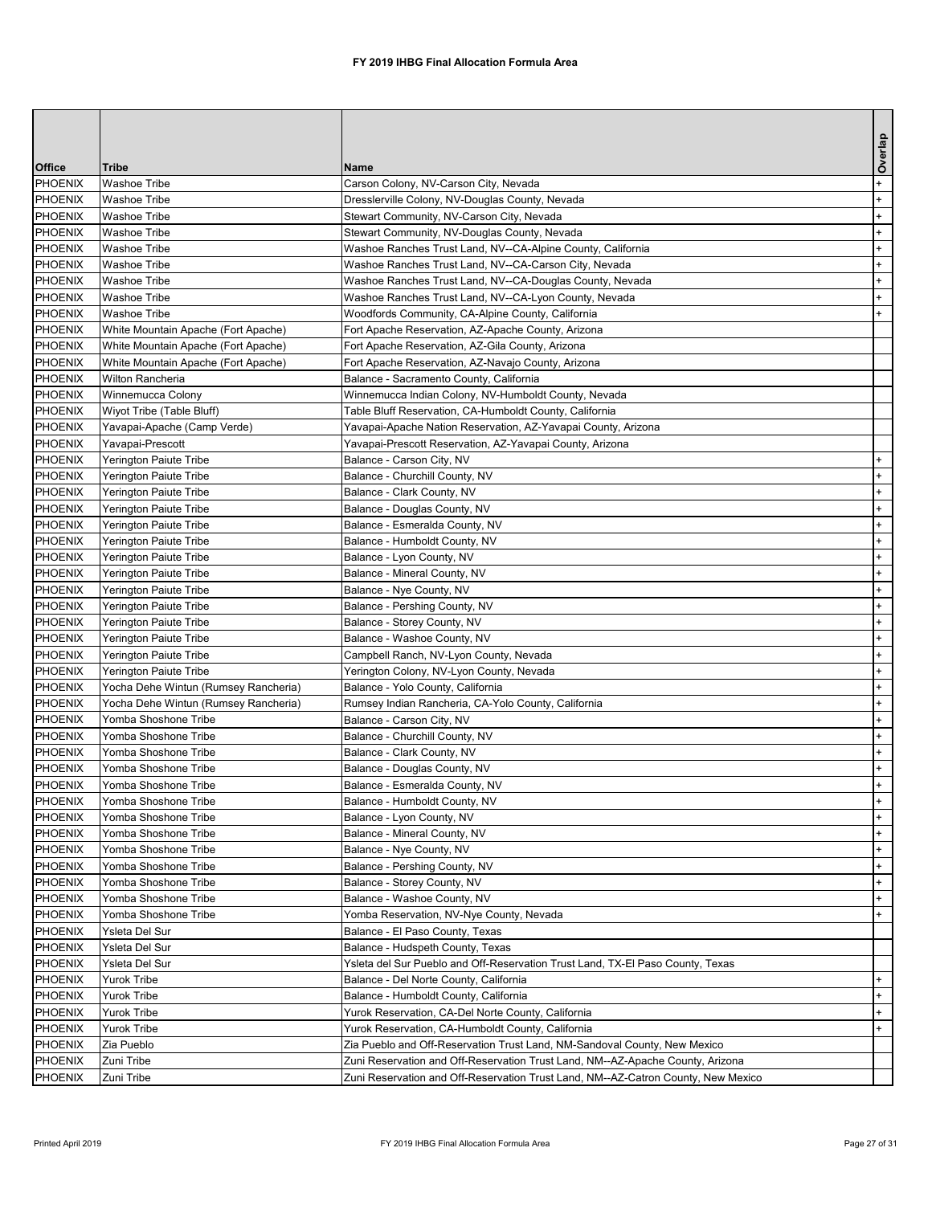| Office | Tribe | Name | Overlap |
|---|---|---|---|
| PHOENIX | Washoe Tribe | Carson Colony, NV-Carson City, Nevada | + |
| PHOENIX | Washoe Tribe | Dresslerville Colony, NV-Douglas County, Nevada | + |
| PHOENIX | Washoe Tribe | Stewart Community, NV-Carson City, Nevada | + |
| PHOENIX | Washoe Tribe | Stewart Community, NV-Douglas County, Nevada | + |
| PHOENIX | Washoe Tribe | Washoe Ranches Trust Land, NV--CA-Alpine County, California | + |
| PHOENIX | Washoe Tribe | Washoe Ranches Trust Land, NV--CA-Carson City, Nevada | + |
| PHOENIX | Washoe Tribe | Washoe Ranches Trust Land, NV--CA-Douglas County, Nevada | + |
| PHOENIX | Washoe Tribe | Washoe Ranches Trust Land, NV--CA-Lyon County, Nevada | + |
| PHOENIX | Washoe Tribe | Woodfords Community, CA-Alpine County, California | + |
| PHOENIX | White Mountain Apache (Fort Apache) | Fort Apache Reservation, AZ-Apache County, Arizona | |
| PHOENIX | White Mountain Apache (Fort Apache) | Fort Apache Reservation, AZ-Gila County, Arizona | |
| PHOENIX | White Mountain Apache (Fort Apache) | Fort Apache Reservation, AZ-Navajo County, Arizona | |
| PHOENIX | Wilton Rancheria | Balance - Sacramento County, California | |
| PHOENIX | Winnemucca Colony | Winnemucca Indian Colony, NV-Humboldt County, Nevada | |
| PHOENIX | Wiyot Tribe (Table Bluff) | Table Bluff Reservation, CA-Humboldt County, California | |
| PHOENIX | Yavapai-Apache (Camp Verde) | Yavapai-Apache Nation Reservation, AZ-Yavapai County, Arizona | |
| PHOENIX | Yavapai-Prescott | Yavapai-Prescott Reservation, AZ-Yavapai County, Arizona | |
| PHOENIX | Yerington Paiute Tribe | Balance - Carson City, NV | + |
| PHOENIX | Yerington Paiute Tribe | Balance - Churchill County, NV | + |
| PHOENIX | Yerington Paiute Tribe | Balance - Clark County, NV | + |
| PHOENIX | Yerington Paiute Tribe | Balance - Douglas County, NV | + |
| PHOENIX | Yerington Paiute Tribe | Balance - Esmeralda County, NV | + |
| PHOENIX | Yerington Paiute Tribe | Balance - Humboldt County, NV | + |
| PHOENIX | Yerington Paiute Tribe | Balance - Lyon County, NV | + |
| PHOENIX | Yerington Paiute Tribe | Balance - Mineral County, NV | + |
| PHOENIX | Yerington Paiute Tribe | Balance - Nye County, NV | + |
| PHOENIX | Yerington Paiute Tribe | Balance - Pershing County, NV | + |
| PHOENIX | Yerington Paiute Tribe | Balance - Storey County, NV | + |
| PHOENIX | Yerington Paiute Tribe | Balance - Washoe County, NV | + |
| PHOENIX | Yerington Paiute Tribe | Campbell Ranch, NV-Lyon County, Nevada | + |
| PHOENIX | Yerington Paiute Tribe | Yerington Colony, NV-Lyon County, Nevada | + |
| PHOENIX | Yocha Dehe Wintun (Rumsey Rancheria) | Balance - Yolo County, California | + |
| PHOENIX | Yocha Dehe Wintun (Rumsey Rancheria) | Rumsey Indian Rancheria, CA-Yolo County, California | + |
| PHOENIX | Yomba Shoshone Tribe | Balance - Carson City, NV | + |
| PHOENIX | Yomba Shoshone Tribe | Balance - Churchill County, NV | + |
| PHOENIX | Yomba Shoshone Tribe | Balance - Clark County, NV | + |
| PHOENIX | Yomba Shoshone Tribe | Balance - Douglas County, NV | + |
| PHOENIX | Yomba Shoshone Tribe | Balance - Esmeralda County, NV | + |
| PHOENIX | Yomba Shoshone Tribe | Balance - Humboldt County, NV | + |
| PHOENIX | Yomba Shoshone Tribe | Balance - Lyon County, NV | + |
| PHOENIX | Yomba Shoshone Tribe | Balance - Mineral County, NV | + |
| PHOENIX | Yomba Shoshone Tribe | Balance - Nye County, NV | + |
| PHOENIX | Yomba Shoshone Tribe | Balance - Pershing County, NV | + |
| PHOENIX | Yomba Shoshone Tribe | Balance - Storey County, NV | + |
| PHOENIX | Yomba Shoshone Tribe | Balance - Washoe County, NV | + |
| PHOENIX | Yomba Shoshone Tribe | Yomba Reservation, NV-Nye County, Nevada | + |
| PHOENIX | Ysleta Del Sur | Balance - El Paso County, Texas | |
| PHOENIX | Ysleta Del Sur | Balance - Hudspeth County, Texas | |
| PHOENIX | Ysleta Del Sur | Ysleta del Sur Pueblo and Off-Reservation Trust Land, TX-El Paso County, Texas | |
| PHOENIX | Yurok Tribe | Balance - Del Norte County, California | + |
| PHOENIX | Yurok Tribe | Balance - Humboldt County, California | + |
| PHOENIX | Yurok Tribe | Yurok Reservation, CA-Del Norte County, California | + |
| PHOENIX | Yurok Tribe | Yurok Reservation, CA-Humboldt County, California | + |
| PHOENIX | Zia Pueblo | Zia Pueblo and Off-Reservation Trust Land, NM-Sandoval County, New Mexico | |
| PHOENIX | Zuni Tribe | Zuni Reservation and Off-Reservation Trust Land, NM--AZ-Apache County, Arizona | |
| PHOENIX | Zuni Tribe | Zuni Reservation and Off-Reservation Trust Land, NM--AZ-Catron County, New Mexico | |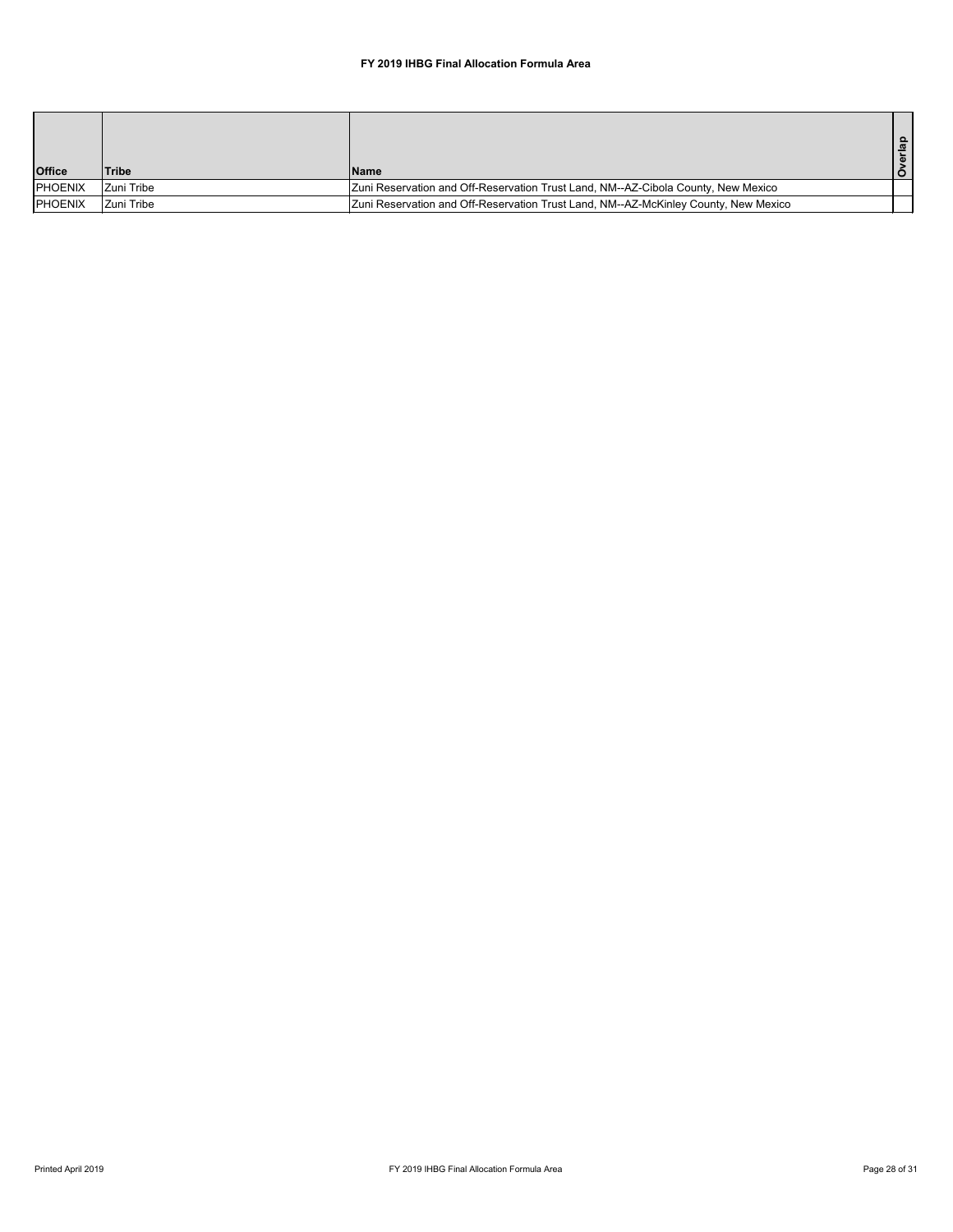# FY 2019 IHBG Final Allocation Formula Area

| Office | Tribe | Name | Overlap |
|---|---|---|---|
| PHOENIX | Zuni Tribe | Zuni Reservation and Off-Reservation Trust Land, NM--AZ-Cibola County, New Mexico | |
| PHOENIX | Zuni Tribe | Zuni Reservation and Off-Reservation Trust Land, NM--AZ-McKinley County, New Mexico | |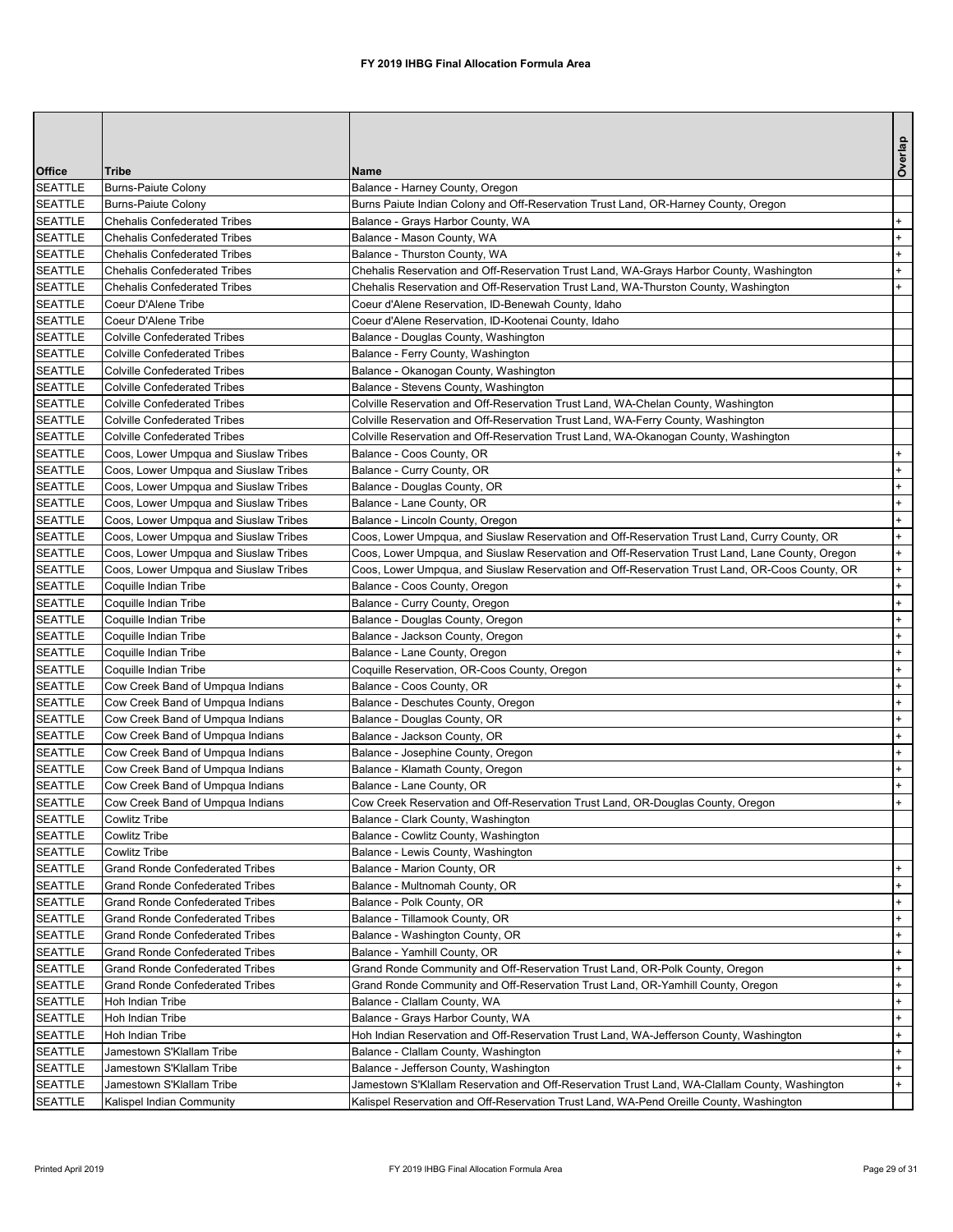# FY 2019 IHBG Final Allocation Formula Area

| Office | Tribe | Name | Overlap |
|---|---|---|---|
| SEATTLE | Burns-Paiute Colony | Balance - Harney County, Oregon | |
| SEATTLE | Burns-Paiute Colony | Burns Paiute Indian Colony and Off-Reservation Trust Land, OR-Harney County, Oregon | |
| SEATTLE | Chehalis Confederated Tribes | Balance - Grays Harbor County, WA | + |
| SEATTLE | Chehalis Confederated Tribes | Balance - Mason County, WA | + |
| SEATTLE | Chehalis Confederated Tribes | Balance - Thurston County, WA | + |
| SEATTLE | Chehalis Confederated Tribes | Chehalis Reservation and Off-Reservation Trust Land, WA-Grays Harbor County, Washington | + |
| SEATTLE | Chehalis Confederated Tribes | Chehalis Reservation and Off-Reservation Trust Land, WA-Thurston County, Washington | + |
| SEATTLE | Coeur D'Alene Tribe | Coeur d'Alene Reservation, ID-Benewah County, Idaho | |
| SEATTLE | Coeur D'Alene Tribe | Coeur d'Alene Reservation, ID-Kootenai County, Idaho | |
| SEATTLE | Colville Confederated Tribes | Balance - Douglas County, Washington | |
| SEATTLE | Colville Confederated Tribes | Balance - Ferry County, Washington | |
| SEATTLE | Colville Confederated Tribes | Balance - Okanogan County, Washington | |
| SEATTLE | Colville Confederated Tribes | Balance - Stevens County, Washington | |
| SEATTLE | Colville Confederated Tribes | Colville Reservation and Off-Reservation Trust Land, WA-Chelan County, Washington | |
| SEATTLE | Colville Confederated Tribes | Colville Reservation and Off-Reservation Trust Land, WA-Ferry County, Washington | |
| SEATTLE | Colville Confederated Tribes | Colville Reservation and Off-Reservation Trust Land, WA-Okanogan County, Washington | |
| SEATTLE | Coos, Lower Umpqua and Siuslaw Tribes | Balance - Coos County, OR | + |
| SEATTLE | Coos, Lower Umpqua and Siuslaw Tribes | Balance - Curry County, OR | + |
| SEATTLE | Coos, Lower Umpqua and Siuslaw Tribes | Balance - Douglas County, OR | + |
| SEATTLE | Coos, Lower Umpqua and Siuslaw Tribes | Balance - Lane County, OR | + |
| SEATTLE | Coos, Lower Umpqua and Siuslaw Tribes | Balance - Lincoln County, Oregon | + |
| SEATTLE | Coos, Lower Umpqua and Siuslaw Tribes | Coos, Lower Umpqua, and Siuslaw Reservation and Off-Reservation Trust Land, Curry County, OR | + |
| SEATTLE | Coos, Lower Umpqua and Siuslaw Tribes | Coos, Lower Umpqua, and Siuslaw Reservation and Off-Reservation Trust Land, Lane County, Oregon | + |
| SEATTLE | Coos, Lower Umpqua and Siuslaw Tribes | Coos, Lower Umpqua, and Siuslaw Reservation and Off-Reservation Trust Land, OR-Coos County, OR | + |
| SEATTLE | Coquille Indian Tribe | Balance - Coos County, Oregon | + |
| SEATTLE | Coquille Indian Tribe | Balance - Curry County, Oregon | + |
| SEATTLE | Coquille Indian Tribe | Balance - Douglas County, Oregon | + |
| SEATTLE | Coquille Indian Tribe | Balance - Jackson County, Oregon | + |
| SEATTLE | Coquille Indian Tribe | Balance - Lane County, Oregon | + |
| SEATTLE | Coquille Indian Tribe | Coquille Reservation, OR-Coos County, Oregon | + |
| SEATTLE | Cow Creek Band of Umpqua Indians | Balance - Coos County, OR | + |
| SEATTLE | Cow Creek Band of Umpqua Indians | Balance - Deschutes County, Oregon | + |
| SEATTLE | Cow Creek Band of Umpqua Indians | Balance - Douglas County, OR | + |
| SEATTLE | Cow Creek Band of Umpqua Indians | Balance - Jackson County, OR | + |
| SEATTLE | Cow Creek Band of Umpqua Indians | Balance - Josephine County, Oregon | + |
| SEATTLE | Cow Creek Band of Umpqua Indians | Balance - Klamath County, Oregon | + |
| SEATTLE | Cow Creek Band of Umpqua Indians | Balance - Lane County, OR | + |
| SEATTLE | Cow Creek Band of Umpqua Indians | Cow Creek Reservation and Off-Reservation Trust Land, OR-Douglas County, Oregon | + |
| SEATTLE | Cowlitz Tribe | Balance - Clark County, Washington | |
| SEATTLE | Cowlitz Tribe | Balance - Cowlitz County, Washington | |
| SEATTLE | Cowlitz Tribe | Balance - Lewis County, Washington | |
| SEATTLE | Grand Ronde Confederated Tribes | Balance - Marion County, OR | + |
| SEATTLE | Grand Ronde Confederated Tribes | Balance - Multnomah County, OR | + |
| SEATTLE | Grand Ronde Confederated Tribes | Balance - Polk County, OR | + |
| SEATTLE | Grand Ronde Confederated Tribes | Balance - Tillamook County, OR | + |
| SEATTLE | Grand Ronde Confederated Tribes | Balance - Washington County, OR | + |
| SEATTLE | Grand Ronde Confederated Tribes | Balance - Yamhill County, OR | + |
| SEATTLE | Grand Ronde Confederated Tribes | Grand Ronde Community and Off-Reservation Trust Land, OR-Polk County, Oregon | + |
| SEATTLE | Grand Ronde Confederated Tribes | Grand Ronde Community and Off-Reservation Trust Land, OR-Yamhill County, Oregon | + |
| SEATTLE | Hoh Indian Tribe | Balance - Clallam County, WA | + |
| SEATTLE | Hoh Indian Tribe | Balance - Grays Harbor County, WA | + |
| SEATTLE | Hoh Indian Tribe | Hoh Indian Reservation and Off-Reservation Trust Land, WA-Jefferson County, Washington | + |
| SEATTLE | Jamestown S'Klallam Tribe | Balance - Clallam County, Washington | + |
| SEATTLE | Jamestown S'Klallam Tribe | Balance - Jefferson County, Washington | + |
| SEATTLE | Jamestown S'Klallam Tribe | Jamestown S'Klallam Reservation and Off-Reservation Trust Land, WA-Clallam County, Washington | + |
| SEATTLE | Kalispel Indian Community | Kalispel Reservation and Off-Reservation Trust Land, WA-Pend Oreille County, Washington | |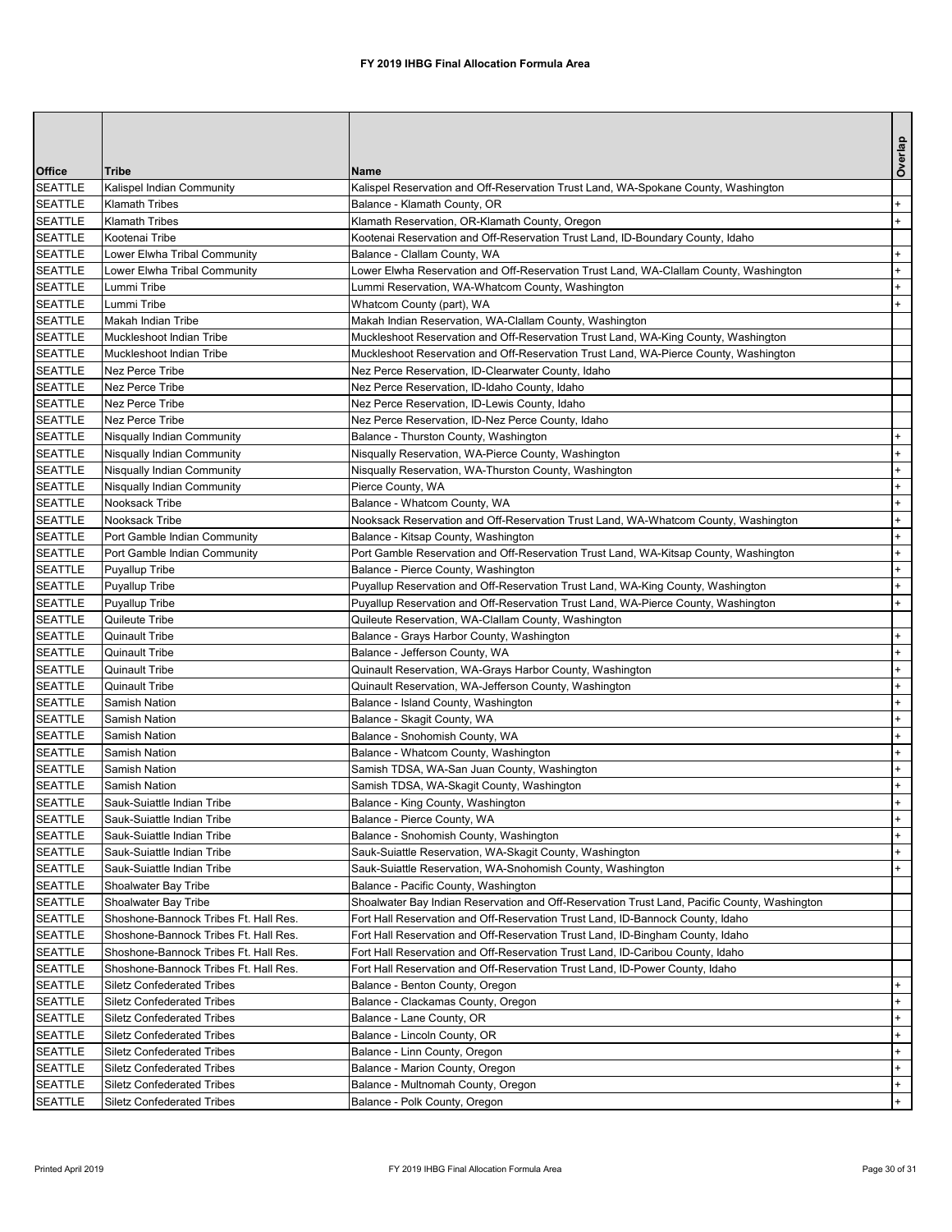**FY 2019 IHBG Final Allocation Formula Area**

| Office | Tribe | Name | Overlap |
|---|---|---|---|
| SEATTLE | Kalispel Indian Community | Kalispel Reservation and Off-Reservation Trust Land, WA-Spokane County, Washington | |
| SEATTLE | Klamath Tribes | Balance - Klamath County, OR | + |
| SEATTLE | Klamath Tribes | Klamath Reservation, OR-Klamath County, Oregon | + |
| SEATTLE | Kootenai Tribe | Kootenai Reservation and Off-Reservation Trust Land, ID-Boundary County, Idaho | |
| SEATTLE | Lower Elwha Tribal Community | Balance - Clallam County, WA | + |
| SEATTLE | Lower Elwha Tribal Community | Lower Elwha Reservation and Off-Reservation Trust Land, WA-Clallam County, Washington | + |
| SEATTLE | Lummi Tribe | Lummi Reservation, WA-Whatcom County, Washington | + |
| SEATTLE | Lummi Tribe | Whatcom County (part), WA | + |
| SEATTLE | Makah Indian Tribe | Makah Indian Reservation, WA-Clallam County, Washington | |
| SEATTLE | Muckleshoot Indian Tribe | Muckleshoot Reservation and Off-Reservation Trust Land, WA-King County, Washington | |
| SEATTLE | Muckleshoot Indian Tribe | Muckleshoot Reservation and Off-Reservation Trust Land, WA-Pierce County, Washington | |
| SEATTLE | Nez Perce Tribe | Nez Perce Reservation, ID-Clearwater County, Idaho | |
| SEATTLE | Nez Perce Tribe | Nez Perce Reservation, ID-Idaho County, Idaho | |
| SEATTLE | Nez Perce Tribe | Nez Perce Reservation, ID-Lewis County, Idaho | |
| SEATTLE | Nez Perce Tribe | Nez Perce Reservation, ID-Nez Perce County, Idaho | |
| SEATTLE | Nisqually Indian Community | Balance - Thurston County, Washington | + |
| SEATTLE | Nisqually Indian Community | Nisqually Reservation, WA-Pierce County, Washington | + |
| SEATTLE | Nisqually Indian Community | Nisqually Reservation, WA-Thurston County, Washington | + |
| SEATTLE | Nisqually Indian Community | Pierce County, WA | + |
| SEATTLE | Nooksack Tribe | Balance - Whatcom County, WA | + |
| SEATTLE | Nooksack Tribe | Nooksack Reservation and Off-Reservation Trust Land, WA-Whatcom County, Washington | + |
| SEATTLE | Port Gamble Indian Community | Balance - Kitsap County, Washington | + |
| SEATTLE | Port Gamble Indian Community | Port Gamble Reservation and Off-Reservation Trust Land, WA-Kitsap County, Washington | + |
| SEATTLE | Puyallup Tribe | Balance - Pierce County, Washington | + |
| SEATTLE | Puyallup Tribe | Puyallup Reservation and Off-Reservation Trust Land, WA-King County, Washington | + |
| SEATTLE | Puyallup Tribe | Puyallup Reservation and Off-Reservation Trust Land, WA-Pierce County, Washington | + |
| SEATTLE | Quileute Tribe | Quileute Reservation, WA-Clallam County, Washington | |
| SEATTLE | Quinault Tribe | Balance - Grays Harbor County, Washington | + |
| SEATTLE | Quinault Tribe | Balance - Jefferson County, WA | + |
| SEATTLE | Quinault Tribe | Quinault Reservation, WA-Grays Harbor County, Washington | + |
| SEATTLE | Quinault Tribe | Quinault Reservation, WA-Jefferson County, Washington | + |
| SEATTLE | Samish Nation | Balance - Island County, Washington | + |
| SEATTLE | Samish Nation | Balance - Skagit County, WA | + |
| SEATTLE | Samish Nation | Balance - Snohomish County, WA | + |
| SEATTLE | Samish Nation | Balance - Whatcom County, Washington | + |
| SEATTLE | Samish Nation | Samish TDSA, WA-San Juan County, Washington | + |
| SEATTLE | Samish Nation | Samish TDSA, WA-Skagit County, Washington | + |
| SEATTLE | Sauk-Suiattle Indian Tribe | Balance - King County, Washington | + |
| SEATTLE | Sauk-Suiattle Indian Tribe | Balance - Pierce County, WA | + |
| SEATTLE | Sauk-Suiattle Indian Tribe | Balance - Snohomish County, Washington | + |
| SEATTLE | Sauk-Suiattle Indian Tribe | Sauk-Suiattle Reservation, WA-Skagit County, Washington | + |
| SEATTLE | Sauk-Suiattle Indian Tribe | Sauk-Suiattle Reservation, WA-Snohomish County, Washington | + |
| SEATTLE | Shoalwater Bay Tribe | Balance - Pacific County, Washington | |
| SEATTLE | Shoalwater Bay Tribe | Shoalwater Bay Indian Reservation and Off-Reservation Trust Land, Pacific County, Washington | |
| SEATTLE | Shoshone-Bannock Tribes Ft. Hall Res. | Fort Hall Reservation and Off-Reservation Trust Land, ID-Bannock County, Idaho | |
| SEATTLE | Shoshone-Bannock Tribes Ft. Hall Res. | Fort Hall Reservation and Off-Reservation Trust Land, ID-Bingham County, Idaho | |
| SEATTLE | Shoshone-Bannock Tribes Ft. Hall Res. | Fort Hall Reservation and Off-Reservation Trust Land, ID-Caribou County, Idaho | |
| SEATTLE | Shoshone-Bannock Tribes Ft. Hall Res. | Fort Hall Reservation and Off-Reservation Trust Land, ID-Power County, Idaho | |
| SEATTLE | Siletz Confederated Tribes | Balance - Benton County, Oregon | + |
| SEATTLE | Siletz Confederated Tribes | Balance - Clackamas County, Oregon | + |
| SEATTLE | Siletz Confederated Tribes | Balance - Lane County, OR | + |
| SEATTLE | Siletz Confederated Tribes | Balance - Lincoln County, OR | + |
| SEATTLE | Siletz Confederated Tribes | Balance - Linn County, Oregon | + |
| SEATTLE | Siletz Confederated Tribes | Balance - Marion County, Oregon | + |
| SEATTLE | Siletz Confederated Tribes | Balance - Multnomah County, Oregon | + |
| SEATTLE | Siletz Confederated Tribes | Balance - Polk County, Oregon | + |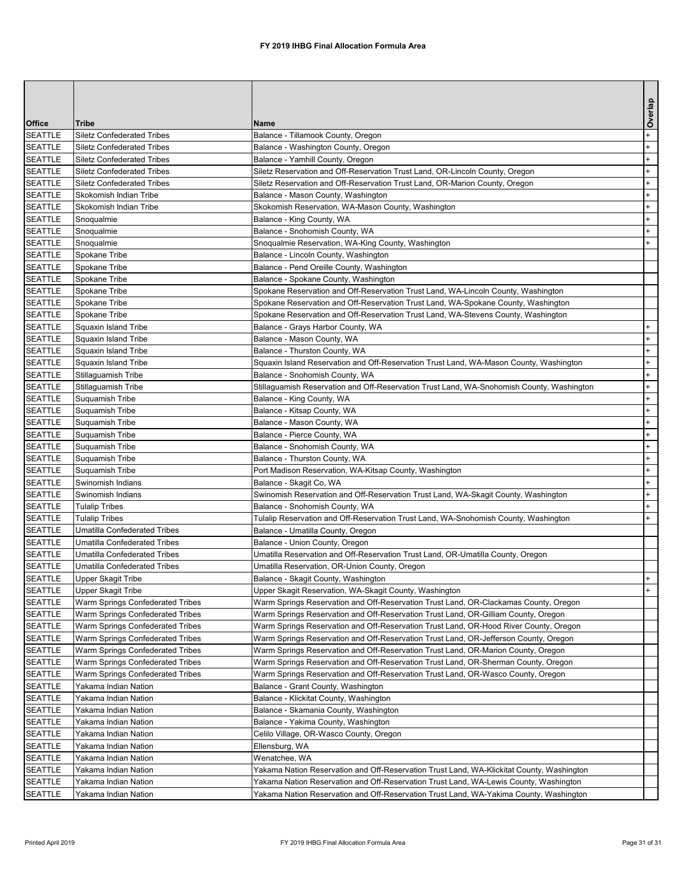| Office | Tribe | Name | Overlap |
|---|---|---|---|
| SEATTLE | Siletz Confederated Tribes | Balance - Tillamook County, Oregon | + |
| SEATTLE | Siletz Confederated Tribes | Balance - Washington County, Oregon | + |
| SEATTLE | Siletz Confederated Tribes | Balance - Yamhill County, Oregon | + |
| SEATTLE | Siletz Confederated Tribes | Siletz Reservation and Off-Reservation Trust Land, OR-Lincoln County, Oregon | + |
| SEATTLE | Siletz Confederated Tribes | Siletz Reservation and Off-Reservation Trust Land, OR-Marion County, Oregon | + |
| SEATTLE | Skokomish Indian Tribe | Balance - Mason County, Washington | + |
| SEATTLE | Skokomish Indian Tribe | Skokomish Reservation, WA-Mason County, Washington | + |
| SEATTLE | Snoqualmie | Balance - King County, WA | + |
| SEATTLE | Snoqualmie | Balance - Snohomish County, WA | + |
| SEATTLE | Snoqualmie | Snoqualmie Reservation, WA-King County, Washington | + |
| SEATTLE | Spokane Tribe | Balance - Lincoln County, Washington | |
| SEATTLE | Spokane Tribe | Balance - Pend Oreille County, Washington | |
| SEATTLE | Spokane Tribe | Balance - Spokane County, Washington | |
| SEATTLE | Spokane Tribe | Spokane Reservation and Off-Reservation Trust Land, WA-Lincoln County, Washington | |
| SEATTLE | Spokane Tribe | Spokane Reservation and Off-Reservation Trust Land, WA-Spokane County, Washington | |
| SEATTLE | Spokane Tribe | Spokane Reservation and Off-Reservation Trust Land, WA-Stevens County, Washington | |
| SEATTLE | Squaxin Island Tribe | Balance - Grays Harbor County, WA | + |
| SEATTLE | Squaxin Island Tribe | Balance - Mason County, WA | + |
| SEATTLE | Squaxin Island Tribe | Balance - Thurston County, WA | + |
| SEATTLE | Squaxin Island Tribe | Squaxin Island Reservation and Off-Reservation Trust Land, WA-Mason County, Washington | + |
| SEATTLE | Stillaguamish Tribe | Balance - Snohomish County, WA | + |
| SEATTLE | Stillaguamish Tribe | Stillaguamish Reservation and Off-Reservation Trust Land, WA-Snohomish County, Washington | + |
| SEATTLE | Suquamish Tribe | Balance - King County, WA | + |
| SEATTLE | Suquamish Tribe | Balance - Kitsap County, WA | + |
| SEATTLE | Suquamish Tribe | Balance - Mason County, WA | + |
| SEATTLE | Suquamish Tribe | Balance - Pierce County, WA | + |
| SEATTLE | Suquamish Tribe | Balance - Snohomish County, WA | + |
| SEATTLE | Suquamish Tribe | Balance - Thurston County, WA | + |
| SEATTLE | Suquamish Tribe | Port Madison Reservation, WA-Kitsap County, Washington | + |
| SEATTLE | Swinomish Indians | Balance - Skagit Co, WA | + |
| SEATTLE | Swinomish Indians | Swinomish Reservation and Off-Reservation Trust Land, WA-Skagit County, Washington | + |
| SEATTLE | Tulalip Tribes | Balance - Snohomish County, WA | + |
| SEATTLE | Tulalip Tribes | Tulalip Reservation and Off-Reservation Trust Land, WA-Snohomish County, Washington | + |
| SEATTLE | Umatilla Confederated Tribes | Balance - Umatilla County, Oregon | |
| SEATTLE | Umatilla Confederated Tribes | Balance - Union County, Oregon | |
| SEATTLE | Umatilla Confederated Tribes | Umatilla Reservation and Off-Reservation Trust Land, OR-Umatilla County, Oregon | |
| SEATTLE | Umatilla Confederated Tribes | Umatilla Reservation, OR-Union County, Oregon | |
| SEATTLE | Upper Skagit Tribe | Balance - Skagit County, Washington | + |
| SEATTLE | Upper Skagit Tribe | Upper Skagit Reservation, WA-Skagit County, Washington | + |
| SEATTLE | Warm Springs Confederated Tribes | Warm Springs Reservation and Off-Reservation Trust Land, OR-Clackamas County, Oregon | |
| SEATTLE | Warm Springs Confederated Tribes | Warm Springs Reservation and Off-Reservation Trust Land, OR-Gilliam County, Oregon | |
| SEATTLE | Warm Springs Confederated Tribes | Warm Springs Reservation and Off-Reservation Trust Land, OR-Hood River County, Oregon | |
| SEATTLE | Warm Springs Confederated Tribes | Warm Springs Reservation and Off-Reservation Trust Land, OR-Jefferson County, Oregon | |
| SEATTLE | Warm Springs Confederated Tribes | Warm Springs Reservation and Off-Reservation Trust Land, OR-Marion County, Oregon | |
| SEATTLE | Warm Springs Confederated Tribes | Warm Springs Reservation and Off-Reservation Trust Land, OR-Sherman County, Oregon | |
| SEATTLE | Warm Springs Confederated Tribes | Warm Springs Reservation and Off-Reservation Trust Land, OR-Wasco County, Oregon | |
| SEATTLE | Yakama Indian Nation | Balance - Grant County, Washington | |
| SEATTLE | Yakama Indian Nation | Balance - Klickitat County, Washington | |
| SEATTLE | Yakama Indian Nation | Balance - Skamania County, Washington | |
| SEATTLE | Yakama Indian Nation | Balance - Yakima County, Washington | |
| SEATTLE | Yakama Indian Nation | Celilo Village, OR-Wasco County, Oregon | |
| SEATTLE | Yakama Indian Nation | Ellensburg, WA | |
| SEATTLE | Yakama Indian Nation | Wenatchee, WA | |
| SEATTLE | Yakama Indian Nation | Yakama Nation Reservation and Off-Reservation Trust Land, WA-Klickitat County, Washington | |
| SEATTLE | Yakama Indian Nation | Yakama Nation Reservation and Off-Reservation Trust Land, WA-Lewis County, Washington | |
| SEATTLE | Yakama Indian Nation | Yakama Nation Reservation and Off-Reservation Trust Land, WA-Yakima County, Washington | |